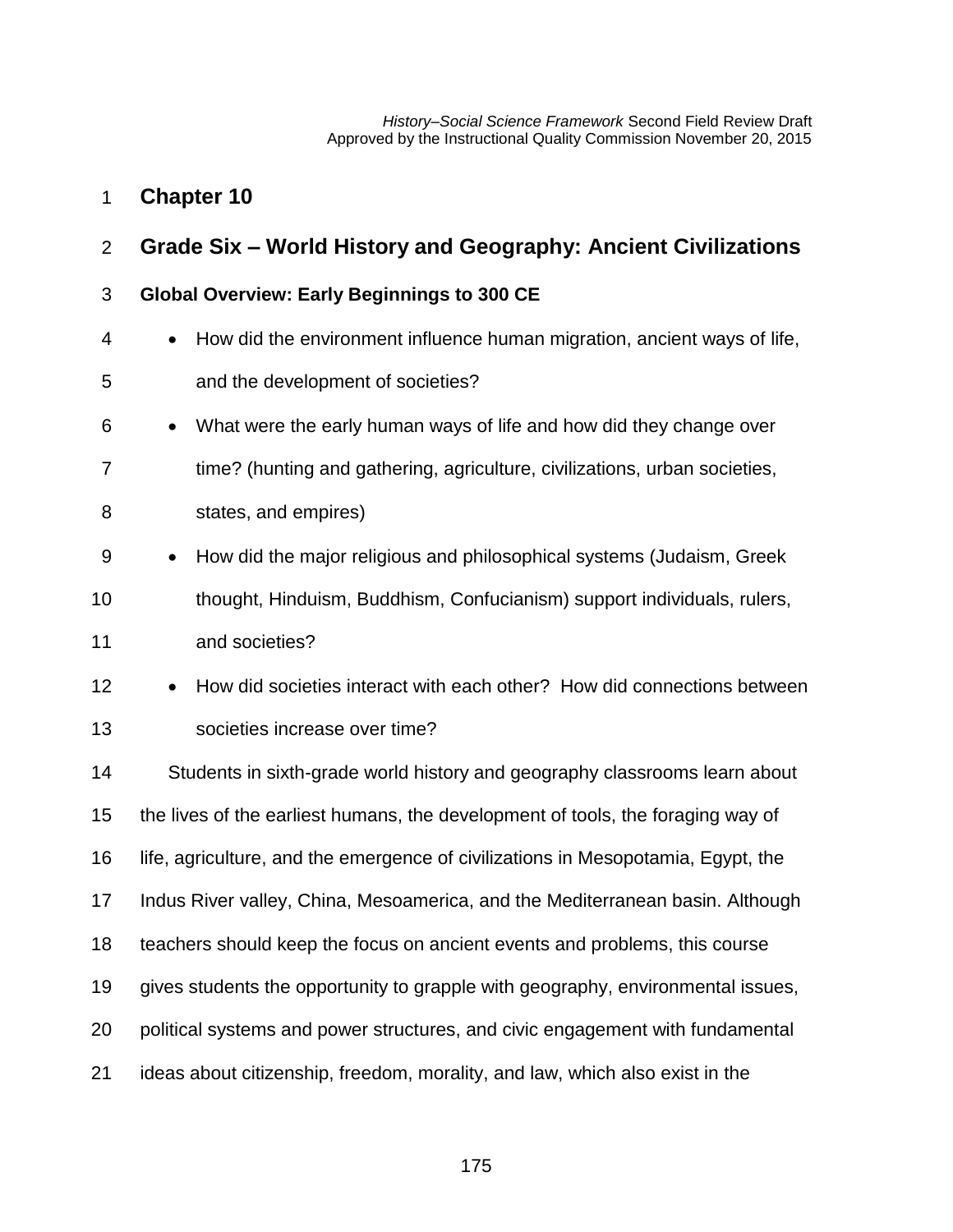# Chapter 10

## Grade Six – World History and Geography: Ancient Civilizations

### Global Overview: Early Beginnings to 300 CE

- How did the environment influence human migration, ancient ways of life, and the development of societies?
- What were the early human ways of life and how did they change over time? (hunting and gathering, agriculture, civilizations, urban societies, states, and empires)
- How did the major religious and philosophical systems (Judaism, Greek thought, Hinduism, Buddhism, Confucianism) support individuals, rulers, and societies?
- How did societies interact with each other? How did connections between societies increase over time?

Students in sixth-grade world history and geography classrooms learn about the lives of the earliest humans, the development of tools, the foraging way of life, agriculture, and the emergence of civilizations in Mesopotamia, Egypt, the Indus River valley, China, Mesoamerica, and the Mediterranean basin. Although teachers should keep the focus on ancient events and problems, this course gives students the opportunity to grapple with geography, environmental issues, political systems and power structures, and civic engagement with fundamental ideas about citizenship, freedom, morality, and law, which also exist in the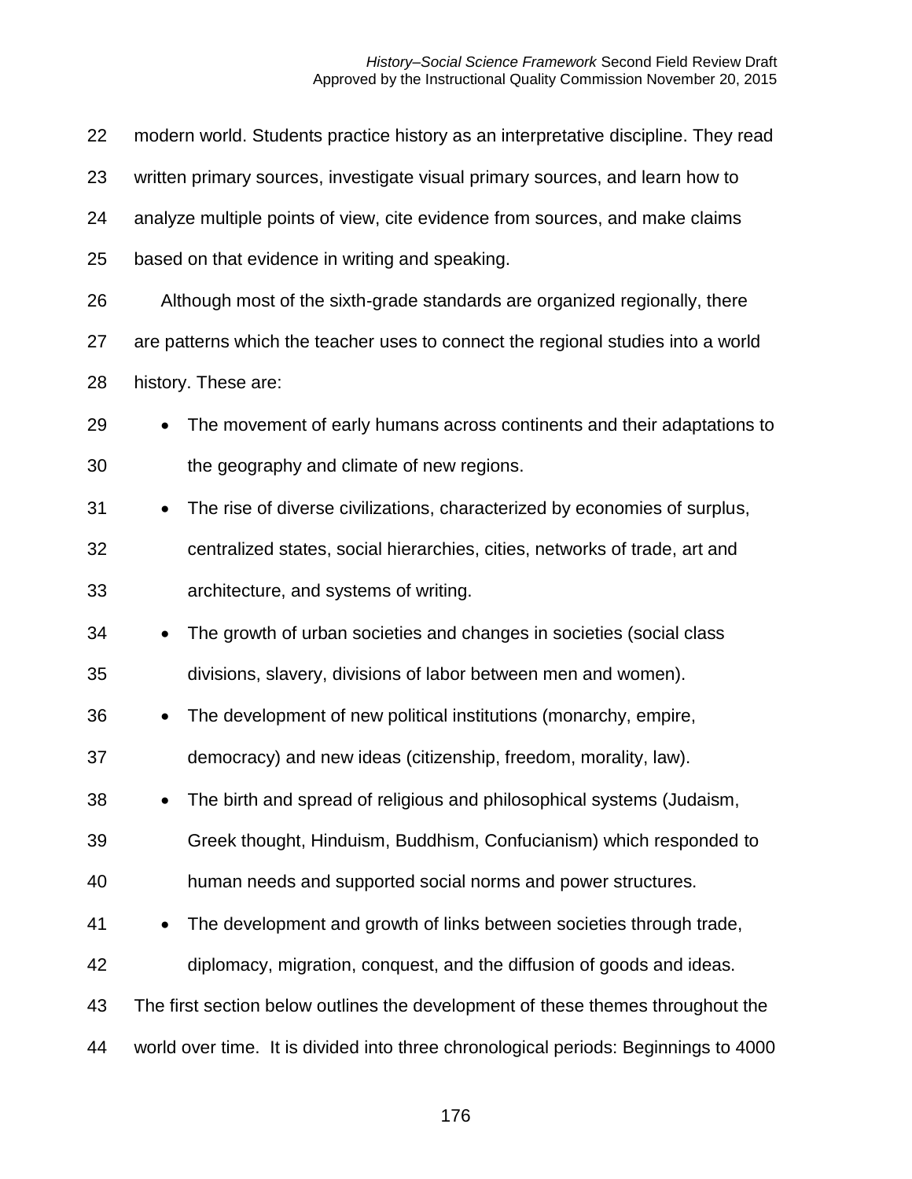modern world. Students practice history as an interpretative discipline. They read written primary sources, investigate visual primary sources, and learn how to analyze multiple points of view, cite evidence from sources, and make claims based on that evidence in writing and speaking.

Although most of the sixth-grade standards are organized regionally, there are patterns which the teacher uses to connect the regional studies into a world history. These are:

- The movement of early humans across continents and their adaptations to the geography and climate of new regions.
- The rise of diverse civilizations, characterized by economies of surplus, centralized states, social hierarchies, cities, networks of trade, art and architecture, and systems of writing.
- The growth of urban societies and changes in societies (social class divisions, slavery, divisions of labor between men and women).
- The development of new political institutions (monarchy, empire, democracy) and new ideas (citizenship, freedom, morality, law).
- The birth and spread of religious and philosophical systems (Judaism, Greek thought, Hinduism, Buddhism, Confucianism) which responded to human needs and supported social norms and power structures.
- The development and growth of links between societies through trade, diplomacy, migration, conquest, and the diffusion of goods and ideas.

The first section below outlines the development of these themes throughout the world over time. It is divided into three chronological periods: Beginnings to 4000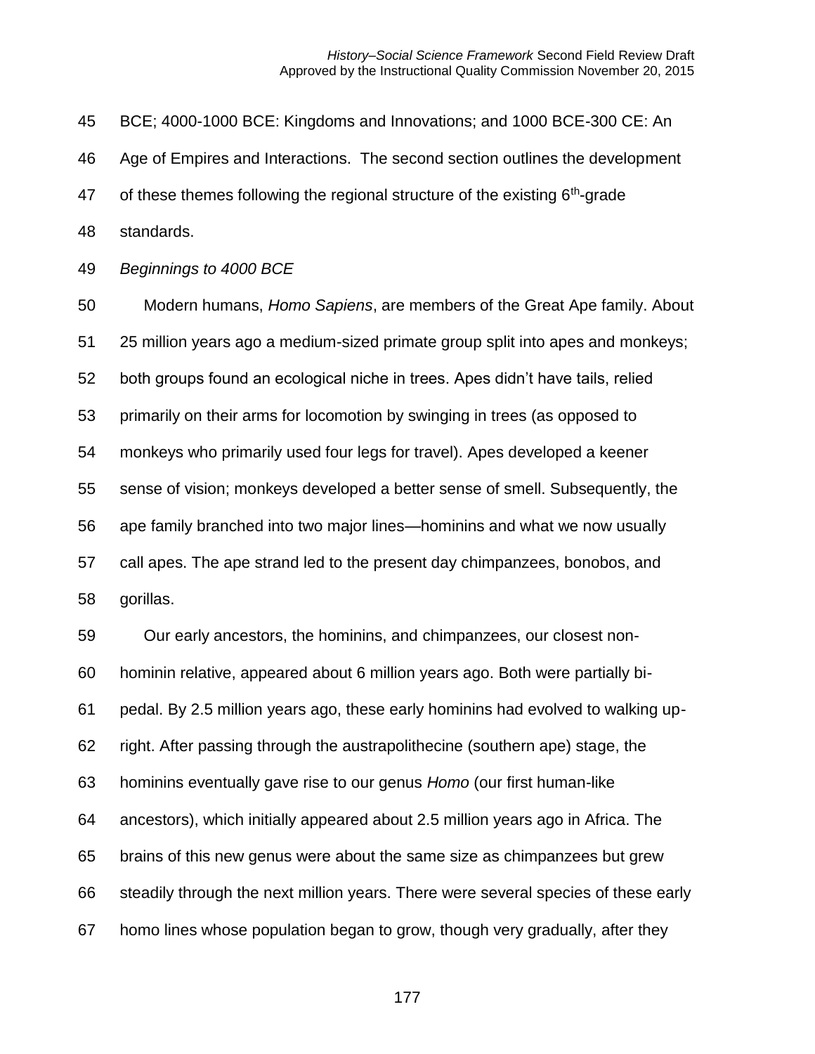BCE; 4000-1000 BCE: Kingdoms and Innovations; and 1000 BCE-300 CE: An Age of Empires and Interactions. The second section outlines the development of these themes following the regional structure of the existing 6th-grade standards.

*Beginnings to 4000 BCE*

Modern humans, *Homo Sapiens*, are members of the Great Ape family. About 25 million years ago a medium-sized primate group split into apes and monkeys; both groups found an ecological niche in trees. Apes didn't have tails, relied primarily on their arms for locomotion by swinging in trees (as opposed to monkeys who primarily used four legs for travel). Apes developed a keener sense of vision; monkeys developed a better sense of smell. Subsequently, the ape family branched into two major lines—hominins and what we now usually call apes. The ape strand led to the present day chimpanzees, bonobos, and gorillas.

Our early ancestors, the hominins, and chimpanzees, our closest non-hominin relative, appeared about 6 million years ago. Both were partially bi-pedal. By 2.5 million years ago, these early hominins had evolved to walking up-right. After passing through the austrapolithecine (southern ape) stage, the hominins eventually gave rise to our genus *Homo* (our first human-like ancestors), which initially appeared about 2.5 million years ago in Africa. The brains of this new genus were about the same size as chimpanzees but grew steadily through the next million years. There were several species of these early homo lines whose population began to grow, though very gradually, after they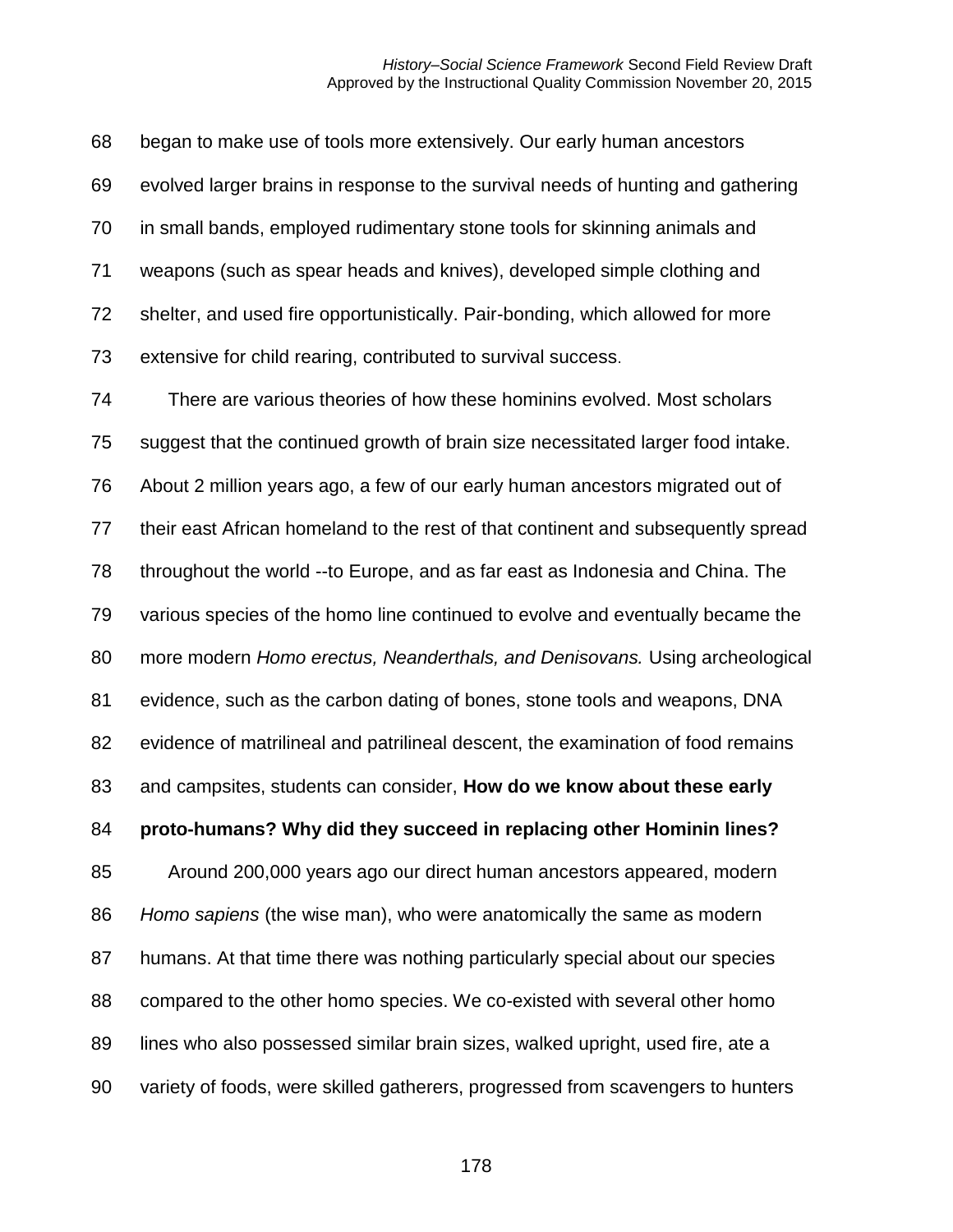began to make use of tools more extensively. Our early human ancestors evolved larger brains in response to the survival needs of hunting and gathering in small bands, employed rudimentary stone tools for skinning animals and weapons (such as spear heads and knives), developed simple clothing and shelter, and used fire opportunistically. Pair-bonding, which allowed for more extensive for child rearing, contributed to survival success.

There are various theories of how these hominins evolved. Most scholars suggest that the continued growth of brain size necessitated larger food intake. About 2 million years ago, a few of our early human ancestors migrated out of their east African homeland to the rest of that continent and subsequently spread throughout the world --to Europe, and as far east as Indonesia and China. The various species of the homo line continued to evolve and eventually became the more modern *Homo erectus, Neanderthals, and Denisovans.* Using archeological evidence, such as the carbon dating of bones, stone tools and weapons, DNA evidence of matrilineal and patrilineal descent, the examination of food remains and campsites, students can consider, **How do we know about these early proto-humans? Why did they succeed in replacing other Hominin lines?**

Around 200,000 years ago our direct human ancestors appeared, modern *Homo sapiens* (the wise man), who were anatomically the same as modern humans. At that time there was nothing particularly special about our species compared to the other homo species. We co-existed with several other homo lines who also possessed similar brain sizes, walked upright, used fire, ate a variety of foods, were skilled gatherers, progressed from scavengers to hunters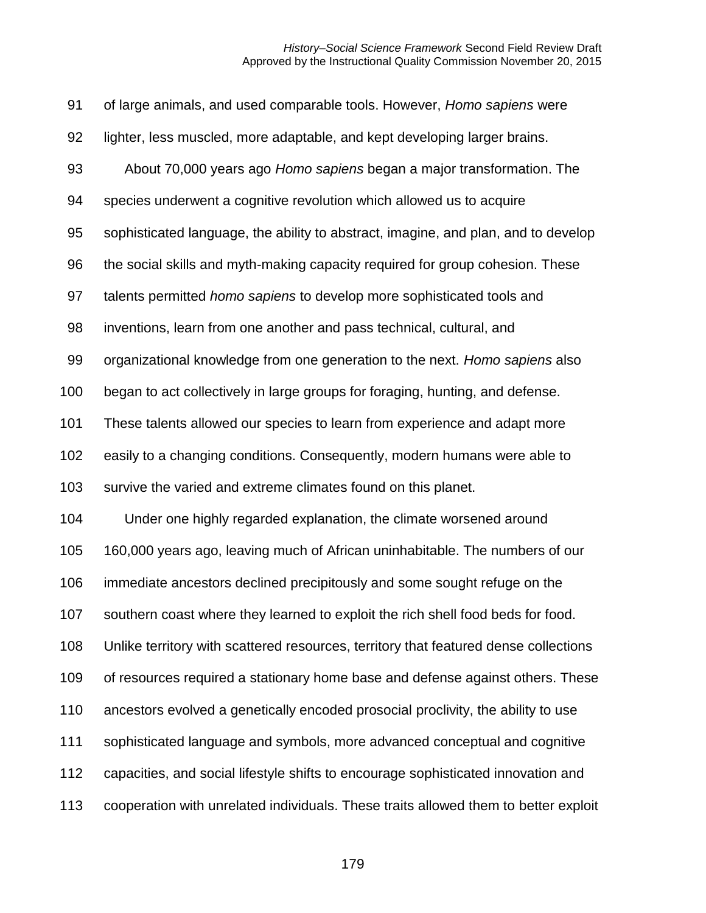of large animals, and used comparable tools. However, *Homo sapiens* were lighter, less muscled, more adaptable, and kept developing larger brains.

About 70,000 years ago *Homo sapiens* began a major transformation. The species underwent a cognitive revolution which allowed us to acquire sophisticated language, the ability to abstract, imagine, and plan, and to develop the social skills and myth-making capacity required for group cohesion. These talents permitted *homo sapiens* to develop more sophisticated tools and inventions, learn from one another and pass technical, cultural, and organizational knowledge from one generation to the next. *Homo sapiens* also began to act collectively in large groups for foraging, hunting, and defense. These talents allowed our species to learn from experience and adapt more easily to a changing conditions. Consequently, modern humans were able to survive the varied and extreme climates found on this planet.

Under one highly regarded explanation, the climate worsened around 160,000 years ago, leaving much of African uninhabitable. The numbers of our immediate ancestors declined precipitously and some sought refuge on the southern coast where they learned to exploit the rich shell food beds for food. Unlike territory with scattered resources, territory that featured dense collections of resources required a stationary home base and defense against others. These ancestors evolved a genetically encoded prosocial proclivity, the ability to use sophisticated language and symbols, more advanced conceptual and cognitive capacities, and social lifestyle shifts to encourage sophisticated innovation and cooperation with unrelated individuals. These traits allowed them to better exploit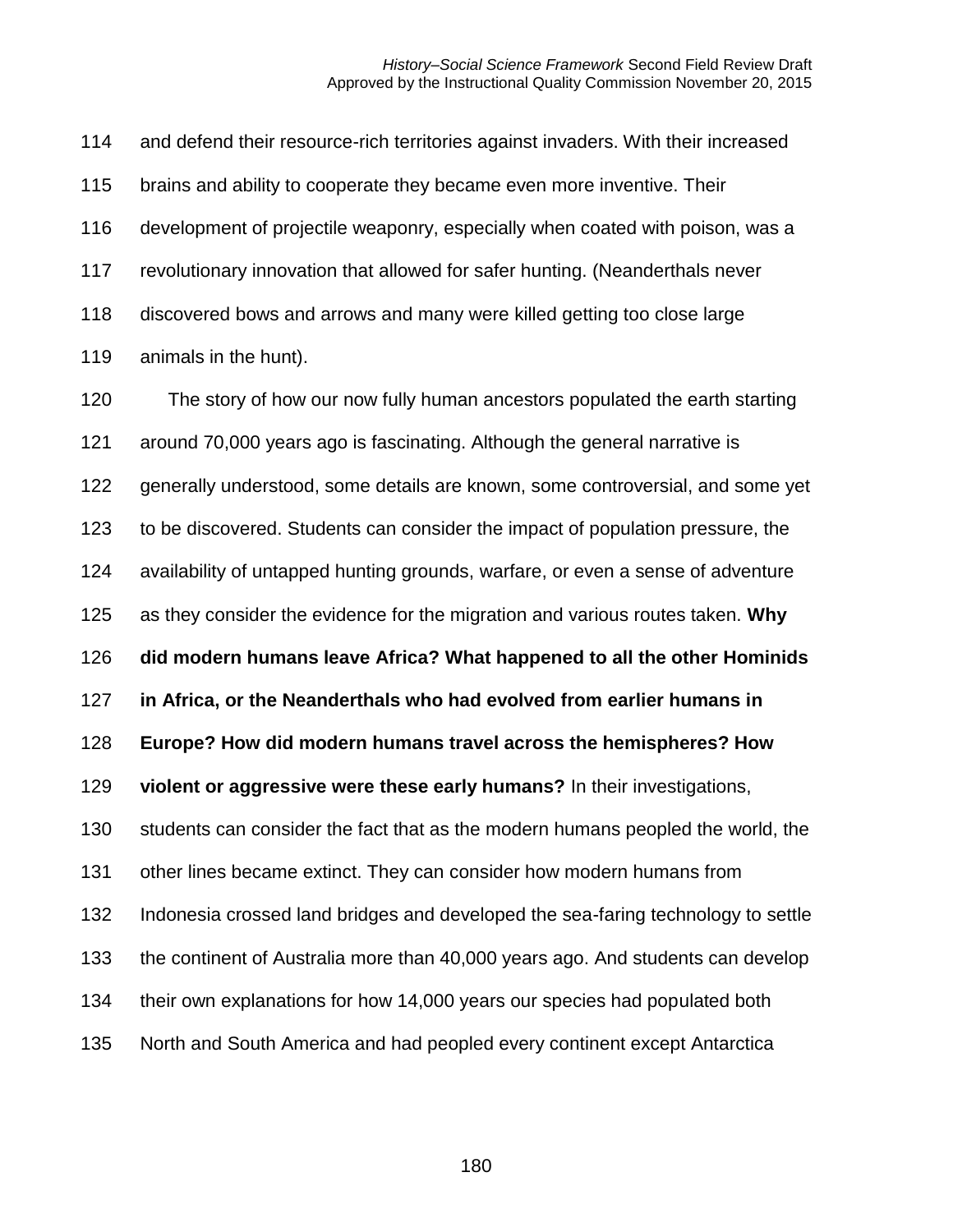and defend their resource-rich territories against invaders. With their increased brains and ability to cooperate they became even more inventive. Their development of projectile weaponry, especially when coated with poison, was a revolutionary innovation that allowed for safer hunting. (Neanderthals never discovered bows and arrows and many were killed getting too close large animals in the hunt).

The story of how our now fully human ancestors populated the earth starting around 70,000 years ago is fascinating. Although the general narrative is generally understood, some details are known, some controversial, and some yet to be discovered. Students can consider the impact of population pressure, the availability of untapped hunting grounds, warfare, or even a sense of adventure as they consider the evidence for the migration and various routes taken. **Why did modern humans leave Africa? What happened to all the other Hominids in Africa, or the Neanderthals who had evolved from earlier humans in Europe? How did modern humans travel across the hemispheres? How violent or aggressive were these early humans?** In their investigations, students can consider the fact that as the modern humans peopled the world, the other lines became extinct. They can consider how modern humans from Indonesia crossed land bridges and developed the sea-faring technology to settle the continent of Australia more than 40,000 years ago. And students can develop their own explanations for how 14,000 years our species had populated both North and South America and had peopled every continent except Antarctica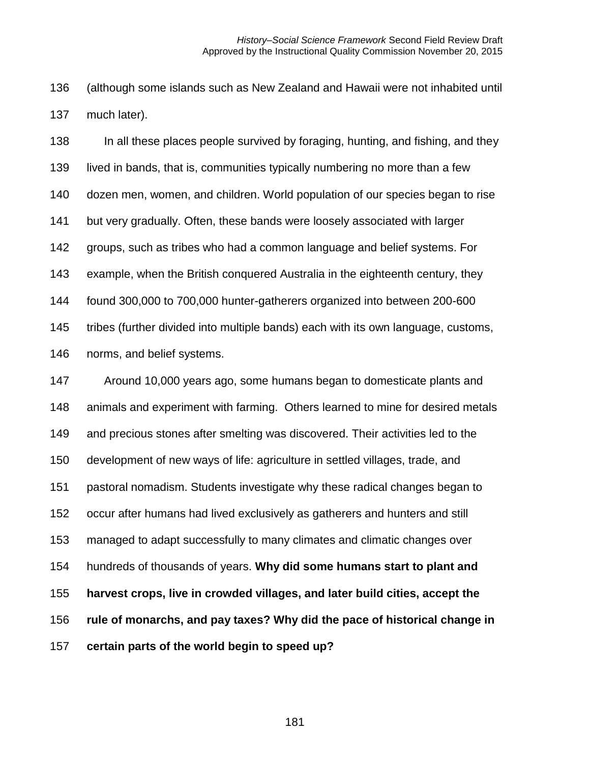(although some islands such as New Zealand and Hawaii were not inhabited until much later).

In all these places people survived by foraging, hunting, and fishing, and they lived in bands, that is, communities typically numbering no more than a few dozen men, women, and children. World population of our species began to rise but very gradually. Often, these bands were loosely associated with larger groups, such as tribes who had a common language and belief systems. For example, when the British conquered Australia in the eighteenth century, they found 300,000 to 700,000 hunter-gatherers organized into between 200-600 tribes (further divided into multiple bands) each with its own language, customs, norms, and belief systems.

Around 10,000 years ago, some humans began to domesticate plants and animals and experiment with farming. Others learned to mine for desired metals and precious stones after smelting was discovered. Their activities led to the development of new ways of life: agriculture in settled villages, trade, and pastoral nomadism. Students investigate why these radical changes began to occur after humans had lived exclusively as gatherers and hunters and still managed to adapt successfully to many climates and climatic changes over hundreds of thousands of years. **Why did some humans start to plant and harvest crops, live in crowded villages, and later build cities, accept the rule of monarchs, and pay taxes? Why did the pace of historical change in certain parts of the world begin to speed up?**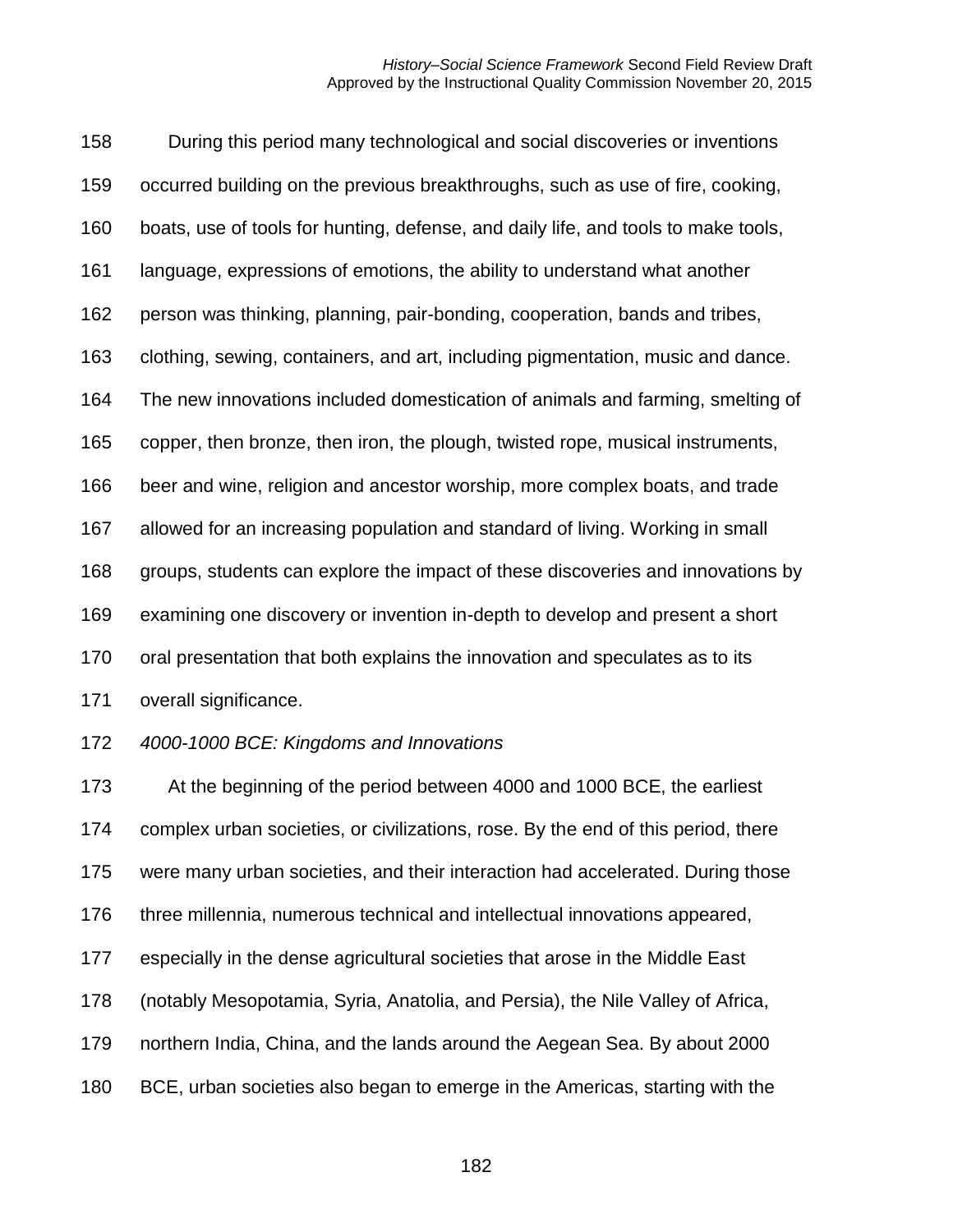During this period many technological and social discoveries or inventions occurred building on the previous breakthroughs, such as use of fire, cooking, boats, use of tools for hunting, defense, and daily life, and tools to make tools, language, expressions of emotions, the ability to understand what another person was thinking, planning, pair-bonding, cooperation, bands and tribes, clothing, sewing, containers, and art, including pigmentation, music and dance. The new innovations included domestication of animals and farming, smelting of copper, then bronze, then iron, the plough, twisted rope, musical instruments, beer and wine, religion and ancestor worship, more complex boats, and trade allowed for an increasing population and standard of living. Working in small groups, students can explore the impact of these discoveries and innovations by examining one discovery or invention in-depth to develop and present a short oral presentation that both explains the innovation and speculates as to its overall significance.

*4000-1000 BCE: Kingdoms and Innovations*

At the beginning of the period between 4000 and 1000 BCE, the earliest complex urban societies, or civilizations, rose. By the end of this period, there were many urban societies, and their interaction had accelerated. During those three millennia, numerous technical and intellectual innovations appeared, especially in the dense agricultural societies that arose in the Middle East (notably Mesopotamia, Syria, Anatolia, and Persia), the Nile Valley of Africa, northern India, China, and the lands around the Aegean Sea. By about 2000 BCE, urban societies also began to emerge in the Americas, starting with the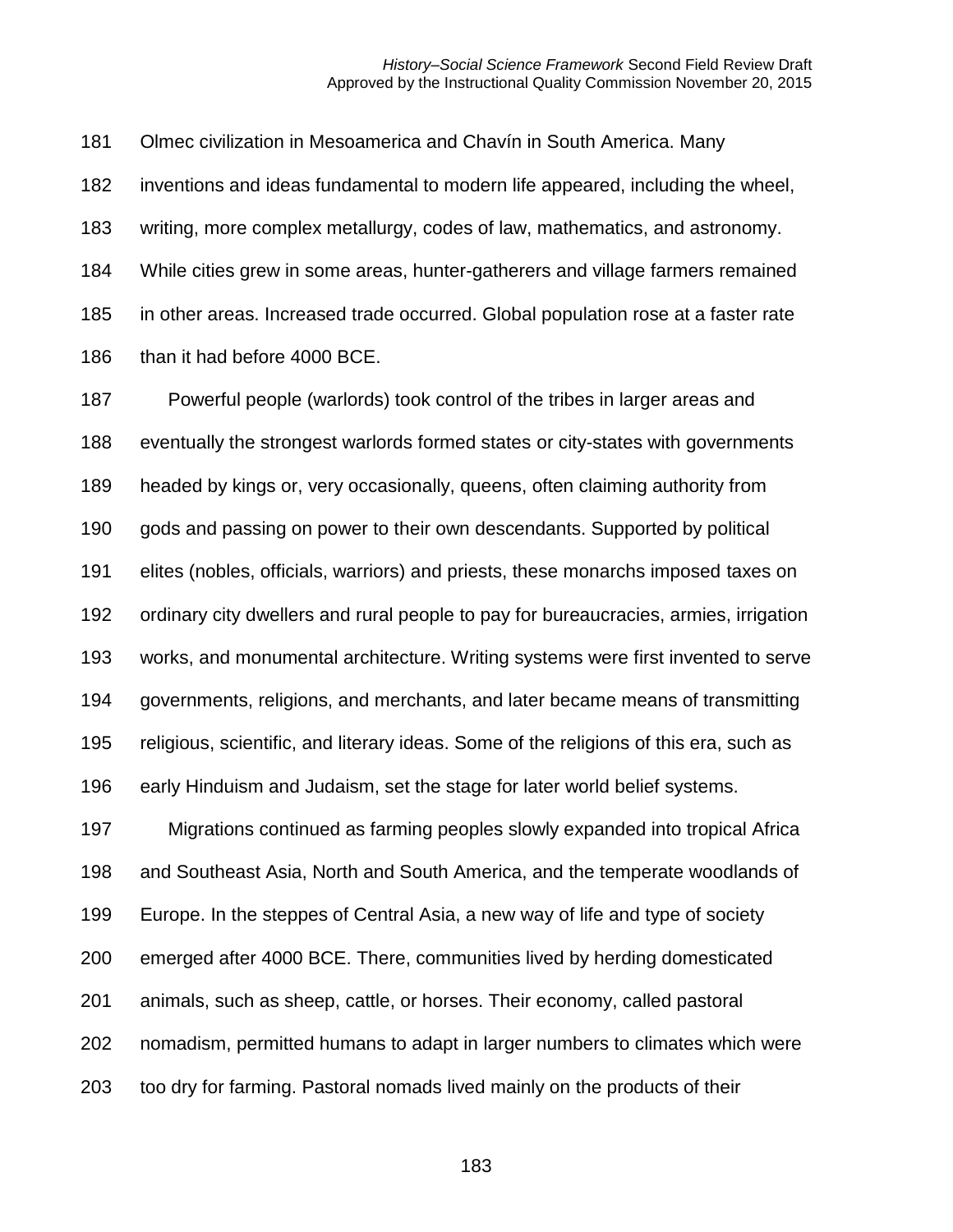Olmec civilization in Mesoamerica and Chavín in South America. Many inventions and ideas fundamental to modern life appeared, including the wheel, writing, more complex metallurgy, codes of law, mathematics, and astronomy. While cities grew in some areas, hunter-gatherers and village farmers remained in other areas. Increased trade occurred. Global population rose at a faster rate than it had before 4000 BCE.

Powerful people (warlords) took control of the tribes in larger areas and eventually the strongest warlords formed states or city-states with governments headed by kings or, very occasionally, queens, often claiming authority from gods and passing on power to their own descendants. Supported by political elites (nobles, officials, warriors) and priests, these monarchs imposed taxes on ordinary city dwellers and rural people to pay for bureaucracies, armies, irrigation works, and monumental architecture. Writing systems were first invented to serve governments, religions, and merchants, and later became means of transmitting religious, scientific, and literary ideas. Some of the religions of this era, such as early Hinduism and Judaism, set the stage for later world belief systems.

Migrations continued as farming peoples slowly expanded into tropical Africa and Southeast Asia, North and South America, and the temperate woodlands of Europe. In the steppes of Central Asia, a new way of life and type of society emerged after 4000 BCE. There, communities lived by herding domesticated animals, such as sheep, cattle, or horses. Their economy, called pastoral nomadism, permitted humans to adapt in larger numbers to climates which were too dry for farming. Pastoral nomads lived mainly on the products of their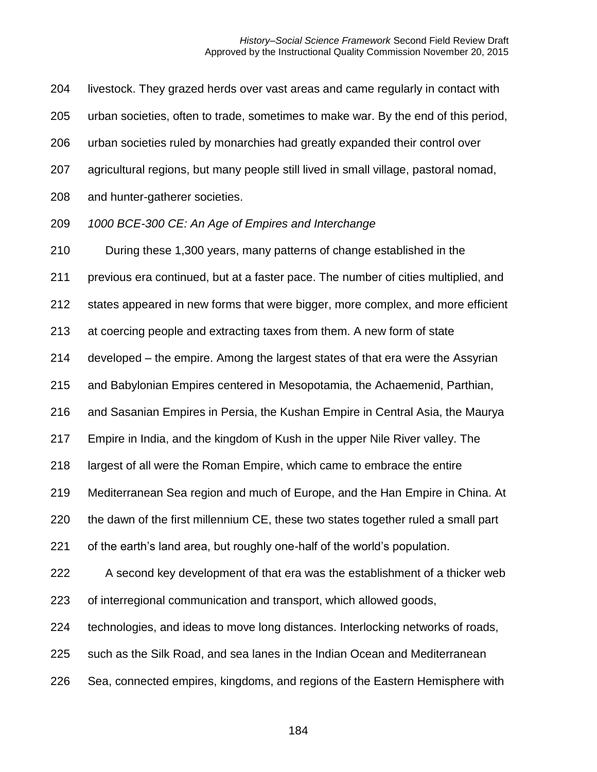livestock. They grazed herds over vast areas and came regularly in contact with urban societies, often to trade, sometimes to make war. By the end of this period, urban societies ruled by monarchies had greatly expanded their control over agricultural regions, but many people still lived in small village, pastoral nomad, and hunter-gatherer societies.

*1000 BCE-300 CE: An Age of Empires and Interchange*

During these 1,300 years, many patterns of change established in the previous era continued, but at a faster pace. The number of cities multiplied, and states appeared in new forms that were bigger, more complex, and more efficient at coercing people and extracting taxes from them. A new form of state developed – the empire. Among the largest states of that era were the Assyrian and Babylonian Empires centered in Mesopotamia, the Achaemenid, Parthian, and Sasanian Empires in Persia, the Kushan Empire in Central Asia, the Maurya Empire in India, and the kingdom of Kush in the upper Nile River valley. The largest of all were the Roman Empire, which came to embrace the entire Mediterranean Sea region and much of Europe, and the Han Empire in China. At the dawn of the first millennium CE, these two states together ruled a small part of the earth's land area, but roughly one-half of the world's population.

A second key development of that era was the establishment of a thicker web of interregional communication and transport, which allowed goods, technologies, and ideas to move long distances. Interlocking networks of roads, such as the Silk Road, and sea lanes in the Indian Ocean and Mediterranean Sea, connected empires, kingdoms, and regions of the Eastern Hemisphere with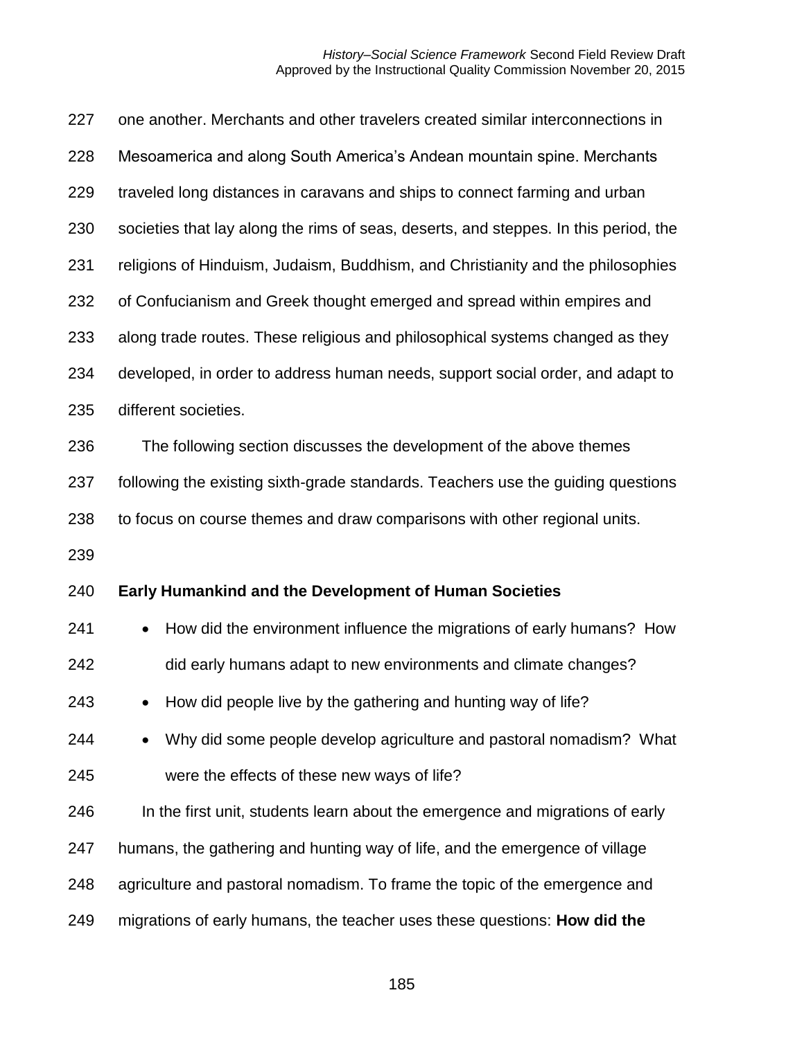one another. Merchants and other travelers created similar interconnections in Mesoamerica and along South America's Andean mountain spine. Merchants traveled long distances in caravans and ships to connect farming and urban societies that lay along the rims of seas, deserts, and steppes. In this period, the religions of Hinduism, Judaism, Buddhism, and Christianity and the philosophies of Confucianism and Greek thought emerged and spread within empires and along trade routes. These religious and philosophical systems changed as they developed, in order to address human needs, support social order, and adapt to different societies.

The following section discusses the development of the above themes following the existing sixth-grade standards. Teachers use the guiding questions to focus on course themes and draw comparisons with other regional units.

**Early Humankind and the Development of Human Societies**

- How did the environment influence the migrations of early humans? How did early humans adapt to new environments and climate changes?
- How did people live by the gathering and hunting way of life?
- Why did some people develop agriculture and pastoral nomadism? What were the effects of these new ways of life?

In the first unit, students learn about the emergence and migrations of early humans, the gathering and hunting way of life, and the emergence of village agriculture and pastoral nomadism. To frame the topic of the emergence and migrations of early humans, the teacher uses these questions: **How did the**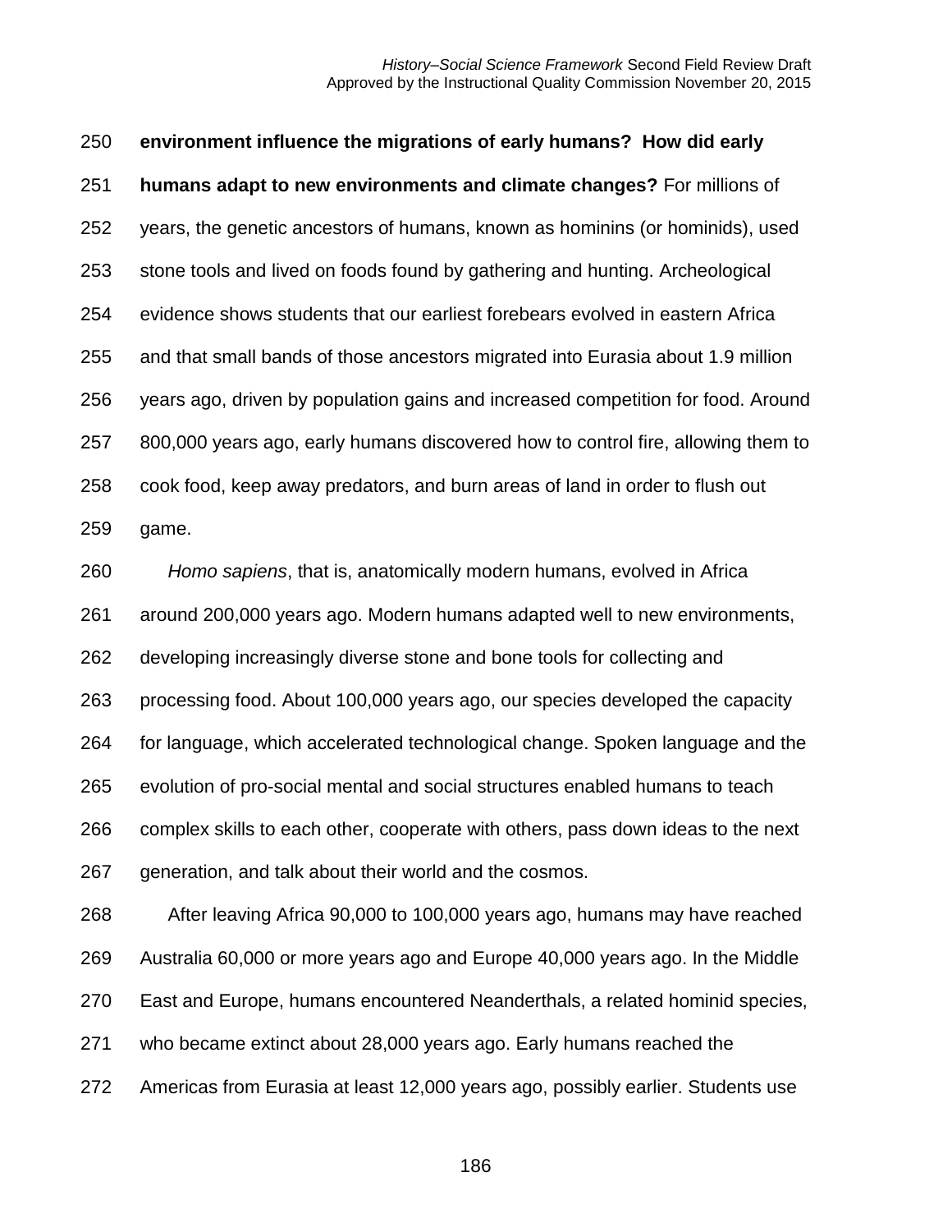**environment influence the migrations of early humans? How did early humans adapt to new environments and climate changes?** For millions of years, the genetic ancestors of humans, known as hominins (or hominids), used stone tools and lived on foods found by gathering and hunting. Archeological evidence shows students that our earliest forebears evolved in eastern Africa and that small bands of those ancestors migrated into Eurasia about 1.9 million years ago, driven by population gains and increased competition for food. Around 800,000 years ago, early humans discovered how to control fire, allowing them to cook food, keep away predators, and burn areas of land in order to flush out game.

*Homo sapiens*, that is, anatomically modern humans, evolved in Africa around 200,000 years ago. Modern humans adapted well to new environments, developing increasingly diverse stone and bone tools for collecting and processing food. About 100,000 years ago, our species developed the capacity for language, which accelerated technological change. Spoken language and the evolution of pro-social mental and social structures enabled humans to teach complex skills to each other, cooperate with others, pass down ideas to the next generation, and talk about their world and the cosmos.

After leaving Africa 90,000 to 100,000 years ago, humans may have reached Australia 60,000 or more years ago and Europe 40,000 years ago. In the Middle East and Europe, humans encountered Neanderthals, a related hominid species, who became extinct about 28,000 years ago. Early humans reached the Americas from Eurasia at least 12,000 years ago, possibly earlier. Students use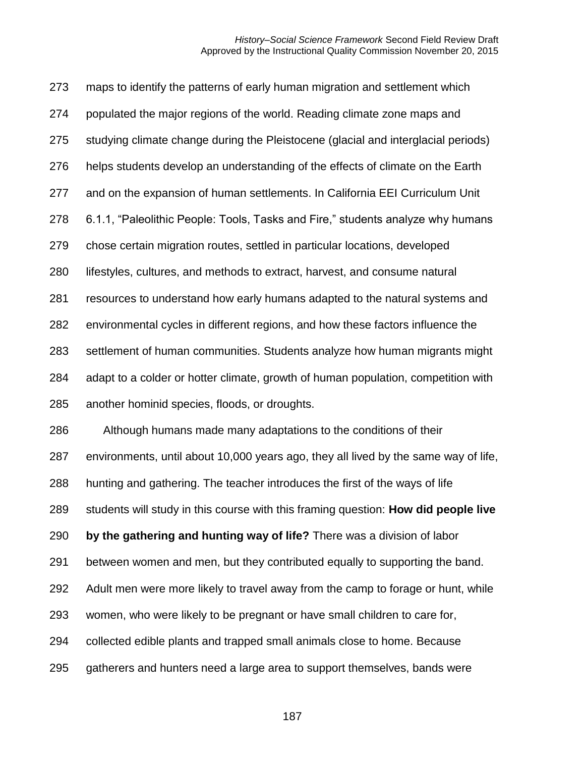maps to identify the patterns of early human migration and settlement which populated the major regions of the world. Reading climate zone maps and studying climate change during the Pleistocene (glacial and interglacial periods) helps students develop an understanding of the effects of climate on the Earth and on the expansion of human settlements. In California EEI Curriculum Unit 6.1.1, "Paleolithic People: Tools, Tasks and Fire," students analyze why humans chose certain migration routes, settled in particular locations, developed lifestyles, cultures, and methods to extract, harvest, and consume natural resources to understand how early humans adapted to the natural systems and environmental cycles in different regions, and how these factors influence the settlement of human communities. Students analyze how human migrants might adapt to a colder or hotter climate, growth of human population, competition with another hominid species, floods, or droughts.

Although humans made many adaptations to the conditions of their environments, until about 10,000 years ago, they all lived by the same way of life, hunting and gathering. The teacher introduces the first of the ways of life students will study in this course with this framing question: **How did people live by the gathering and hunting way of life?** There was a division of labor between women and men, but they contributed equally to supporting the band. Adult men were more likely to travel away from the camp to forage or hunt, while women, who were likely to be pregnant or have small children to care for, collected edible plants and trapped small animals close to home. Because gatherers and hunters need a large area to support themselves, bands were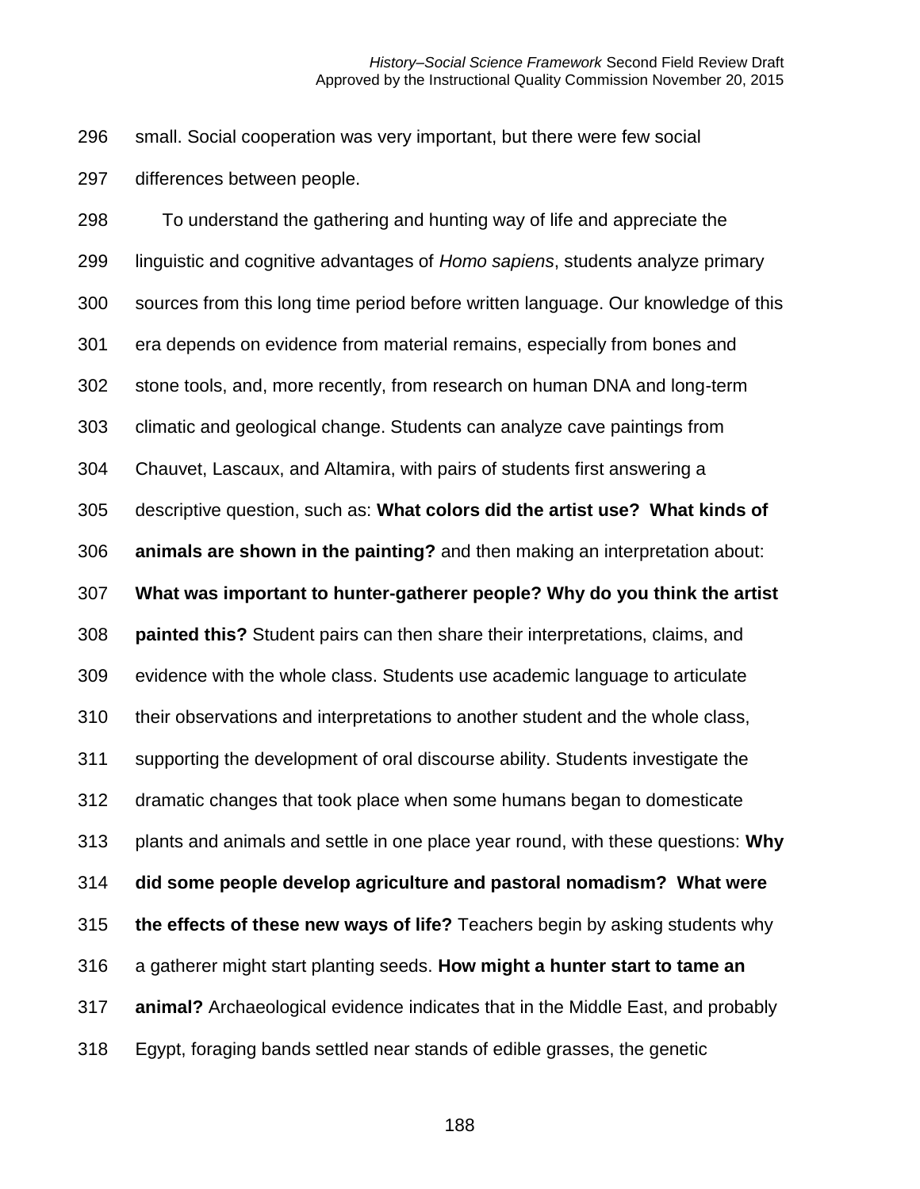small. Social cooperation was very important, but there were few social differences between people.

To understand the gathering and hunting way of life and appreciate the linguistic and cognitive advantages of *Homo sapiens*, students analyze primary sources from this long time period before written language. Our knowledge of this era depends on evidence from material remains, especially from bones and stone tools, and, more recently, from research on human DNA and long-term climatic and geological change. Students can analyze cave paintings from Chauvet, Lascaux, and Altamira, with pairs of students first answering a descriptive question, such as: **What colors did the artist use? What kinds of animals are shown in the painting?** and then making an interpretation about: **What was important to hunter-gatherer people? Why do you think the artist painted this?** Student pairs can then share their interpretations, claims, and evidence with the whole class. Students use academic language to articulate their observations and interpretations to another student and the whole class, supporting the development of oral discourse ability. Students investigate the dramatic changes that took place when some humans began to domesticate plants and animals and settle in one place year round, with these questions: **Why did some people develop agriculture and pastoral nomadism? What were the effects of these new ways of life?** Teachers begin by asking students why a gatherer might start planting seeds. **How might a hunter start to tame an animal?** Archaeological evidence indicates that in the Middle East, and probably Egypt, foraging bands settled near stands of edible grasses, the genetic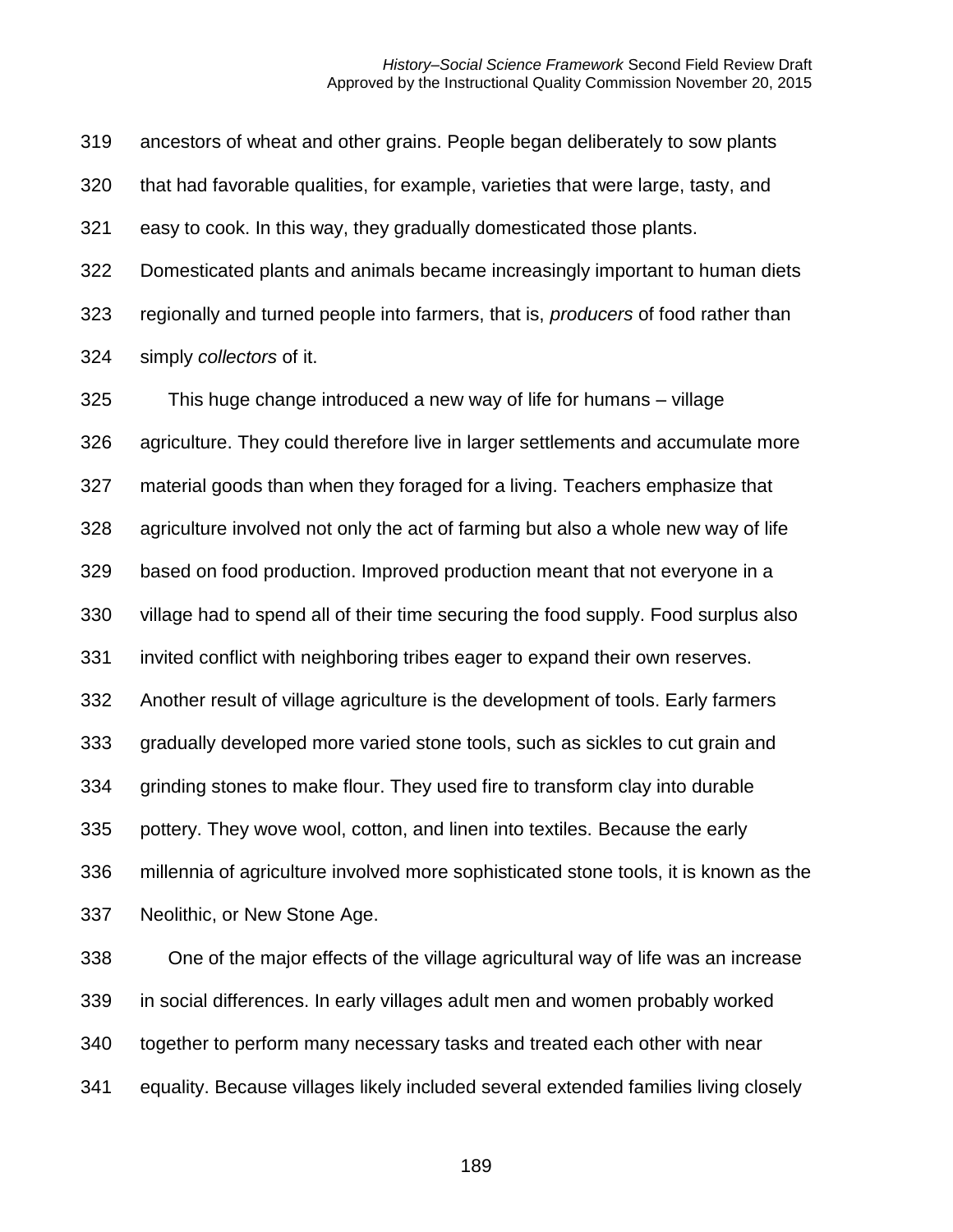ancestors of wheat and other grains. People began deliberately to sow plants that had favorable qualities, for example, varieties that were large, tasty, and easy to cook. In this way, they gradually domesticated those plants. Domesticated plants and animals became increasingly important to human diets regionally and turned people into farmers, that is, *producers* of food rather than simply *collectors* of it.

This huge change introduced a new way of life for humans – village agriculture. They could therefore live in larger settlements and accumulate more material goods than when they foraged for a living. Teachers emphasize that agriculture involved not only the act of farming but also a whole new way of life based on food production. Improved production meant that not everyone in a village had to spend all of their time securing the food supply. Food surplus also invited conflict with neighboring tribes eager to expand their own reserves. Another result of village agriculture is the development of tools. Early farmers gradually developed more varied stone tools, such as sickles to cut grain and grinding stones to make flour. They used fire to transform clay into durable pottery. They wove wool, cotton, and linen into textiles. Because the early millennia of agriculture involved more sophisticated stone tools, it is known as the Neolithic, or New Stone Age.

One of the major effects of the village agricultural way of life was an increase in social differences. In early villages adult men and women probably worked together to perform many necessary tasks and treated each other with near equality. Because villages likely included several extended families living closely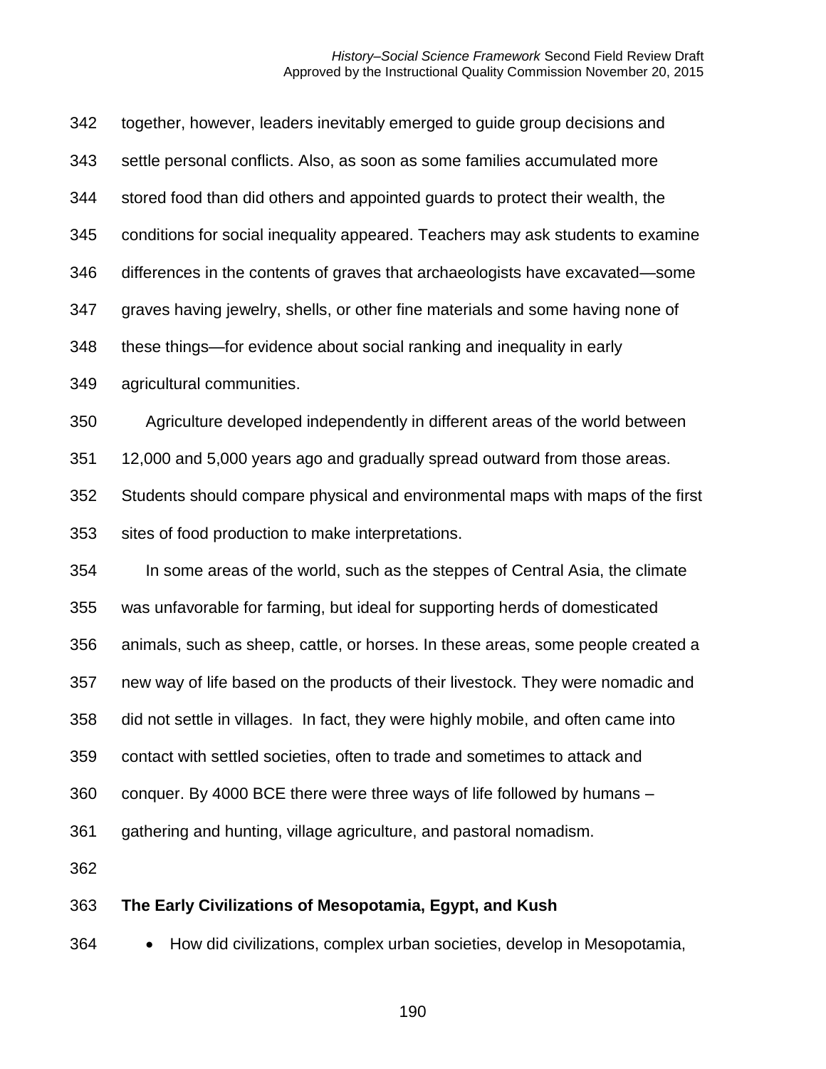together, however, leaders inevitably emerged to guide group decisions and settle personal conflicts. Also, as soon as some families accumulated more stored food than did others and appointed guards to protect their wealth, the conditions for social inequality appeared. Teachers may ask students to examine differences in the contents of graves that archaeologists have excavated—some graves having jewelry, shells, or other fine materials and some having none of these things—for evidence about social ranking and inequality in early agricultural communities.

Agriculture developed independently in different areas of the world between 12,000 and 5,000 years ago and gradually spread outward from those areas. Students should compare physical and environmental maps with maps of the first sites of food production to make interpretations.

In some areas of the world, such as the steppes of Central Asia, the climate was unfavorable for farming, but ideal for supporting herds of domesticated animals, such as sheep, cattle, or horses. In these areas, some people created a new way of life based on the products of their livestock. They were nomadic and did not settle in villages. In fact, they were highly mobile, and often came into contact with settled societies, often to trade and sometimes to attack and conquer. By 4000 BCE there were three ways of life followed by humans – gathering and hunting, village agriculture, and pastoral nomadism.

**The Early Civilizations of Mesopotamia, Egypt, and Kush**

- How did civilizations, complex urban societies, develop in Mesopotamia,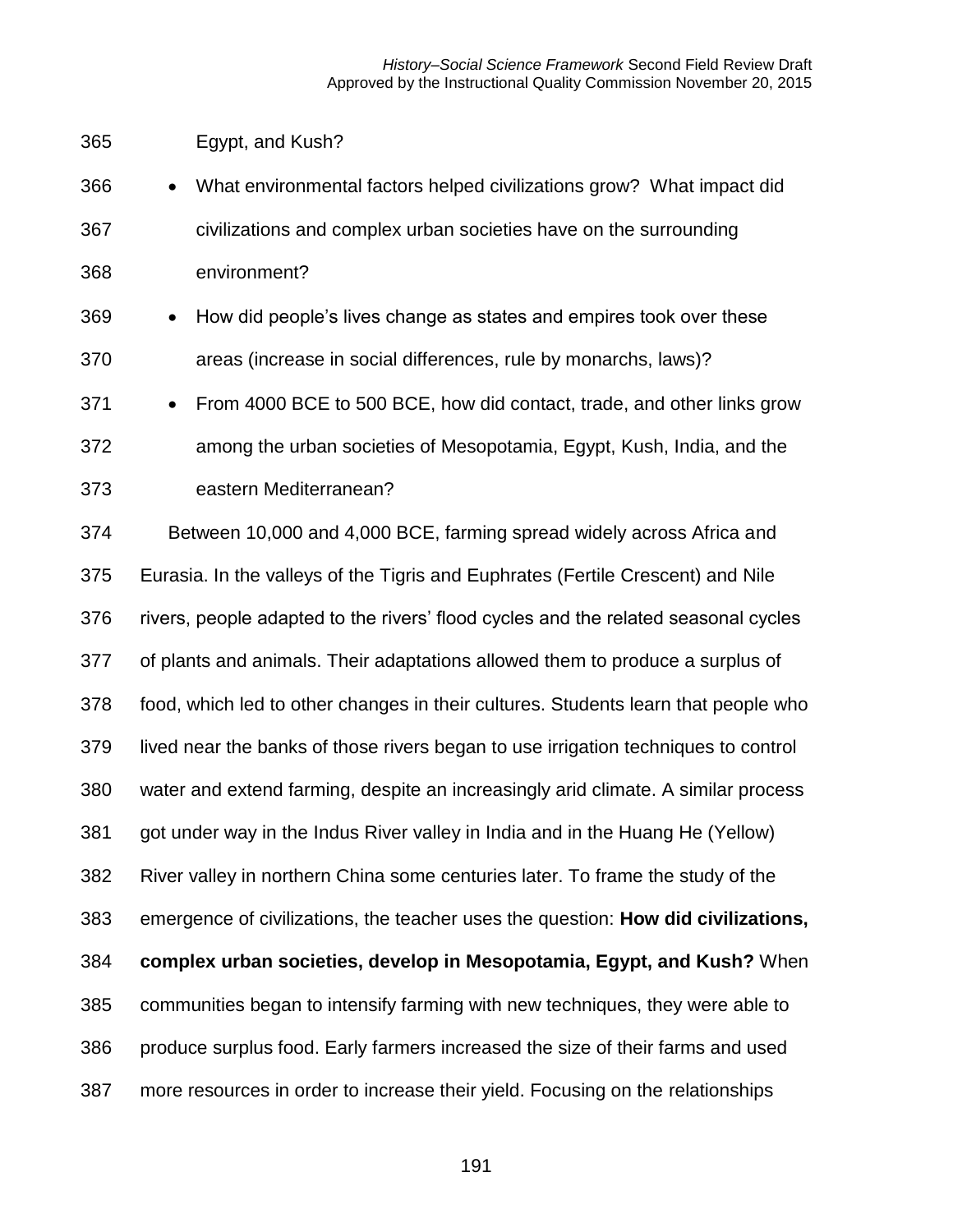Egypt, and Kush?

- What environmental factors helped civilizations grow? What impact did civilizations and complex urban societies have on the surrounding environment?
- How did people's lives change as states and empires took over these areas (increase in social differences, rule by monarchs, laws)?
- From 4000 BCE to 500 BCE, how did contact, trade, and other links grow among the urban societies of Mesopotamia, Egypt, Kush, India, and the eastern Mediterranean?

Between 10,000 and 4,000 BCE, farming spread widely across Africa and Eurasia. In the valleys of the Tigris and Euphrates (Fertile Crescent) and Nile rivers, people adapted to the rivers' flood cycles and the related seasonal cycles of plants and animals. Their adaptations allowed them to produce a surplus of food, which led to other changes in their cultures. Students learn that people who lived near the banks of those rivers began to use irrigation techniques to control water and extend farming, despite an increasingly arid climate. A similar process got under way in the Indus River valley in India and in the Huang He (Yellow) River valley in northern China some centuries later. To frame the study of the emergence of civilizations, the teacher uses the question: **How did civilizations, complex urban societies, develop in Mesopotamia, Egypt, and Kush?** When communities began to intensify farming with new techniques, they were able to produce surplus food. Early farmers increased the size of their farms and used more resources in order to increase their yield. Focusing on the relationships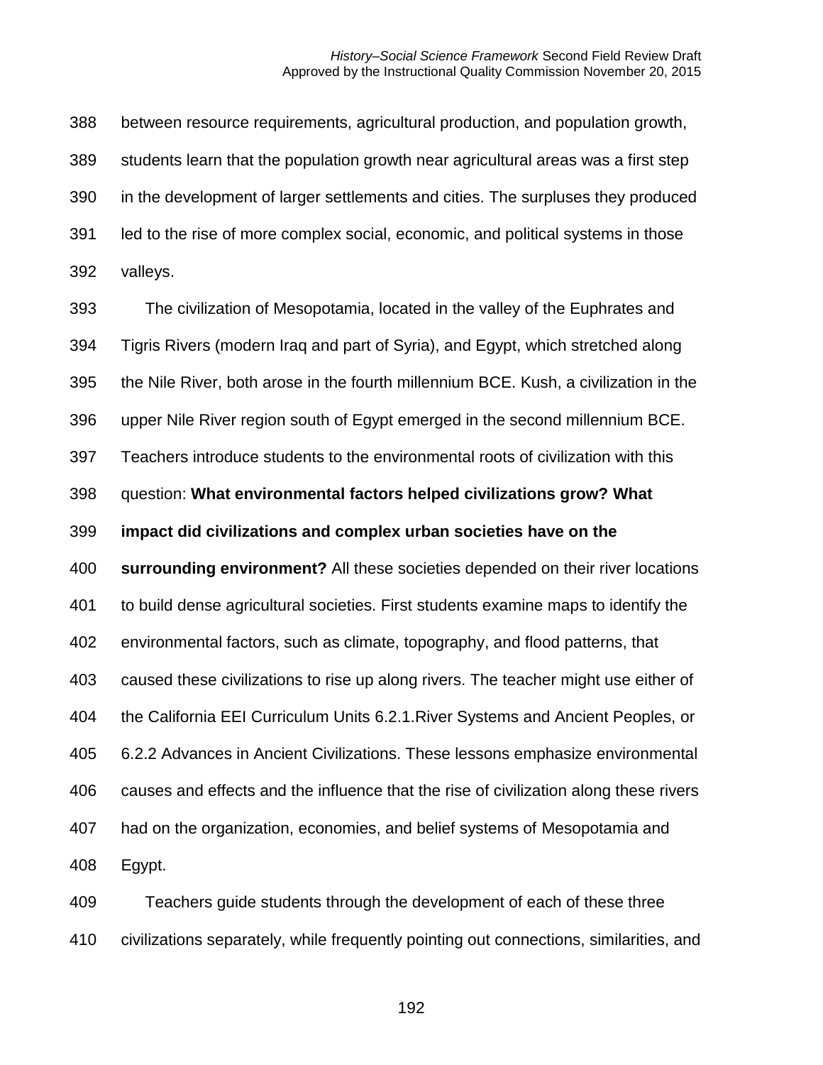between resource requirements, agricultural production, and population growth, students learn that the population growth near agricultural areas was a first step in the development of larger settlements and cities. The surpluses they produced led to the rise of more complex social, economic, and political systems in those valleys.

The civilization of Mesopotamia, located in the valley of the Euphrates and Tigris Rivers (modern Iraq and part of Syria), and Egypt, which stretched along the Nile River, both arose in the fourth millennium BCE. Kush, a civilization in the upper Nile River region south of Egypt emerged in the second millennium BCE. Teachers introduce students to the environmental roots of civilization with this question: **What environmental factors helped civilizations grow? What impact did civilizations and complex urban societies have on the surrounding environment?** All these societies depended on their river locations to build dense agricultural societies. First students examine maps to identify the environmental factors, such as climate, topography, and flood patterns, that caused these civilizations to rise up along rivers. The teacher might use either of the California EEI Curriculum Units 6.2.1.River Systems and Ancient Peoples, or 6.2.2 Advances in Ancient Civilizations. These lessons emphasize environmental causes and effects and the influence that the rise of civilization along these rivers had on the organization, economies, and belief systems of Mesopotamia and Egypt.

Teachers guide students through the development of each of these three civilizations separately, while frequently pointing out connections, similarities, and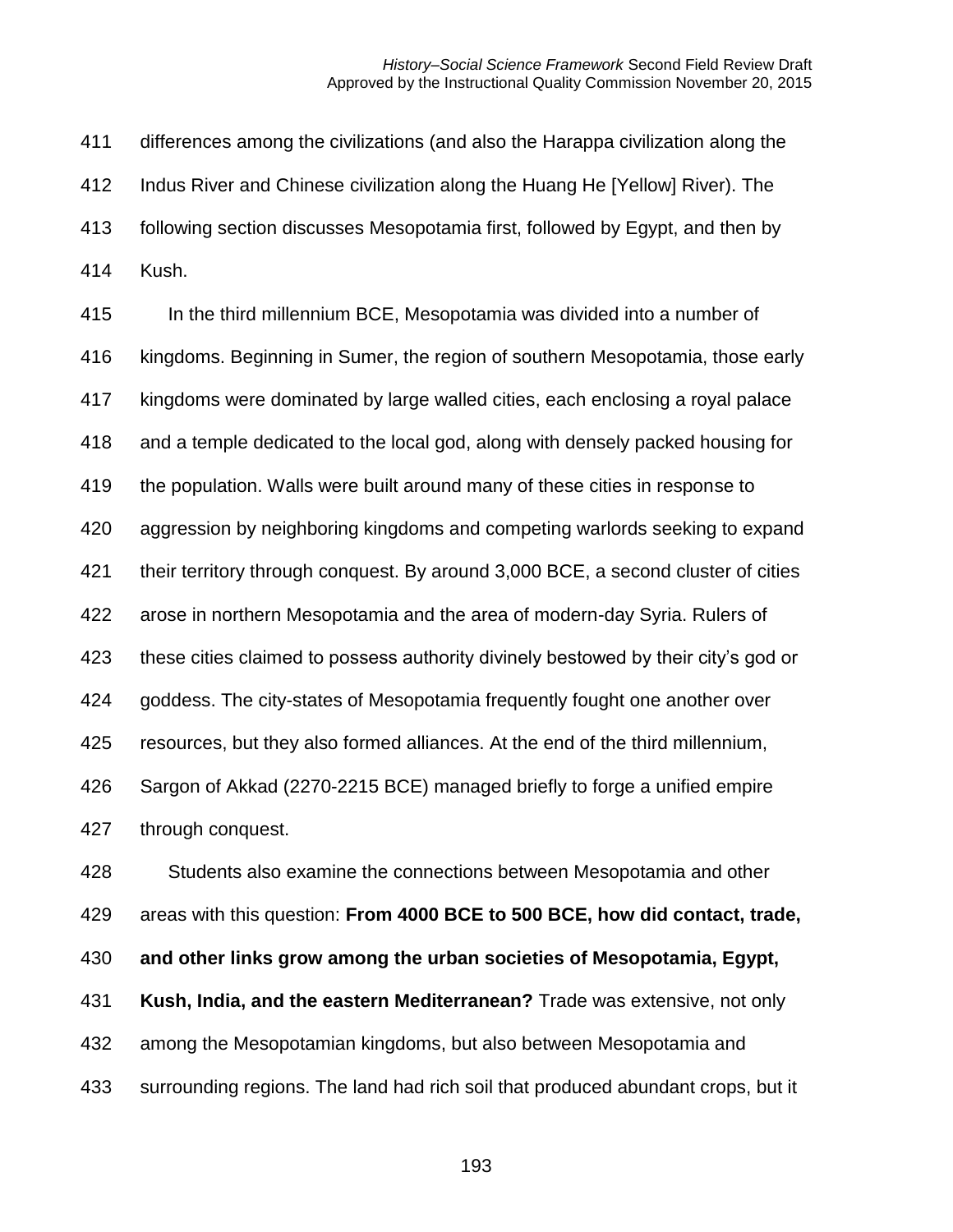differences among the civilizations (and also the Harappa civilization along the Indus River and Chinese civilization along the Huang He [Yellow] River). The following section discusses Mesopotamia first, followed by Egypt, and then by Kush.

In the third millennium BCE, Mesopotamia was divided into a number of kingdoms. Beginning in Sumer, the region of southern Mesopotamia, those early kingdoms were dominated by large walled cities, each enclosing a royal palace and a temple dedicated to the local god, along with densely packed housing for the population. Walls were built around many of these cities in response to aggression by neighboring kingdoms and competing warlords seeking to expand their territory through conquest. By around 3,000 BCE, a second cluster of cities arose in northern Mesopotamia and the area of modern-day Syria. Rulers of these cities claimed to possess authority divinely bestowed by their city's god or goddess. The city-states of Mesopotamia frequently fought one another over resources, but they also formed alliances. At the end of the third millennium, Sargon of Akkad (2270-2215 BCE) managed briefly to forge a unified empire through conquest.

Students also examine the connections between Mesopotamia and other areas with this question: **From 4000 BCE to 500 BCE, how did contact, trade, and other links grow among the urban societies of Mesopotamia, Egypt, Kush, India, and the eastern Mediterranean?** Trade was extensive, not only among the Mesopotamian kingdoms, but also between Mesopotamia and surrounding regions. The land had rich soil that produced abundant crops, but it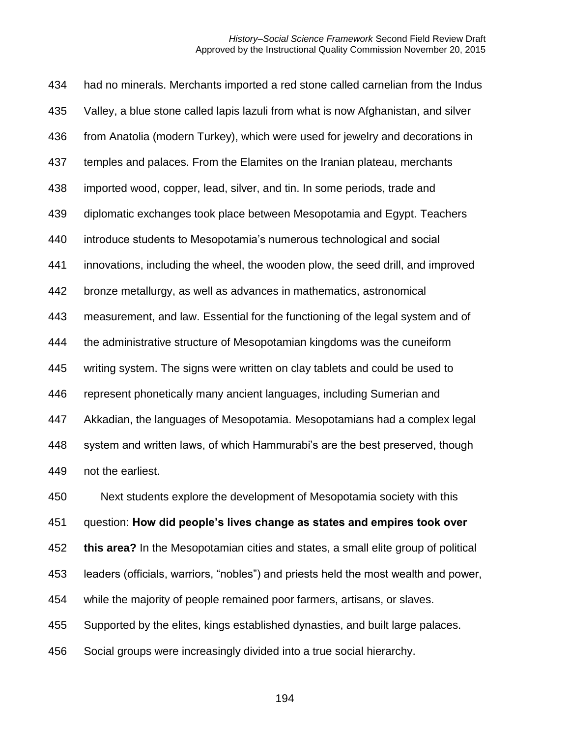had no minerals. Merchants imported a red stone called carnelian from the Indus Valley, a blue stone called lapis lazuli from what is now Afghanistan, and silver from Anatolia (modern Turkey), which were used for jewelry and decorations in temples and palaces. From the Elamites on the Iranian plateau, merchants imported wood, copper, lead, silver, and tin. In some periods, trade and diplomatic exchanges took place between Mesopotamia and Egypt. Teachers introduce students to Mesopotamia's numerous technological and social innovations, including the wheel, the wooden plow, the seed drill, and improved bronze metallurgy, as well as advances in mathematics, astronomical measurement, and law. Essential for the functioning of the legal system and of the administrative structure of Mesopotamian kingdoms was the cuneiform writing system. The signs were written on clay tablets and could be used to represent phonetically many ancient languages, including Sumerian and Akkadian, the languages of Mesopotamia. Mesopotamians had a complex legal system and written laws, of which Hammurabi's are the best preserved, though not the earliest.

Next students explore the development of Mesopotamia society with this question: **How did people's lives change as states and empires took over this area?** In the Mesopotamian cities and states, a small elite group of political leaders (officials, warriors, "nobles") and priests held the most wealth and power, while the majority of people remained poor farmers, artisans, or slaves. Supported by the elites, kings established dynasties, and built large palaces. Social groups were increasingly divided into a true social hierarchy.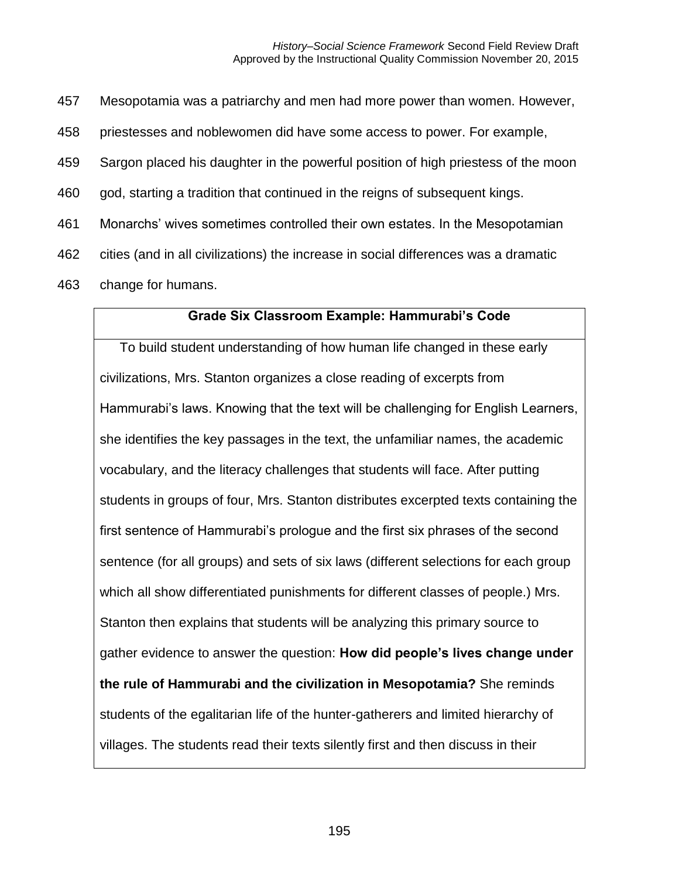Mesopotamia was a patriarchy and men had more power than women. However, priestesses and noblewomen did have some access to power. For example, Sargon placed his daughter in the powerful position of high priestess of the moon god, starting a tradition that continued in the reigns of subsequent kings. Monarchs' wives sometimes controlled their own estates. In the Mesopotamian cities (and in all civilizations) the increase in social differences was a dramatic change for humans.

**Grade Six Classroom Example: Hammurabi's Code**

To build student understanding of how human life changed in these early civilizations, Mrs. Stanton organizes a close reading of excerpts from Hammurabi's laws. Knowing that the text will be challenging for English Learners, she identifies the key passages in the text, the unfamiliar names, the academic vocabulary, and the literacy challenges that students will face. After putting students in groups of four, Mrs. Stanton distributes excerpted texts containing the first sentence of Hammurabi's prologue and the first six phrases of the second sentence (for all groups) and sets of six laws (different selections for each group which all show differentiated punishments for different classes of people.) Mrs. Stanton then explains that students will be analyzing this primary source to gather evidence to answer the question: **How did people's lives change under the rule of Hammurabi and the civilization in Mesopotamia?** She reminds students of the egalitarian life of the hunter-gatherers and limited hierarchy of villages. The students read their texts silently first and then discuss in their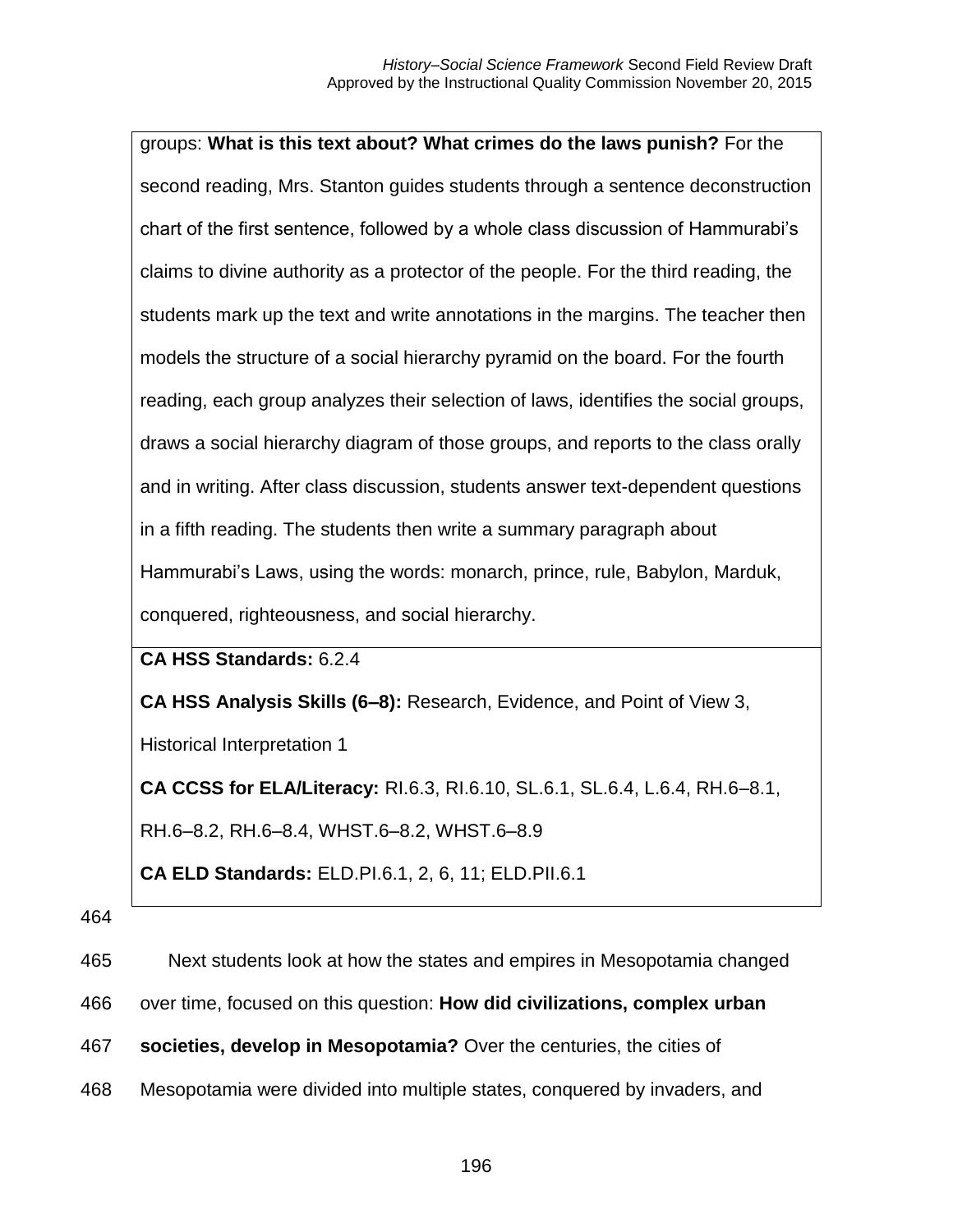groups: **What is this text about? What crimes do the laws punish?** For the second reading, Mrs. Stanton guides students through a sentence deconstruction chart of the first sentence, followed by a whole class discussion of Hammurabi's claims to divine authority as a protector of the people. For the third reading, the students mark up the text and write annotations in the margins. The teacher then models the structure of a social hierarchy pyramid on the board. For the fourth reading, each group analyzes their selection of laws, identifies the social groups, draws a social hierarchy diagram of those groups, and reports to the class orally and in writing. After class discussion, students answer text-dependent questions in a fifth reading. The students then write a summary paragraph about Hammurabi's Laws, using the words: monarch, prince, rule, Babylon, Marduk, conquered, righteousness, and social hierarchy.

**CA HSS Standards:** 6.2.4

**CA HSS Analysis Skills (6–8):** Research, Evidence, and Point of View 3, Historical Interpretation 1

**CA CCSS for ELA/Literacy:** RI.6.3, RI.6.10, SL.6.1, SL.6.4, L.6.4, RH.6–8.1, RH.6–8.2, RH.6–8.4, WHST.6–8.2, WHST.6–8.9

**CA ELD Standards:** ELD.PI.6.1, 2, 6, 11; ELD.PII.6.1

464

465 Next students look at how the states and empires in Mesopotamia changed
466 over time, focused on this question: **How did civilizations, complex urban**
467 **societies, develop in Mesopotamia?** Over the centuries, the cities of
468 Mesopotamia were divided into multiple states, conquered by invaders, and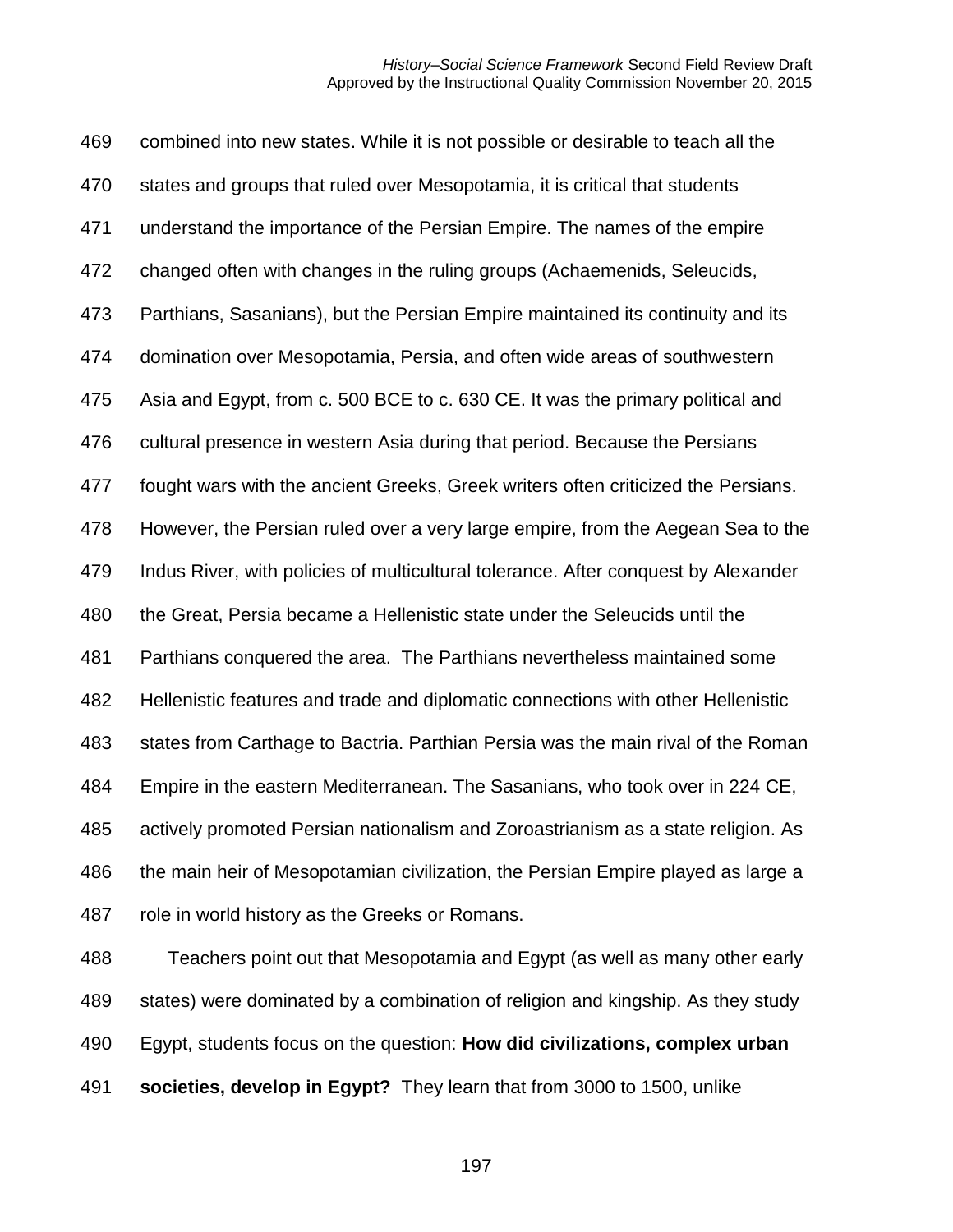combined into new states. While it is not possible or desirable to teach all the states and groups that ruled over Mesopotamia, it is critical that students understand the importance of the Persian Empire. The names of the empire changed often with changes in the ruling groups (Achaemenids, Seleucids, Parthians, Sasanians), but the Persian Empire maintained its continuity and its domination over Mesopotamia, Persia, and often wide areas of southwestern Asia and Egypt, from c. 500 BCE to c. 630 CE. It was the primary political and cultural presence in western Asia during that period. Because the Persians fought wars with the ancient Greeks, Greek writers often criticized the Persians. However, the Persian ruled over a very large empire, from the Aegean Sea to the Indus River, with policies of multicultural tolerance. After conquest by Alexander the Great, Persia became a Hellenistic state under the Seleucids until the Parthians conquered the area. The Parthians nevertheless maintained some Hellenistic features and trade and diplomatic connections with other Hellenistic states from Carthage to Bactria. Parthian Persia was the main rival of the Roman Empire in the eastern Mediterranean. The Sasanians, who took over in 224 CE, actively promoted Persian nationalism and Zoroastrianism as a state religion. As the main heir of Mesopotamian civilization, the Persian Empire played as large a role in world history as the Greeks or Romans.

Teachers point out that Mesopotamia and Egypt (as well as many other early states) were dominated by a combination of religion and kingship. As they study Egypt, students focus on the question: **How did civilizations, complex urban societies, develop in Egypt?** They learn that from 3000 to 1500, unlike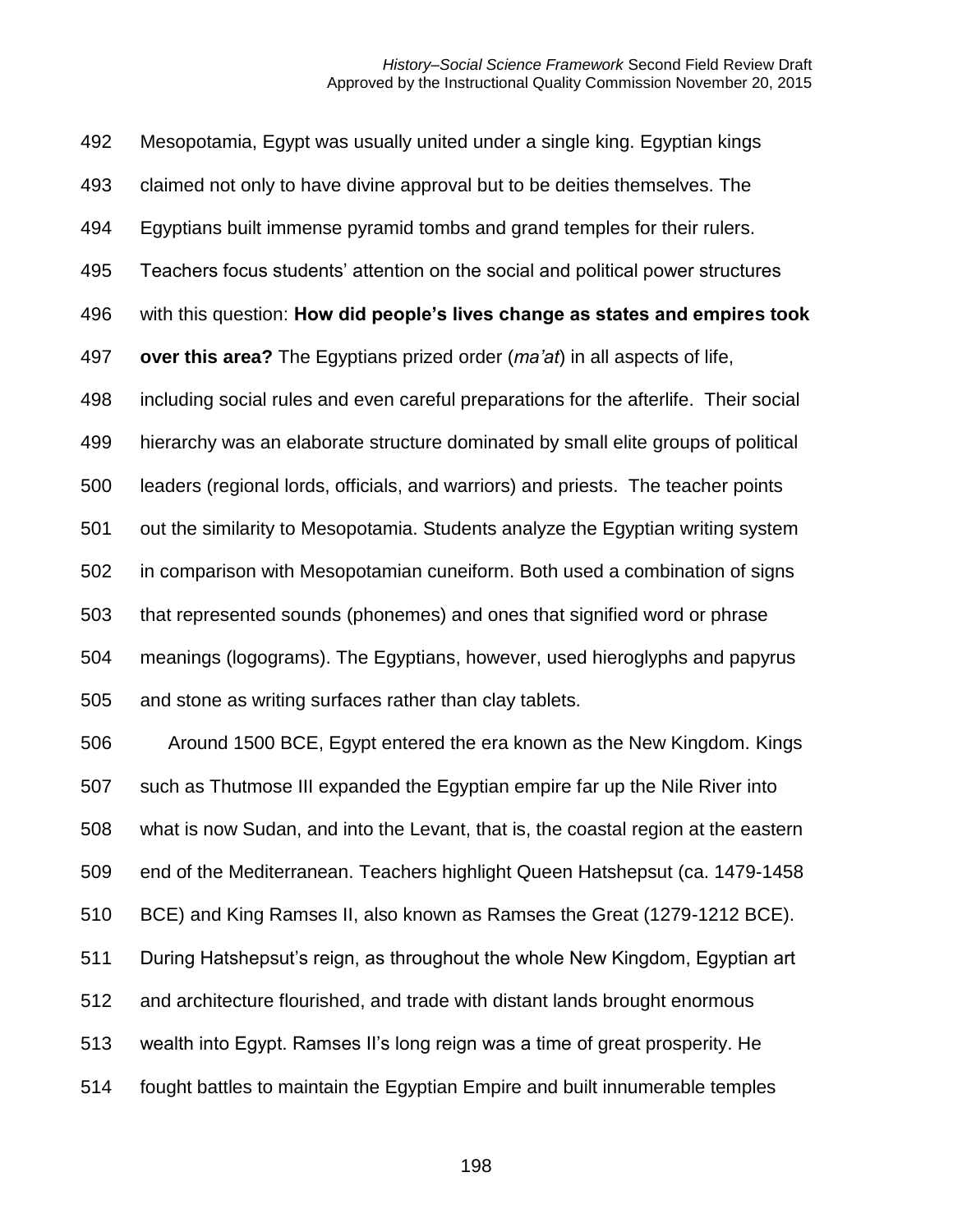Mesopotamia, Egypt was usually united under a single king. Egyptian kings claimed not only to have divine approval but to be deities themselves. The Egyptians built immense pyramid tombs and grand temples for their rulers. Teachers focus students' attention on the social and political power structures with this question: **How did people's lives change as states and empires took over this area?** The Egyptians prized order (*ma'at*) in all aspects of life, including social rules and even careful preparations for the afterlife. Their social hierarchy was an elaborate structure dominated by small elite groups of political leaders (regional lords, officials, and warriors) and priests. The teacher points out the similarity to Mesopotamia. Students analyze the Egyptian writing system in comparison with Mesopotamian cuneiform. Both used a combination of signs that represented sounds (phonemes) and ones that signified word or phrase meanings (logograms). The Egyptians, however, used hieroglyphs and papyrus and stone as writing surfaces rather than clay tablets.

Around 1500 BCE, Egypt entered the era known as the New Kingdom. Kings such as Thutmose III expanded the Egyptian empire far up the Nile River into what is now Sudan, and into the Levant, that is, the coastal region at the eastern end of the Mediterranean. Teachers highlight Queen Hatshepsut (ca. 1479-1458 BCE) and King Ramses II, also known as Ramses the Great (1279-1212 BCE). During Hatshepsut's reign, as throughout the whole New Kingdom, Egyptian art and architecture flourished, and trade with distant lands brought enormous wealth into Egypt. Ramses II's long reign was a time of great prosperity. He fought battles to maintain the Egyptian Empire and built innumerable temples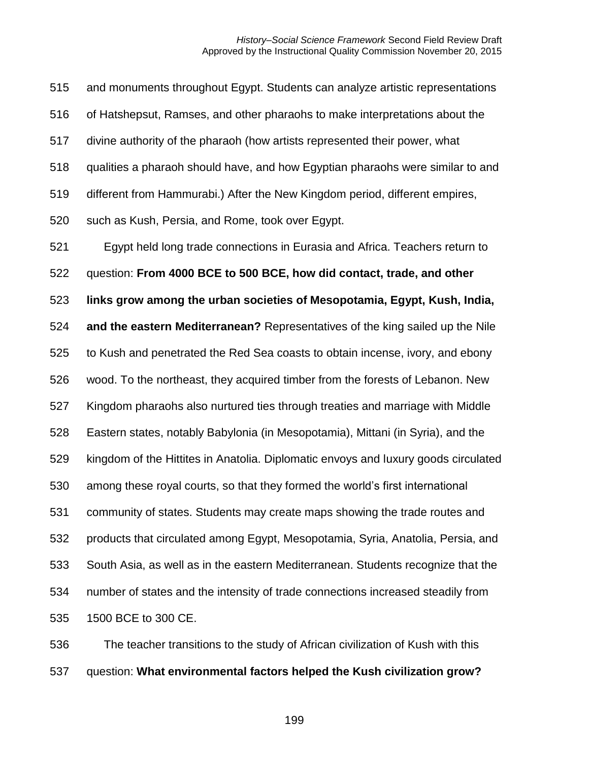and monuments throughout Egypt. Students can analyze artistic representations of Hatshepsut, Ramses, and other pharaohs to make interpretations about the divine authority of the pharaoh (how artists represented their power, what qualities a pharaoh should have, and how Egyptian pharaohs were similar to and different from Hammurabi.) After the New Kingdom period, different empires, such as Kush, Persia, and Rome, took over Egypt.

Egypt held long trade connections in Eurasia and Africa. Teachers return to question: **From 4000 BCE to 500 BCE, how did contact, trade, and other links grow among the urban societies of Mesopotamia, Egypt, Kush, India, and the eastern Mediterranean?** Representatives of the king sailed up the Nile to Kush and penetrated the Red Sea coasts to obtain incense, ivory, and ebony wood. To the northeast, they acquired timber from the forests of Lebanon. New Kingdom pharaohs also nurtured ties through treaties and marriage with Middle Eastern states, notably Babylonia (in Mesopotamia), Mittani (in Syria), and the kingdom of the Hittites in Anatolia. Diplomatic envoys and luxury goods circulated among these royal courts, so that they formed the world's first international community of states. Students may create maps showing the trade routes and products that circulated among Egypt, Mesopotamia, Syria, Anatolia, Persia, and South Asia, as well as in the eastern Mediterranean. Students recognize that the number of states and the intensity of trade connections increased steadily from 1500 BCE to 300 CE.

The teacher transitions to the study of African civilization of Kush with this question: **What environmental factors helped the Kush civilization grow?**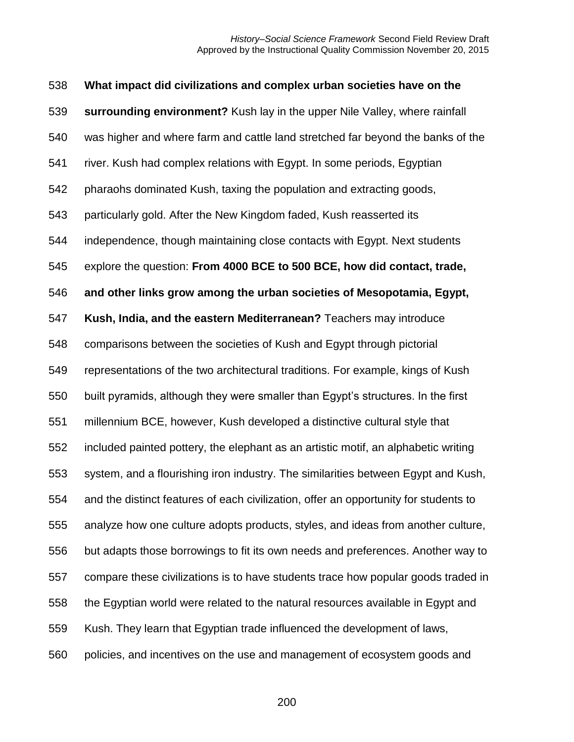**What impact did civilizations and complex urban societies have on the surrounding environment?** Kush lay in the upper Nile Valley, where rainfall was higher and where farm and cattle land stretched far beyond the banks of the river. Kush had complex relations with Egypt. In some periods, Egyptian pharaohs dominated Kush, taxing the population and extracting goods, particularly gold. After the New Kingdom faded, Kush reasserted its independence, though maintaining close contacts with Egypt. Next students explore the question: **From 4000 BCE to 500 BCE, how did contact, trade, and other links grow among the urban societies of Mesopotamia, Egypt, Kush, India, and the eastern Mediterranean?** Teachers may introduce comparisons between the societies of Kush and Egypt through pictorial representations of the two architectural traditions. For example, kings of Kush built pyramids, although they were smaller than Egypt's structures. In the first millennium BCE, however, Kush developed a distinctive cultural style that included painted pottery, the elephant as an artistic motif, an alphabetic writing system, and a flourishing iron industry. The similarities between Egypt and Kush, and the distinct features of each civilization, offer an opportunity for students to analyze how one culture adopts products, styles, and ideas from another culture, but adapts those borrowings to fit its own needs and preferences. Another way to compare these civilizations is to have students trace how popular goods traded in the Egyptian world were related to the natural resources available in Egypt and Kush. They learn that Egyptian trade influenced the development of laws, policies, and incentives on the use and management of ecosystem goods and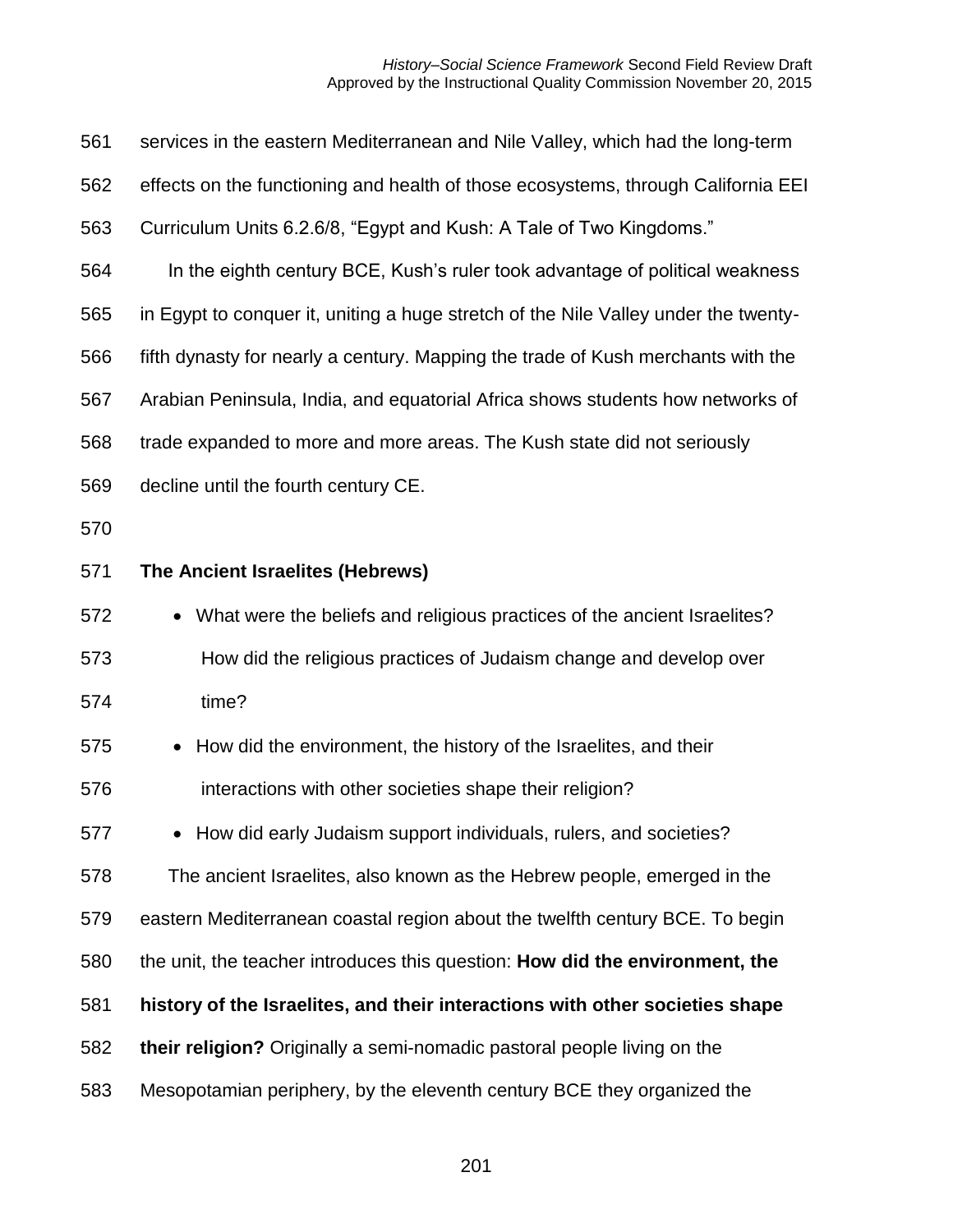services in the eastern Mediterranean and Nile Valley, which had the long-term effects on the functioning and health of those ecosystems, through California EEI Curriculum Units 6.2.6/8, "Egypt and Kush: A Tale of Two Kingdoms."

In the eighth century BCE, Kush's ruler took advantage of political weakness in Egypt to conquer it, uniting a huge stretch of the Nile Valley under the twenty-fifth dynasty for nearly a century. Mapping the trade of Kush merchants with the Arabian Peninsula, India, and equatorial Africa shows students how networks of trade expanded to more and more areas. The Kush state did not seriously decline until the fourth century CE.

**The Ancient Israelites (Hebrews)**

- What were the beliefs and religious practices of the ancient Israelites? How did the religious practices of Judaism change and develop over time?
- How did the environment, the history of the Israelites, and their interactions with other societies shape their religion?
- How did early Judaism support individuals, rulers, and societies?

The ancient Israelites, also known as the Hebrew people, emerged in the eastern Mediterranean coastal region about the twelfth century BCE. To begin the unit, the teacher introduces this question: **How did the environment, the history of the Israelites, and their interactions with other societies shape their religion?** Originally a semi-nomadic pastoral people living on the Mesopotamian periphery, by the eleventh century BCE they organized the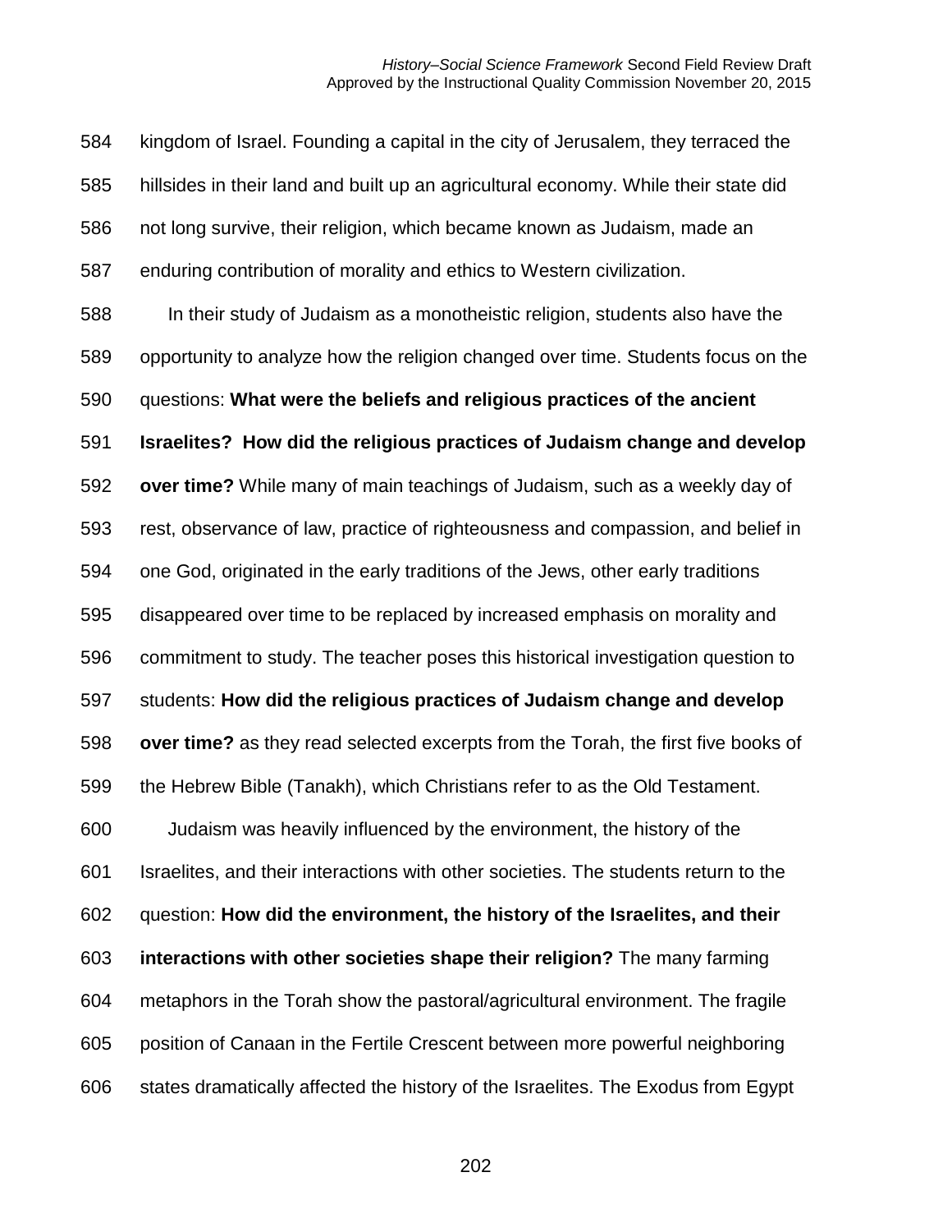kingdom of Israel. Founding a capital in the city of Jerusalem, they terraced the hillsides in their land and built up an agricultural economy. While their state did not long survive, their religion, which became known as Judaism, made an enduring contribution of morality and ethics to Western civilization.

In their study of Judaism as a monotheistic religion, students also have the opportunity to analyze how the religion changed over time. Students focus on the questions: **What were the beliefs and religious practices of the ancient Israelites? How did the religious practices of Judaism change and develop over time?** While many of main teachings of Judaism, such as a weekly day of rest, observance of law, practice of righteousness and compassion, and belief in one God, originated in the early traditions of the Jews, other early traditions disappeared over time to be replaced by increased emphasis on morality and commitment to study. The teacher poses this historical investigation question to students: **How did the religious practices of Judaism change and develop over time?** as they read selected excerpts from the Torah, the first five books of the Hebrew Bible (Tanakh), which Christians refer to as the Old Testament.

Judaism was heavily influenced by the environment, the history of the Israelites, and their interactions with other societies. The students return to the question: **How did the environment, the history of the Israelites, and their interactions with other societies shape their religion?** The many farming metaphors in the Torah show the pastoral/agricultural environment. The fragile position of Canaan in the Fertile Crescent between more powerful neighboring states dramatically affected the history of the Israelites. The Exodus from Egypt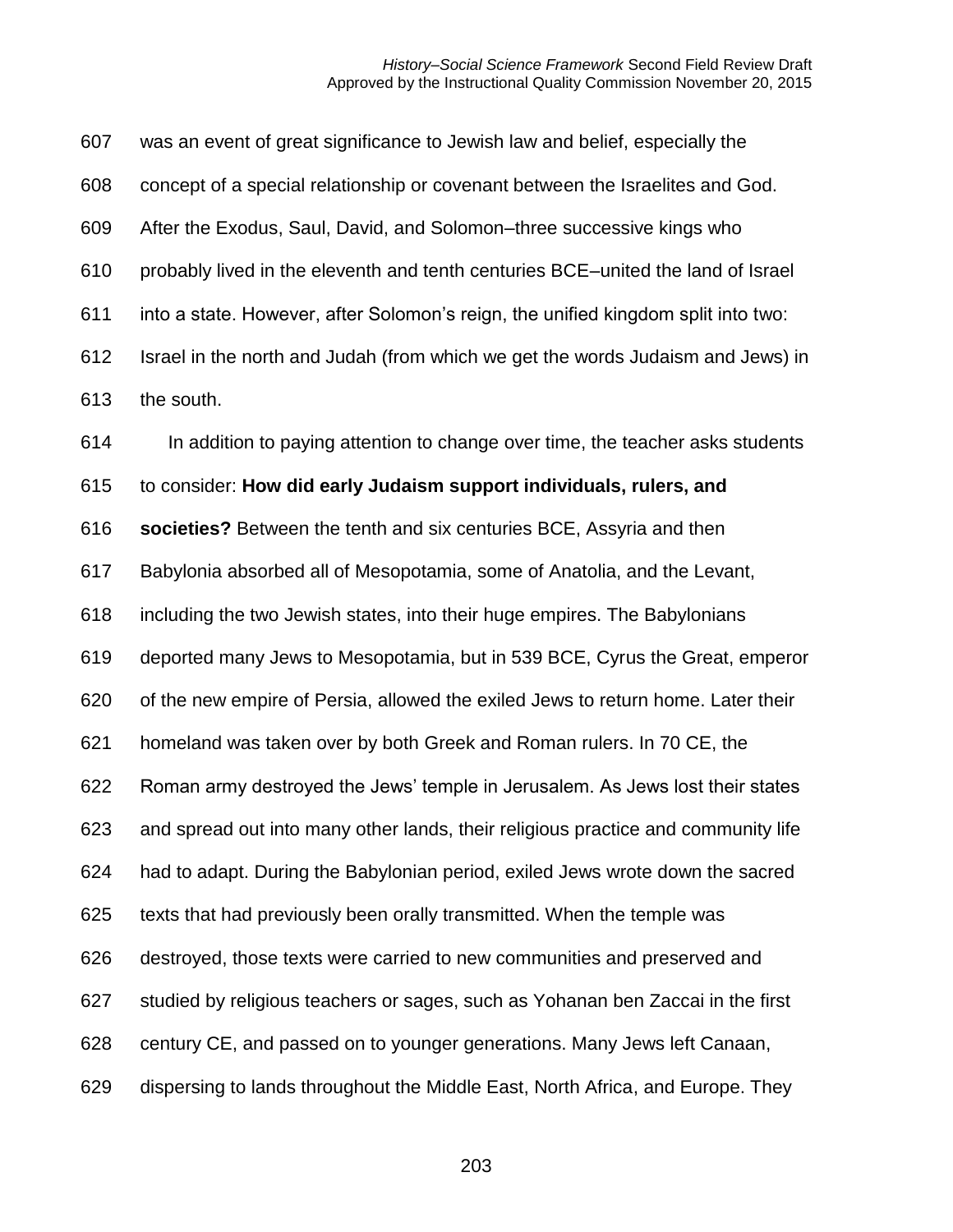was an event of great significance to Jewish law and belief, especially the concept of a special relationship or covenant between the Israelites and God. After the Exodus, Saul, David, and Solomon–three successive kings who probably lived in the eleventh and tenth centuries BCE–united the land of Israel into a state. However, after Solomon's reign, the unified kingdom split into two: Israel in the north and Judah (from which we get the words Judaism and Jews) in the south.

In addition to paying attention to change over time, the teacher asks students to consider: **How did early Judaism support individuals, rulers, and societies?** Between the tenth and six centuries BCE, Assyria and then Babylonia absorbed all of Mesopotamia, some of Anatolia, and the Levant, including the two Jewish states, into their huge empires. The Babylonians deported many Jews to Mesopotamia, but in 539 BCE, Cyrus the Great, emperor of the new empire of Persia, allowed the exiled Jews to return home. Later their homeland was taken over by both Greek and Roman rulers. In 70 CE, the Roman army destroyed the Jews' temple in Jerusalem. As Jews lost their states and spread out into many other lands, their religious practice and community life had to adapt. During the Babylonian period, exiled Jews wrote down the sacred texts that had previously been orally transmitted. When the temple was destroyed, those texts were carried to new communities and preserved and studied by religious teachers or sages, such as Yohanan ben Zaccai in the first century CE, and passed on to younger generations. Many Jews left Canaan, dispersing to lands throughout the Middle East, North Africa, and Europe. They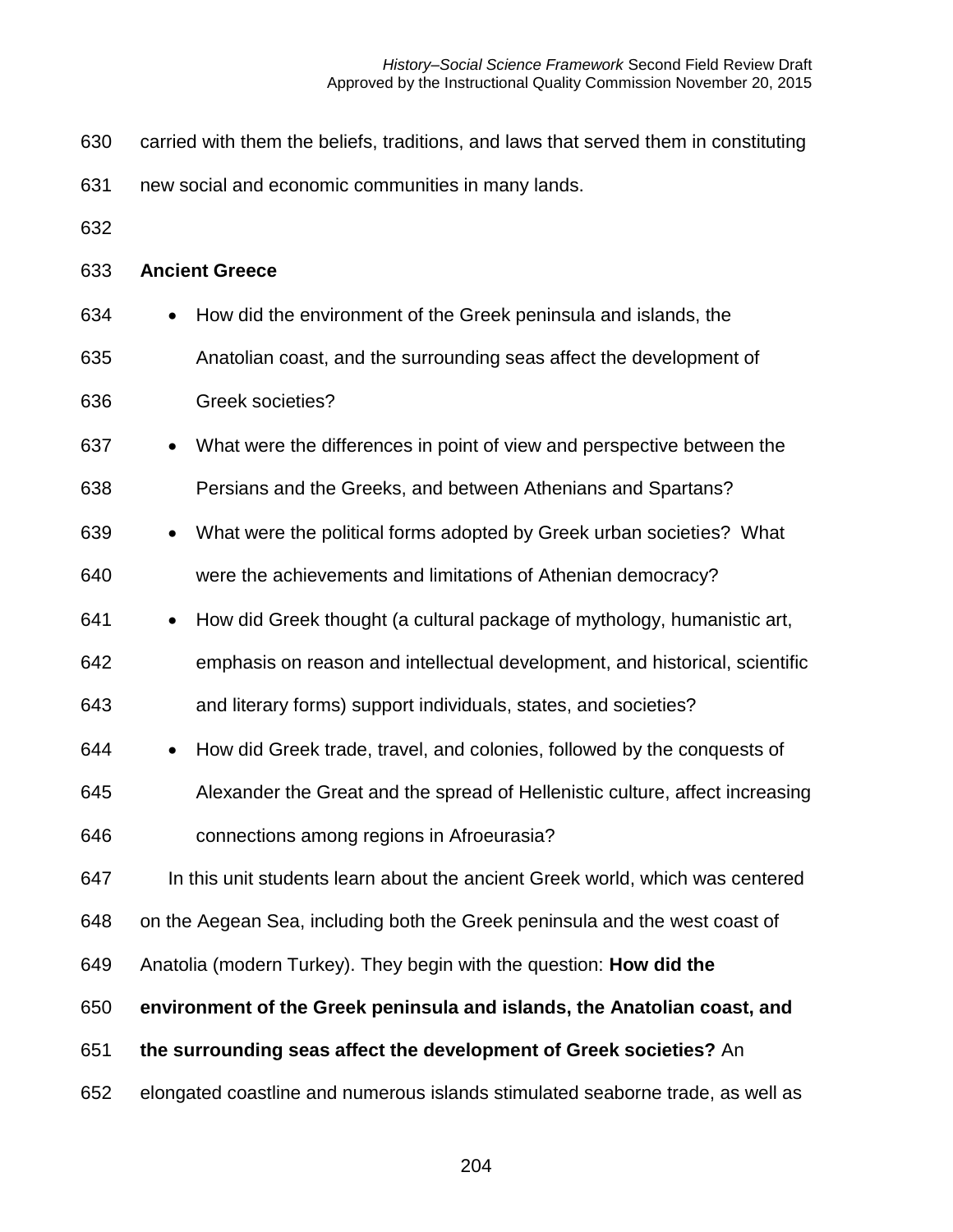carried with them the beliefs, traditions, and laws that served them in constituting new social and economic communities in many lands.

### Ancient Greece

- How did the environment of the Greek peninsula and islands, the Anatolian coast, and the surrounding seas affect the development of Greek societies?
- What were the differences in point of view and perspective between the Persians and the Greeks, and between Athenians and Spartans?
- What were the political forms adopted by Greek urban societies? What were the achievements and limitations of Athenian democracy?
- How did Greek thought (a cultural package of mythology, humanistic art, emphasis on reason and intellectual development, and historical, scientific and literary forms) support individuals, states, and societies?
- How did Greek trade, travel, and colonies, followed by the conquests of Alexander the Great and the spread of Hellenistic culture, affect increasing connections among regions in Afroeurasia?

In this unit students learn about the ancient Greek world, which was centered on the Aegean Sea, including both the Greek peninsula and the west coast of Anatolia (modern Turkey). They begin with the question: **How did the environment of the Greek peninsula and islands, the Anatolian coast, and the surrounding seas affect the development of Greek societies?** An elongated coastline and numerous islands stimulated seaborne trade, as well as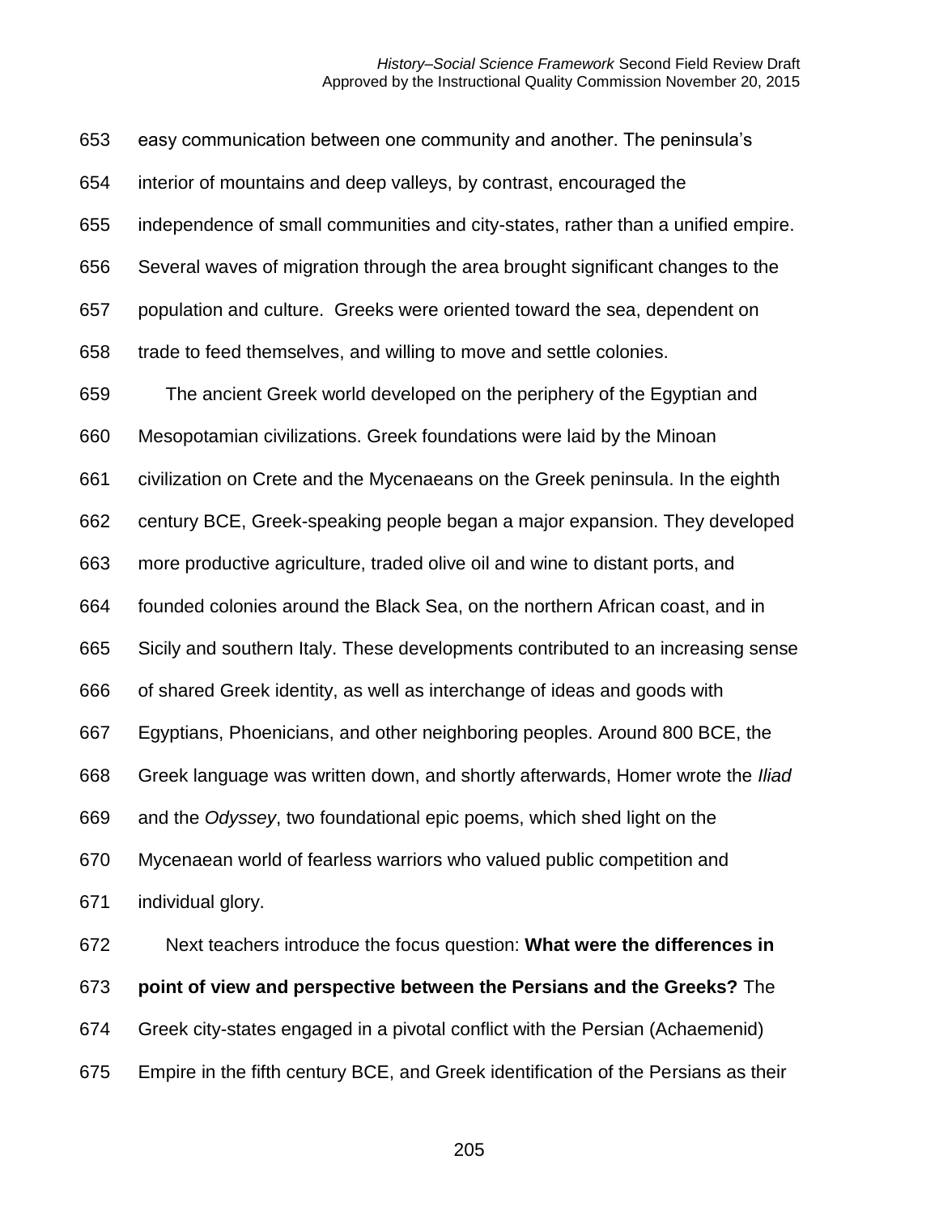easy communication between one community and another. The peninsula's interior of mountains and deep valleys, by contrast, encouraged the independence of small communities and city-states, rather than a unified empire. Several waves of migration through the area brought significant changes to the population and culture. Greeks were oriented toward the sea, dependent on trade to feed themselves, and willing to move and settle colonies.

The ancient Greek world developed on the periphery of the Egyptian and Mesopotamian civilizations. Greek foundations were laid by the Minoan civilization on Crete and the Mycenaeans on the Greek peninsula. In the eighth century BCE, Greek-speaking people began a major expansion. They developed more productive agriculture, traded olive oil and wine to distant ports, and founded colonies around the Black Sea, on the northern African coast, and in Sicily and southern Italy. These developments contributed to an increasing sense of shared Greek identity, as well as interchange of ideas and goods with Egyptians, Phoenicians, and other neighboring peoples. Around 800 BCE, the Greek language was written down, and shortly afterwards, Homer wrote the *Iliad* and the *Odyssey*, two foundational epic poems, which shed light on the Mycenaean world of fearless warriors who valued public competition and individual glory.

Next teachers introduce the focus question: **What were the differences in point of view and perspective between the Persians and the Greeks?** The Greek city-states engaged in a pivotal conflict with the Persian (Achaemenid) Empire in the fifth century BCE, and Greek identification of the Persians as their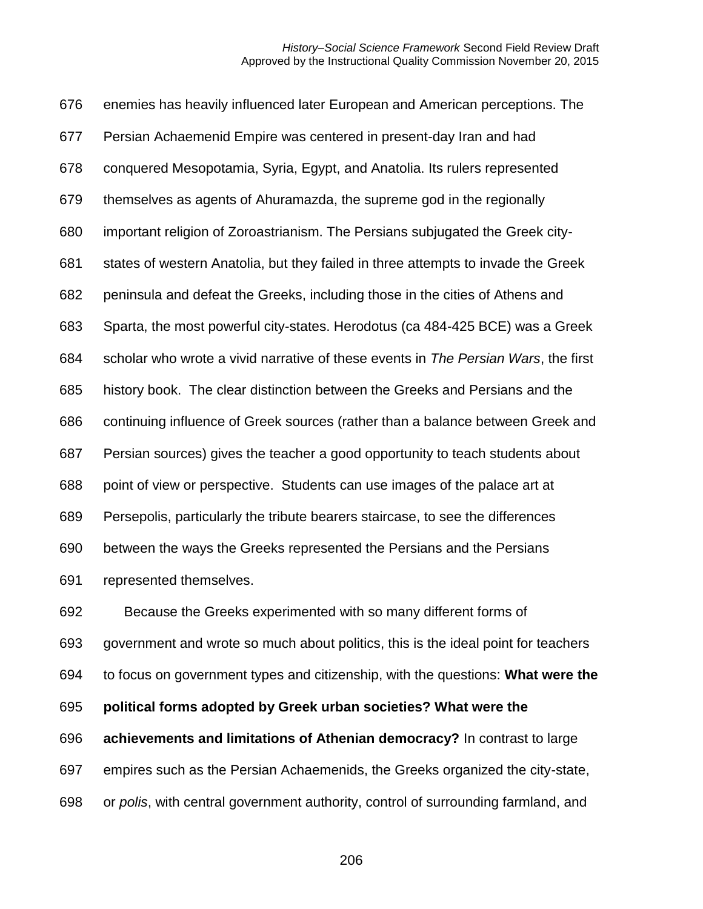enemies has heavily influenced later European and American perceptions. The Persian Achaemenid Empire was centered in present-day Iran and had conquered Mesopotamia, Syria, Egypt, and Anatolia. Its rulers represented themselves as agents of Ahuramazda, the supreme god in the regionally important religion of Zoroastrianism. The Persians subjugated the Greek city-states of western Anatolia, but they failed in three attempts to invade the Greek peninsula and defeat the Greeks, including those in the cities of Athens and Sparta, the most powerful city-states. Herodotus (ca 484-425 BCE) was a Greek scholar who wrote a vivid narrative of these events in *The Persian Wars*, the first history book. The clear distinction between the Greeks and Persians and the continuing influence of Greek sources (rather than a balance between Greek and Persian sources) gives the teacher a good opportunity to teach students about point of view or perspective. Students can use images of the palace art at Persepolis, particularly the tribute bearers staircase, to see the differences between the ways the Greeks represented the Persians and the Persians represented themselves.

Because the Greeks experimented with so many different forms of government and wrote so much about politics, this is the ideal point for teachers to focus on government types and citizenship, with the questions: **What were the political forms adopted by Greek urban societies? What were the achievements and limitations of Athenian democracy?** In contrast to large empires such as the Persian Achaemenids, the Greeks organized the city-state, or *polis*, with central government authority, control of surrounding farmland, and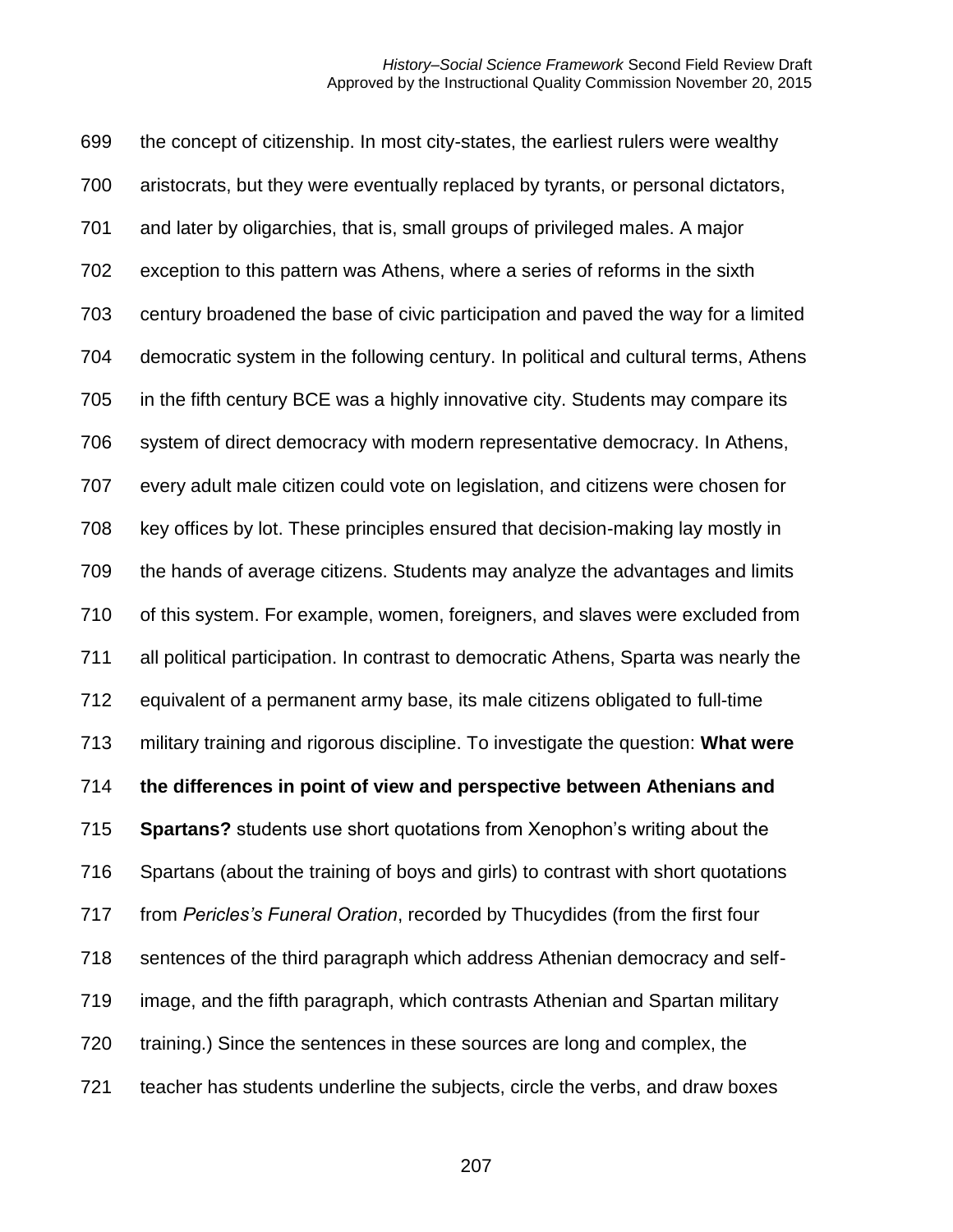the concept of citizenship. In most city-states, the earliest rulers were wealthy aristocrats, but they were eventually replaced by tyrants, or personal dictators, and later by oligarchies, that is, small groups of privileged males. A major exception to this pattern was Athens, where a series of reforms in the sixth century broadened the base of civic participation and paved the way for a limited democratic system in the following century. In political and cultural terms, Athens in the fifth century BCE was a highly innovative city. Students may compare its system of direct democracy with modern representative democracy. In Athens, every adult male citizen could vote on legislation, and citizens were chosen for key offices by lot. These principles ensured that decision-making lay mostly in the hands of average citizens. Students may analyze the advantages and limits of this system. For example, women, foreigners, and slaves were excluded from all political participation. In contrast to democratic Athens, Sparta was nearly the equivalent of a permanent army base, its male citizens obligated to full-time military training and rigorous discipline. To investigate the question: **What were the differences in point of view and perspective between Athenians and Spartans?** students use short quotations from Xenophon's writing about the Spartans (about the training of boys and girls) to contrast with short quotations from *Pericles's Funeral Oration*, recorded by Thucydides (from the first four sentences of the third paragraph which address Athenian democracy and self-image, and the fifth paragraph, which contrasts Athenian and Spartan military training.) Since the sentences in these sources are long and complex, the teacher has students underline the subjects, circle the verbs, and draw boxes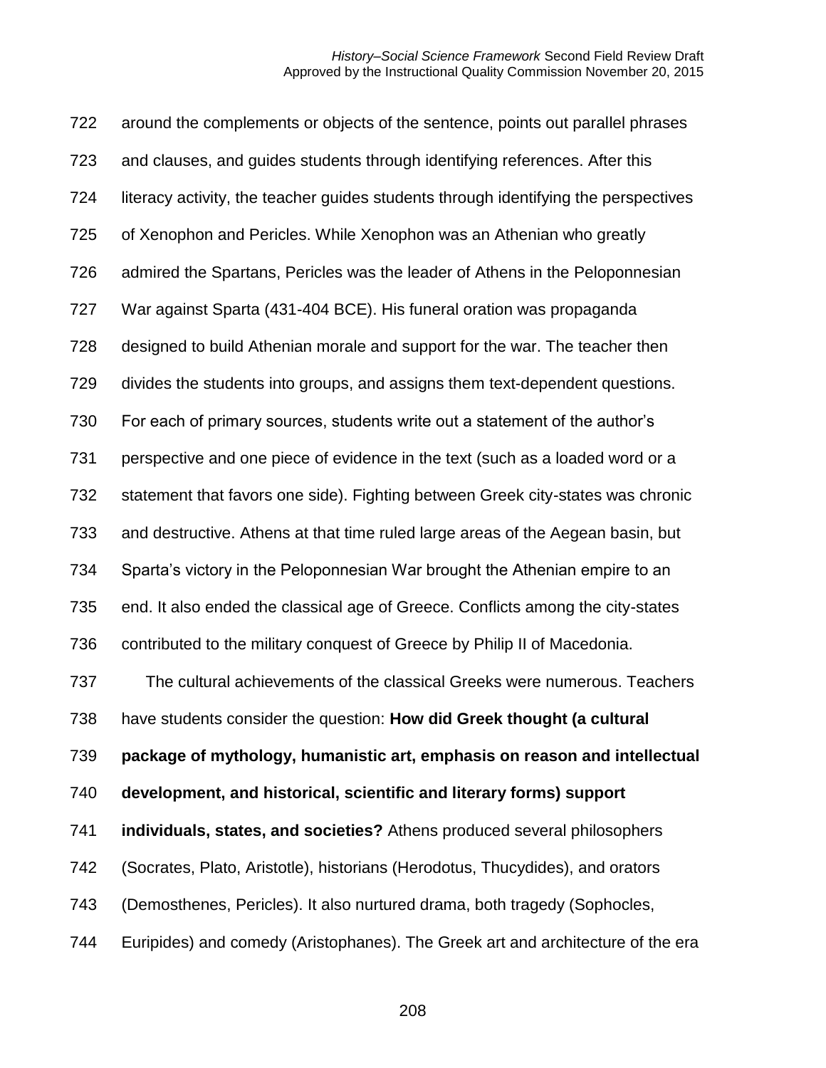around the complements or objects of the sentence, points out parallel phrases and clauses, and guides students through identifying references. After this literacy activity, the teacher guides students through identifying the perspectives of Xenophon and Pericles. While Xenophon was an Athenian who greatly admired the Spartans, Pericles was the leader of Athens in the Peloponnesian War against Sparta (431-404 BCE). His funeral oration was propaganda designed to build Athenian morale and support for the war. The teacher then divides the students into groups, and assigns them text-dependent questions. For each of primary sources, students write out a statement of the author's perspective and one piece of evidence in the text (such as a loaded word or a statement that favors one side). Fighting between Greek city-states was chronic and destructive. Athens at that time ruled large areas of the Aegean basin, but Sparta's victory in the Peloponnesian War brought the Athenian empire to an end. It also ended the classical age of Greece. Conflicts among the city-states contributed to the military conquest of Greece by Philip II of Macedonia.

The cultural achievements of the classical Greeks were numerous. Teachers have students consider the question: **How did Greek thought (a cultural package of mythology, humanistic art, emphasis on reason and intellectual development, and historical, scientific and literary forms) support individuals, states, and societies?** Athens produced several philosophers (Socrates, Plato, Aristotle), historians (Herodotus, Thucydides), and orators (Demosthenes, Pericles). It also nurtured drama, both tragedy (Sophocles, Euripides) and comedy (Aristophanes). The Greek art and architecture of the era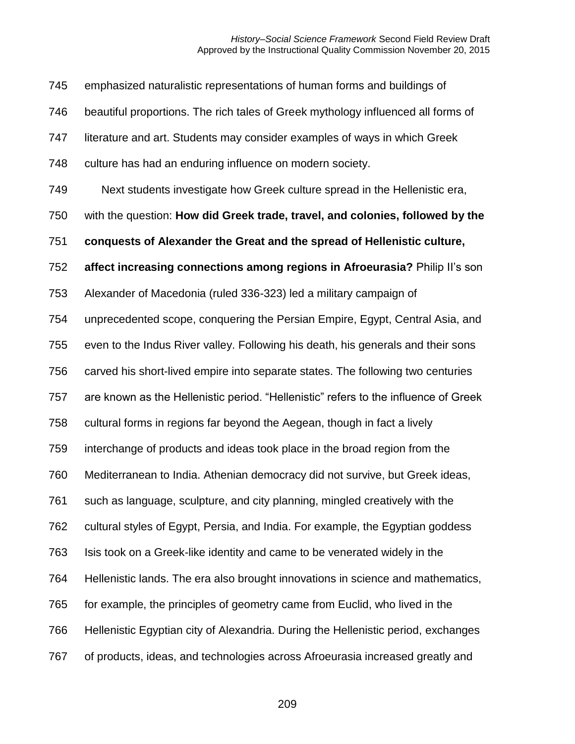emphasized naturalistic representations of human forms and buildings of beautiful proportions. The rich tales of Greek mythology influenced all forms of literature and art. Students may consider examples of ways in which Greek culture has had an enduring influence on modern society.

Next students investigate how Greek culture spread in the Hellenistic era, with the question: **How did Greek trade, travel, and colonies, followed by the conquests of Alexander the Great and the spread of Hellenistic culture, affect increasing connections among regions in Afroeurasia?** Philip II's son Alexander of Macedonia (ruled 336-323) led a military campaign of unprecedented scope, conquering the Persian Empire, Egypt, Central Asia, and even to the Indus River valley. Following his death, his generals and their sons carved his short-lived empire into separate states. The following two centuries are known as the Hellenistic period. "Hellenistic" refers to the influence of Greek cultural forms in regions far beyond the Aegean, though in fact a lively interchange of products and ideas took place in the broad region from the Mediterranean to India. Athenian democracy did not survive, but Greek ideas, such as language, sculpture, and city planning, mingled creatively with the cultural styles of Egypt, Persia, and India. For example, the Egyptian goddess Isis took on a Greek-like identity and came to be venerated widely in the Hellenistic lands. The era also brought innovations in science and mathematics, for example, the principles of geometry came from Euclid, who lived in the Hellenistic Egyptian city of Alexandria. During the Hellenistic period, exchanges of products, ideas, and technologies across Afroeurasia increased greatly and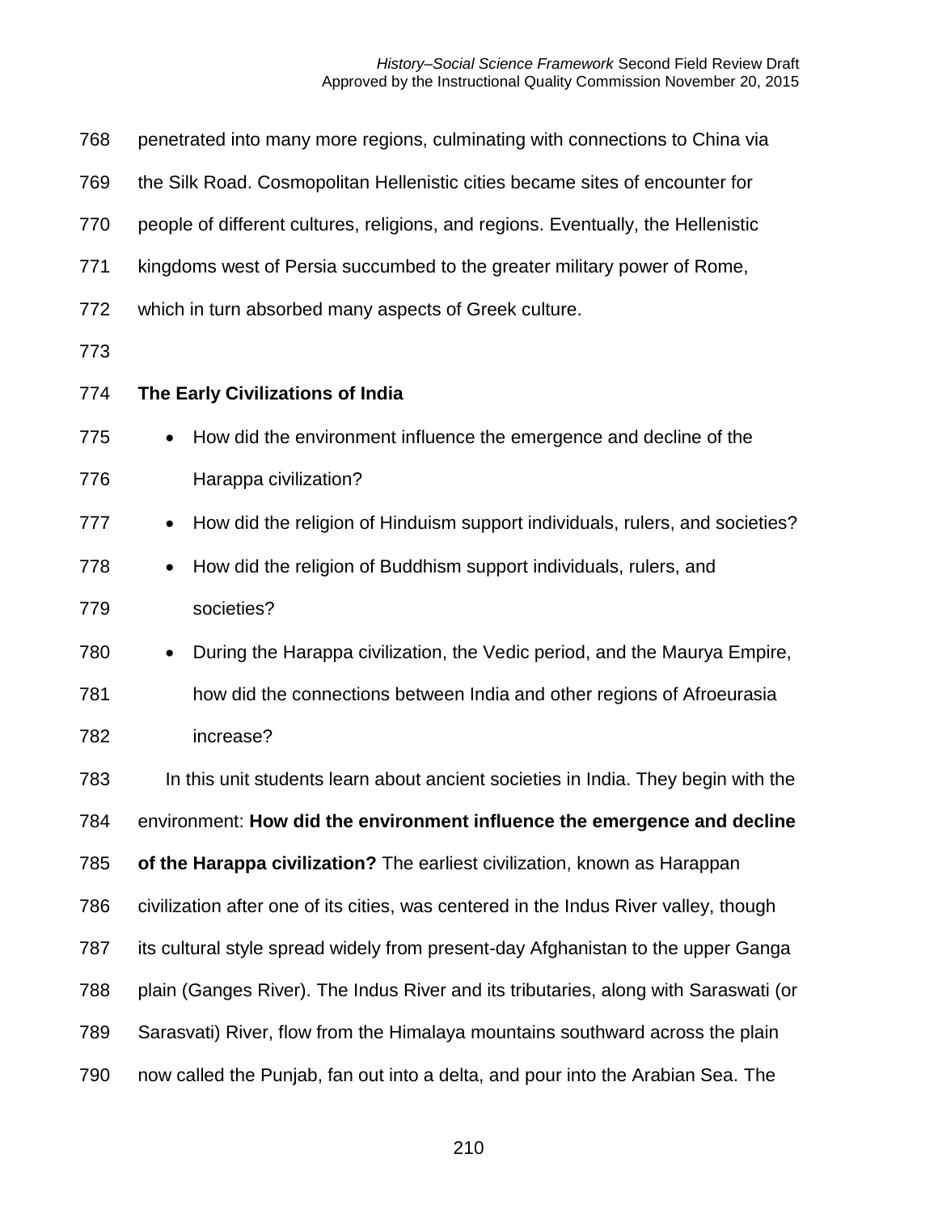penetrated into many more regions, culminating with connections to China via the Silk Road. Cosmopolitan Hellenistic cities became sites of encounter for people of different cultures, religions, and regions. Eventually, the Hellenistic kingdoms west of Persia succumbed to the greater military power of Rome, which in turn absorbed many aspects of Greek culture.

**The Early Civilizations of India**

- How did the environment influence the emergence and decline of the Harappa civilization?
- How did the religion of Hinduism support individuals, rulers, and societies?
- How did the religion of Buddhism support individuals, rulers, and societies?
- During the Harappa civilization, the Vedic period, and the Maurya Empire, how did the connections between India and other regions of Afroeurasia increase?

In this unit students learn about ancient societies in India. They begin with the environment: **How did the environment influence the emergence and decline of the Harappa civilization?** The earliest civilization, known as Harappan civilization after one of its cities, was centered in the Indus River valley, though its cultural style spread widely from present-day Afghanistan to the upper Ganga plain (Ganges River). The Indus River and its tributaries, along with Saraswati (or Sarasvati) River, flow from the Himalaya mountains southward across the plain now called the Punjab, fan out into a delta, and pour into the Arabian Sea. The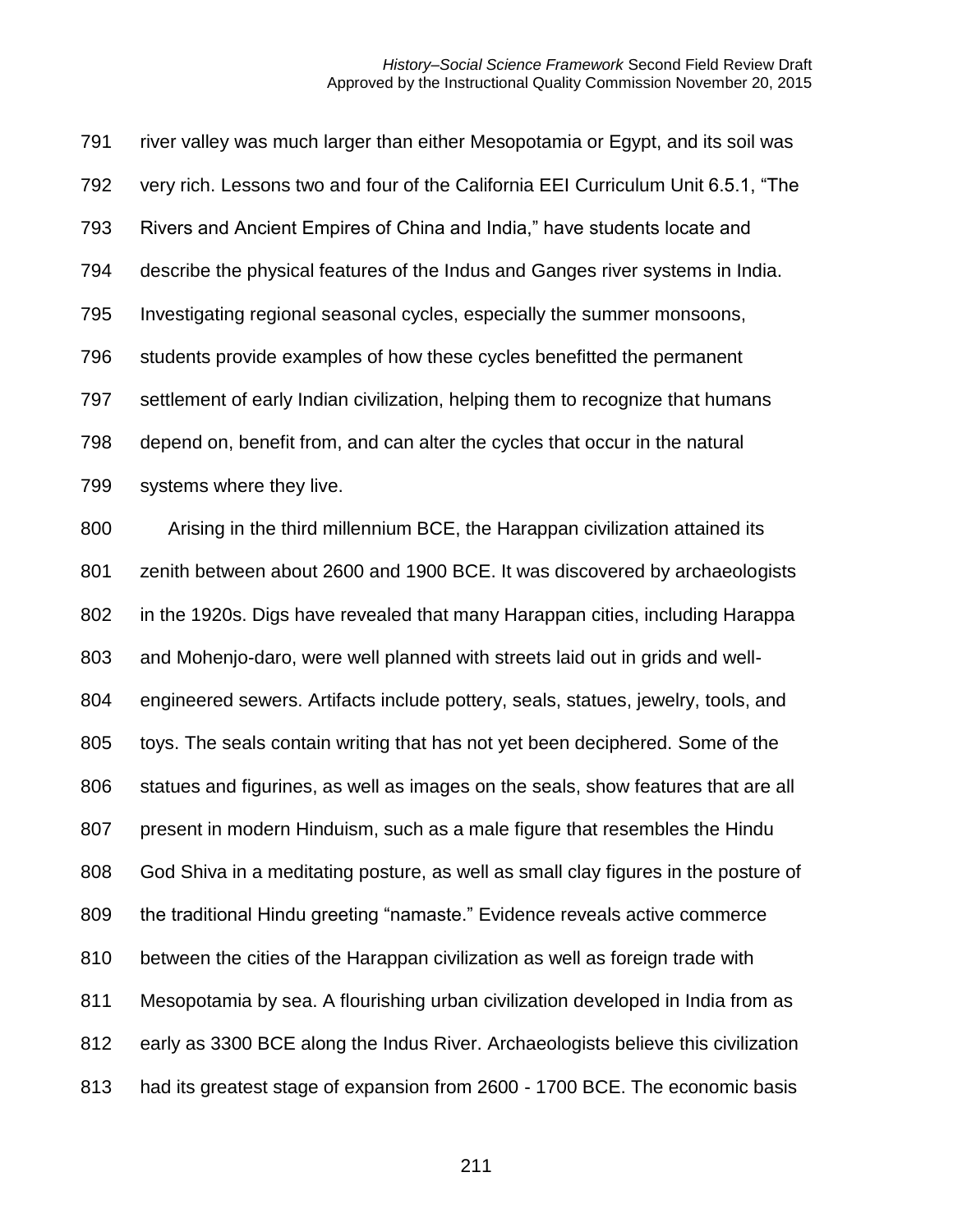river valley was much larger than either Mesopotamia or Egypt, and its soil was very rich. Lessons two and four of the California EEI Curriculum Unit 6.5.1, "The Rivers and Ancient Empires of China and India," have students locate and describe the physical features of the Indus and Ganges river systems in India. Investigating regional seasonal cycles, especially the summer monsoons, students provide examples of how these cycles benefitted the permanent settlement of early Indian civilization, helping them to recognize that humans depend on, benefit from, and can alter the cycles that occur in the natural systems where they live.

Arising in the third millennium BCE, the Harappan civilization attained its zenith between about 2600 and 1900 BCE. It was discovered by archaeologists in the 1920s. Digs have revealed that many Harappan cities, including Harappa and Mohenjo-daro, were well planned with streets laid out in grids and well-engineered sewers. Artifacts include pottery, seals, statues, jewelry, tools, and toys. The seals contain writing that has not yet been deciphered. Some of the statues and figurines, as well as images on the seals, show features that are all present in modern Hinduism, such as a male figure that resembles the Hindu God Shiva in a meditating posture, as well as small clay figures in the posture of the traditional Hindu greeting "namaste." Evidence reveals active commerce between the cities of the Harappan civilization as well as foreign trade with Mesopotamia by sea. A flourishing urban civilization developed in India from as early as 3300 BCE along the Indus River. Archaeologists believe this civilization had its greatest stage of expansion from 2600 - 1700 BCE. The economic basis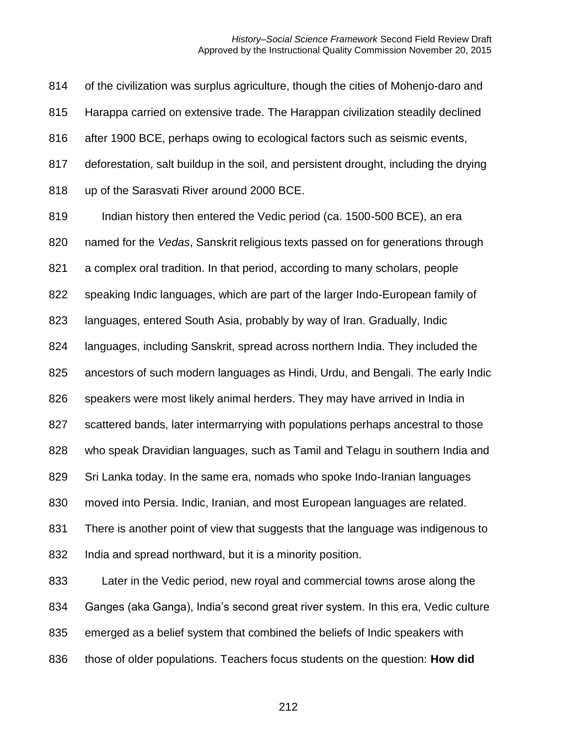of the civilization was surplus agriculture, though the cities of Mohenjo-daro and Harappa carried on extensive trade. The Harappan civilization steadily declined after 1900 BCE, perhaps owing to ecological factors such as seismic events, deforestation, salt buildup in the soil, and persistent drought, including the drying up of the Sarasvati River around 2000 BCE.

Indian history then entered the Vedic period (ca. 1500-500 BCE), an era named for the *Vedas*, Sanskrit religious texts passed on for generations through a complex oral tradition. In that period, according to many scholars, people speaking Indic languages, which are part of the larger Indo-European family of languages, entered South Asia, probably by way of Iran. Gradually, Indic languages, including Sanskrit, spread across northern India. They included the ancestors of such modern languages as Hindi, Urdu, and Bengali. The early Indic speakers were most likely animal herders. They may have arrived in India in scattered bands, later intermarrying with populations perhaps ancestral to those who speak Dravidian languages, such as Tamil and Telagu in southern India and Sri Lanka today. In the same era, nomads who spoke Indo-Iranian languages moved into Persia. Indic, Iranian, and most European languages are related. There is another point of view that suggests that the language was indigenous to India and spread northward, but it is a minority position.

Later in the Vedic period, new royal and commercial towns arose along the Ganges (aka Ganga), India's second great river system. In this era, Vedic culture emerged as a belief system that combined the beliefs of Indic speakers with those of older populations. Teachers focus students on the question: **How did**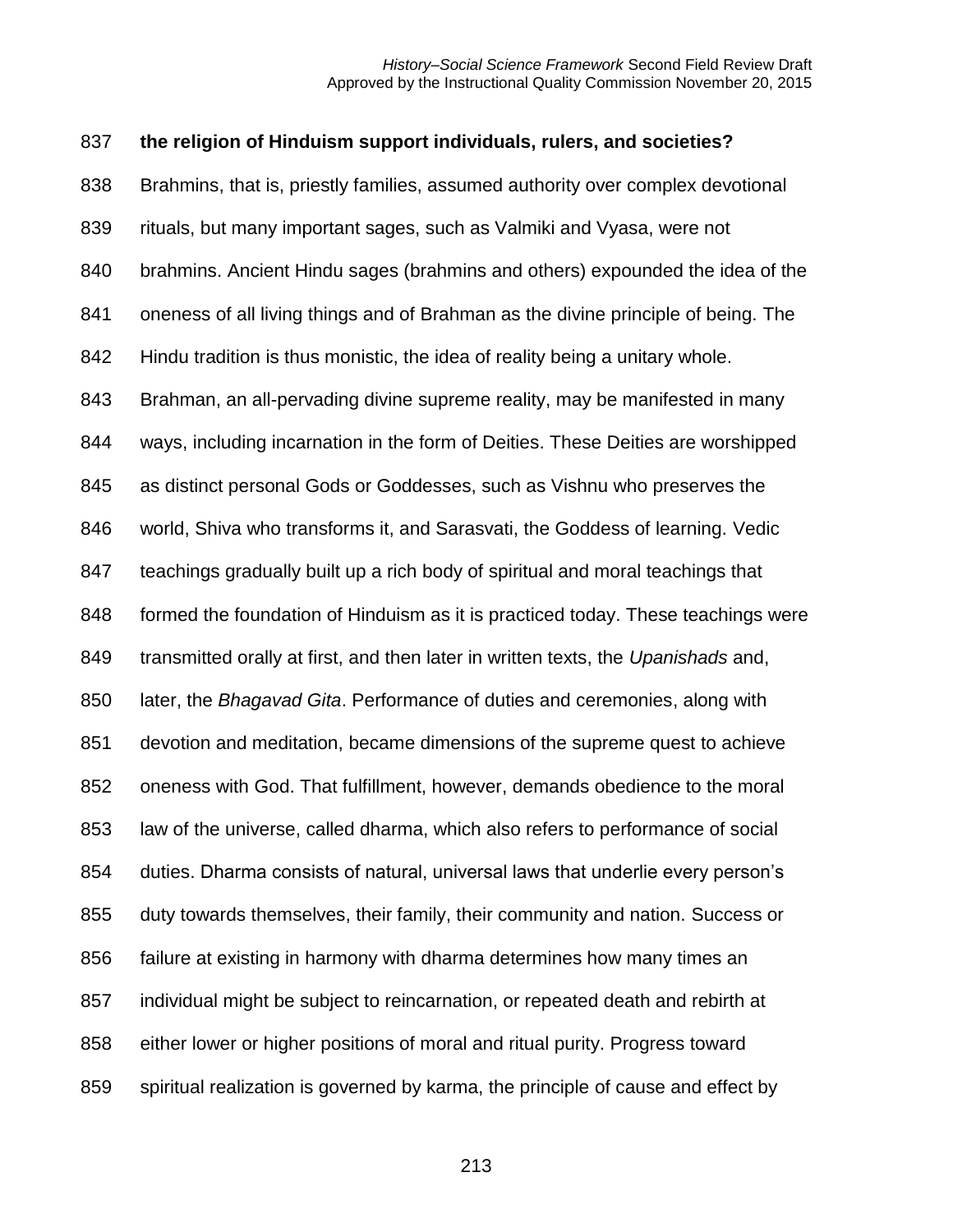**the religion of Hinduism support individuals, rulers, and societies?**

Brahmins, that is, priestly families, assumed authority over complex devotional rituals, but many important sages, such as Valmiki and Vyasa, were not brahmins. Ancient Hindu sages (brahmins and others) expounded the idea of the oneness of all living things and of Brahman as the divine principle of being. The Hindu tradition is thus monistic, the idea of reality being a unitary whole. Brahman, an all-pervading divine supreme reality, may be manifested in many ways, including incarnation in the form of Deities. These Deities are worshipped as distinct personal Gods or Goddesses, such as Vishnu who preserves the world, Shiva who transforms it, and Sarasvati, the Goddess of learning. Vedic teachings gradually built up a rich body of spiritual and moral teachings that formed the foundation of Hinduism as it is practiced today. These teachings were transmitted orally at first, and then later in written texts, the *Upanishads* and, later, the *Bhagavad Gita*. Performance of duties and ceremonies, along with devotion and meditation, became dimensions of the supreme quest to achieve oneness with God. That fulfillment, however, demands obedience to the moral law of the universe, called dharma, which also refers to performance of social duties. Dharma consists of natural, universal laws that underlie every person's duty towards themselves, their family, their community and nation. Success or failure at existing in harmony with dharma determines how many times an individual might be subject to reincarnation, or repeated death and rebirth at either lower or higher positions of moral and ritual purity. Progress toward spiritual realization is governed by karma, the principle of cause and effect by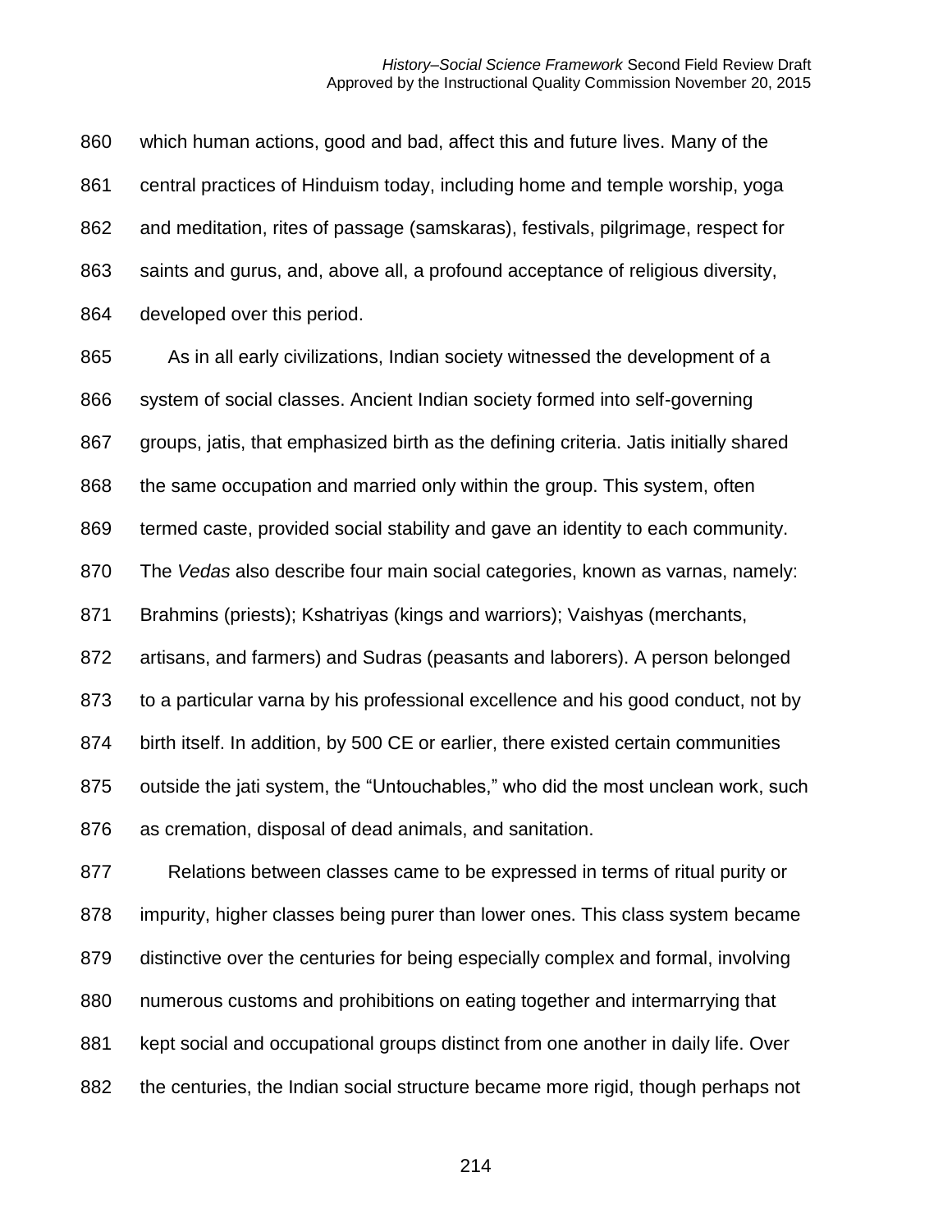which human actions, good and bad, affect this and future lives. Many of the central practices of Hinduism today, including home and temple worship, yoga and meditation, rites of passage (samskaras), festivals, pilgrimage, respect for saints and gurus, and, above all, a profound acceptance of religious diversity, developed over this period.

As in all early civilizations, Indian society witnessed the development of a system of social classes. Ancient Indian society formed into self-governing groups, jatis, that emphasized birth as the defining criteria. Jatis initially shared the same occupation and married only within the group. This system, often termed caste, provided social stability and gave an identity to each community. The *Vedas* also describe four main social categories, known as varnas, namely: Brahmins (priests); Kshatriyas (kings and warriors); Vaishyas (merchants, artisans, and farmers) and Sudras (peasants and laborers). A person belonged to a particular varna by his professional excellence and his good conduct, not by birth itself. In addition, by 500 CE or earlier, there existed certain communities outside the jati system, the "Untouchables," who did the most unclean work, such as cremation, disposal of dead animals, and sanitation.

Relations between classes came to be expressed in terms of ritual purity or impurity, higher classes being purer than lower ones. This class system became distinctive over the centuries for being especially complex and formal, involving numerous customs and prohibitions on eating together and intermarrying that kept social and occupational groups distinct from one another in daily life. Over the centuries, the Indian social structure became more rigid, though perhaps not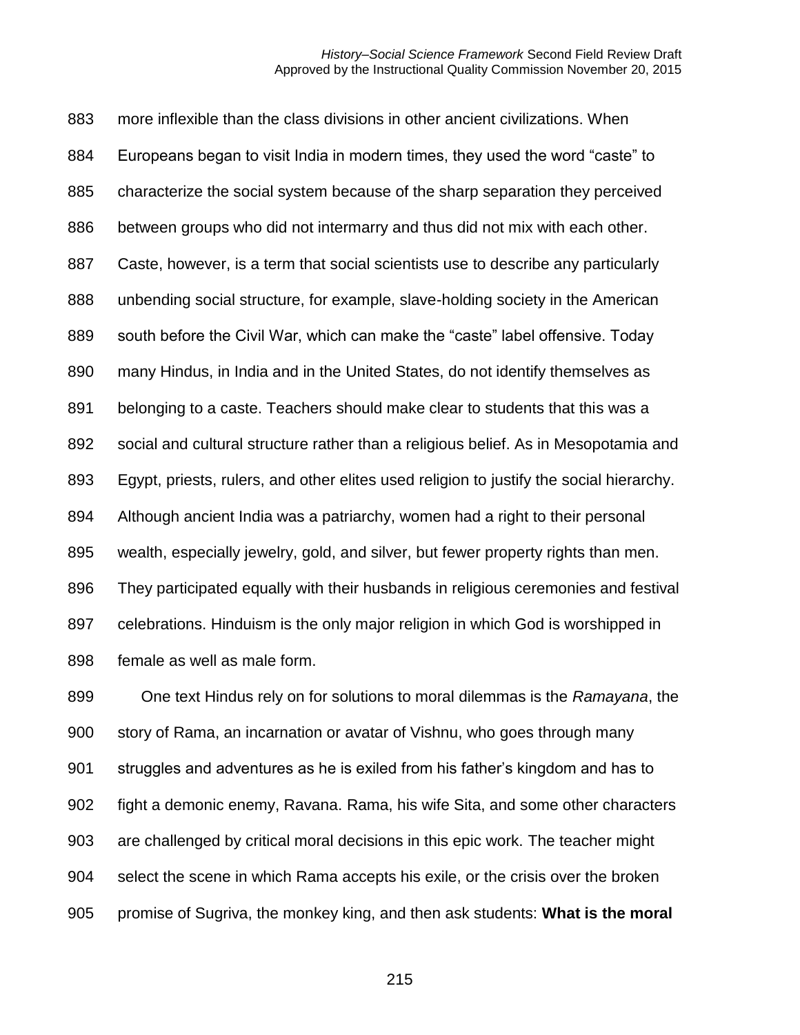more inflexible than the class divisions in other ancient civilizations. When Europeans began to visit India in modern times, they used the word “caste” to characterize the social system because of the sharp separation they perceived between groups who did not intermarry and thus did not mix with each other. Caste, however, is a term that social scientists use to describe any particularly unbending social structure, for example, slave-holding society in the American south before the Civil War, which can make the “caste” label offensive. Today many Hindus, in India and in the United States, do not identify themselves as belonging to a caste. Teachers should make clear to students that this was a social and cultural structure rather than a religious belief. As in Mesopotamia and Egypt, priests, rulers, and other elites used religion to justify the social hierarchy. Although ancient India was a patriarchy, women had a right to their personal wealth, especially jewelry, gold, and silver, but fewer property rights than men. They participated equally with their husbands in religious ceremonies and festival celebrations. Hinduism is the only major religion in which God is worshipped in female as well as male form.

One text Hindus rely on for solutions to moral dilemmas is the *Ramayana*, the story of Rama, an incarnation or avatar of Vishnu, who goes through many struggles and adventures as he is exiled from his father’s kingdom and has to fight a demonic enemy, Ravana. Rama, his wife Sita, and some other characters are challenged by critical moral decisions in this epic work. The teacher might select the scene in which Rama accepts his exile, or the crisis over the broken promise of Sugriva, the monkey king, and then ask students: **What is the moral**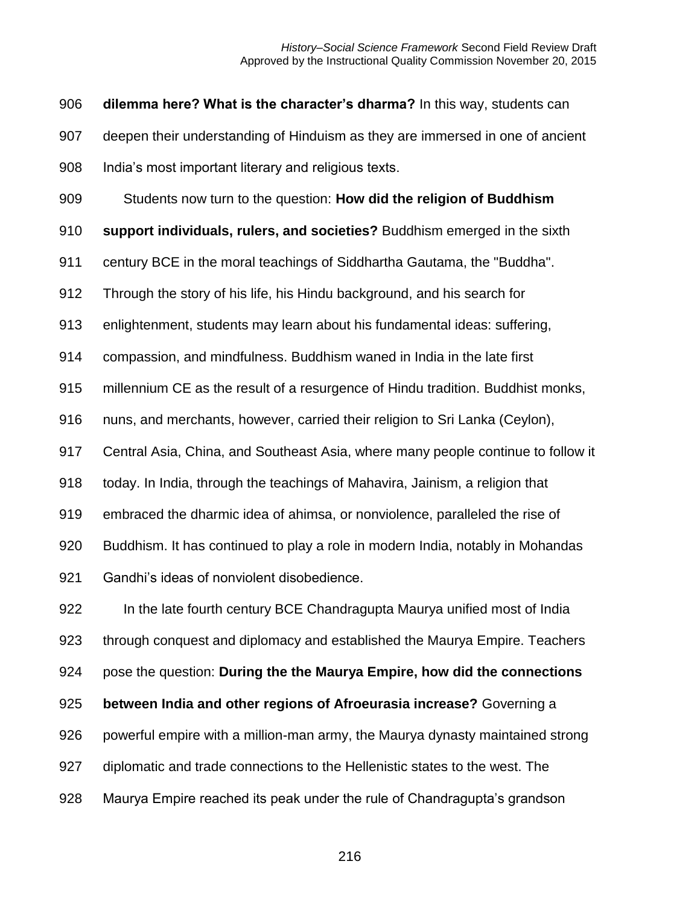**dilemma here? What is the character's dharma?** In this way, students can deepen their understanding of Hinduism as they are immersed in one of ancient India's most important literary and religious texts.

Students now turn to the question: **How did the religion of Buddhism support individuals, rulers, and societies?** Buddhism emerged in the sixth century BCE in the moral teachings of Siddhartha Gautama, the "Buddha". Through the story of his life, his Hindu background, and his search for enlightenment, students may learn about his fundamental ideas: suffering, compassion, and mindfulness. Buddhism waned in India in the late first millennium CE as the result of a resurgence of Hindu tradition. Buddhist monks, nuns, and merchants, however, carried their religion to Sri Lanka (Ceylon), Central Asia, China, and Southeast Asia, where many people continue to follow it today. In India, through the teachings of Mahavira, Jainism, a religion that embraced the dharmic idea of ahimsa, or nonviolence, paralleled the rise of Buddhism. It has continued to play a role in modern India, notably in Mohandas Gandhi's ideas of nonviolent disobedience.

In the late fourth century BCE Chandragupta Maurya unified most of India through conquest and diplomacy and established the Maurya Empire. Teachers pose the question: **During the the Maurya Empire, how did the connections between India and other regions of Afroeurasia increase?** Governing a powerful empire with a million-man army, the Maurya dynasty maintained strong diplomatic and trade connections to the Hellenistic states to the west. The Maurya Empire reached its peak under the rule of Chandragupta's grandson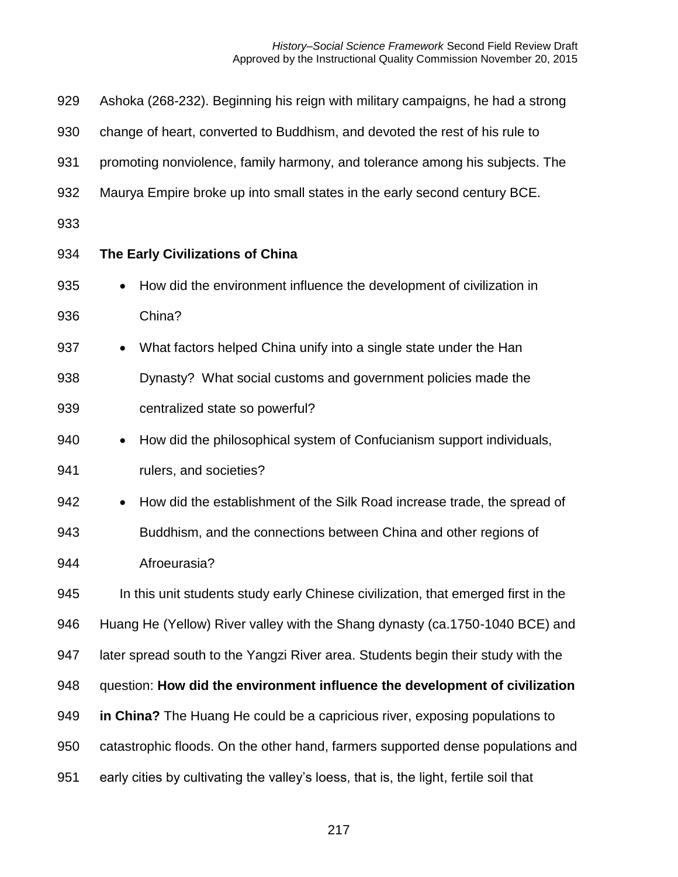Ashoka (268-232). Beginning his reign with military campaigns, he had a strong change of heart, converted to Buddhism, and devoted the rest of his rule to promoting nonviolence, family harmony, and tolerance among his subjects. The Maurya Empire broke up into small states in the early second century BCE.

**The Early Civilizations of China**

- How did the environment influence the development of civilization in China?
- What factors helped China unify into a single state under the Han Dynasty? What social customs and government policies made the centralized state so powerful?
- How did the philosophical system of Confucianism support individuals, rulers, and societies?
- How did the establishment of the Silk Road increase trade, the spread of Buddhism, and the connections between China and other regions of Afroeurasia?

In this unit students study early Chinese civilization, that emerged first in the Huang He (Yellow) River valley with the Shang dynasty (ca.1750-1040 BCE) and later spread south to the Yangzi River area. Students begin their study with the question: **How did the environment influence the development of civilization in China?** The Huang He could be a capricious river, exposing populations to catastrophic floods. On the other hand, farmers supported dense populations and early cities by cultivating the valley's loess, that is, the light, fertile soil that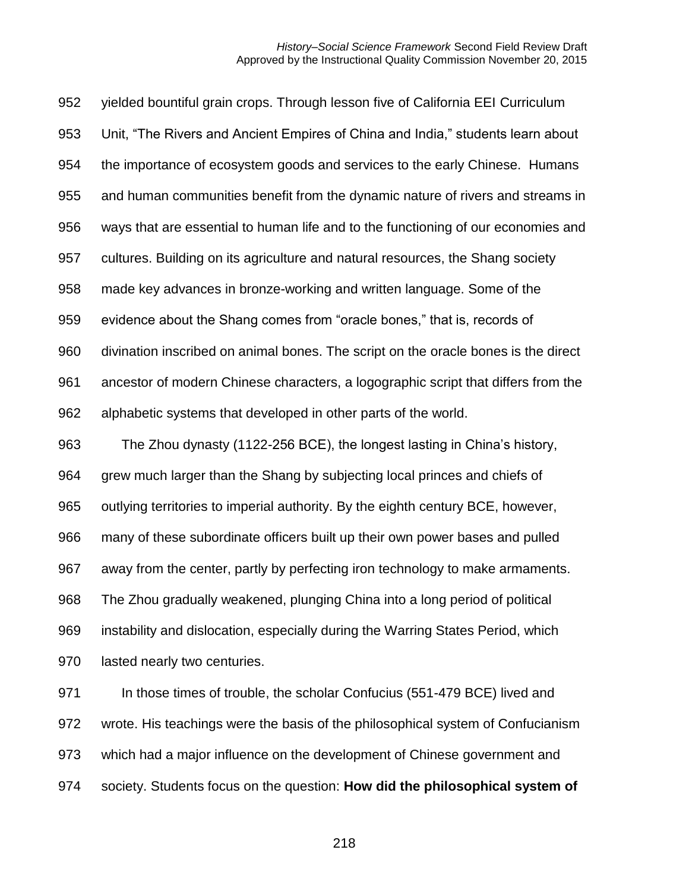yielded bountiful grain crops. Through lesson five of California EEI Curriculum Unit, "The Rivers and Ancient Empires of China and India," students learn about the importance of ecosystem goods and services to the early Chinese. Humans and human communities benefit from the dynamic nature of rivers and streams in ways that are essential to human life and to the functioning of our economies and cultures. Building on its agriculture and natural resources, the Shang society made key advances in bronze-working and written language. Some of the evidence about the Shang comes from "oracle bones," that is, records of divination inscribed on animal bones. The script on the oracle bones is the direct ancestor of modern Chinese characters, a logographic script that differs from the alphabetic systems that developed in other parts of the world.

The Zhou dynasty (1122-256 BCE), the longest lasting in China's history, grew much larger than the Shang by subjecting local princes and chiefs of outlying territories to imperial authority. By the eighth century BCE, however, many of these subordinate officers built up their own power bases and pulled away from the center, partly by perfecting iron technology to make armaments. The Zhou gradually weakened, plunging China into a long period of political instability and dislocation, especially during the Warring States Period, which lasted nearly two centuries.

In those times of trouble, the scholar Confucius (551-479 BCE) lived and wrote. His teachings were the basis of the philosophical system of Confucianism which had a major influence on the development of Chinese government and society. Students focus on the question: **How did the philosophical system of**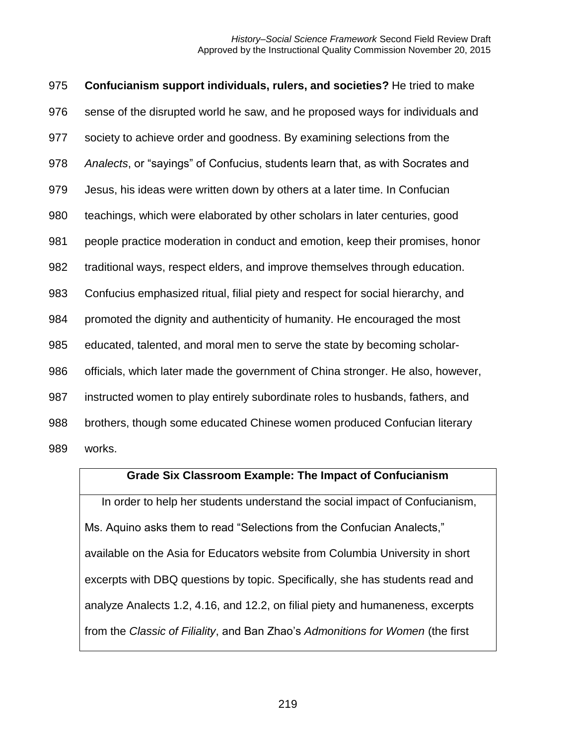**Confucianism support individuals, rulers, and societies?** He tried to make sense of the disrupted world he saw, and he proposed ways for individuals and society to achieve order and goodness. By examining selections from the *Analects*, or "sayings" of Confucius, students learn that, as with Socrates and Jesus, his ideas were written down by others at a later time. In Confucian teachings, which were elaborated by other scholars in later centuries, good people practice moderation in conduct and emotion, keep their promises, honor traditional ways, respect elders, and improve themselves through education. Confucius emphasized ritual, filial piety and respect for social hierarchy, and promoted the dignity and authenticity of humanity. He encouraged the most educated, talented, and moral men to serve the state by becoming scholar-officials, which later made the government of China stronger. He also, however, instructed women to play entirely subordinate roles to husbands, fathers, and brothers, though some educated Chinese women produced Confucian literary works.

**Grade Six Classroom Example: The Impact of Confucianism**

In order to help her students understand the social impact of Confucianism, Ms. Aquino asks them to read "Selections from the Confucian Analects," available on the Asia for Educators website from Columbia University in short excerpts with DBQ questions by topic. Specifically, she has students read and analyze Analects 1.2, 4.16, and 12.2, on filial piety and humaneness, excerpts from the *Classic of Filiality*, and Ban Zhao's *Admonitions for Women* (the first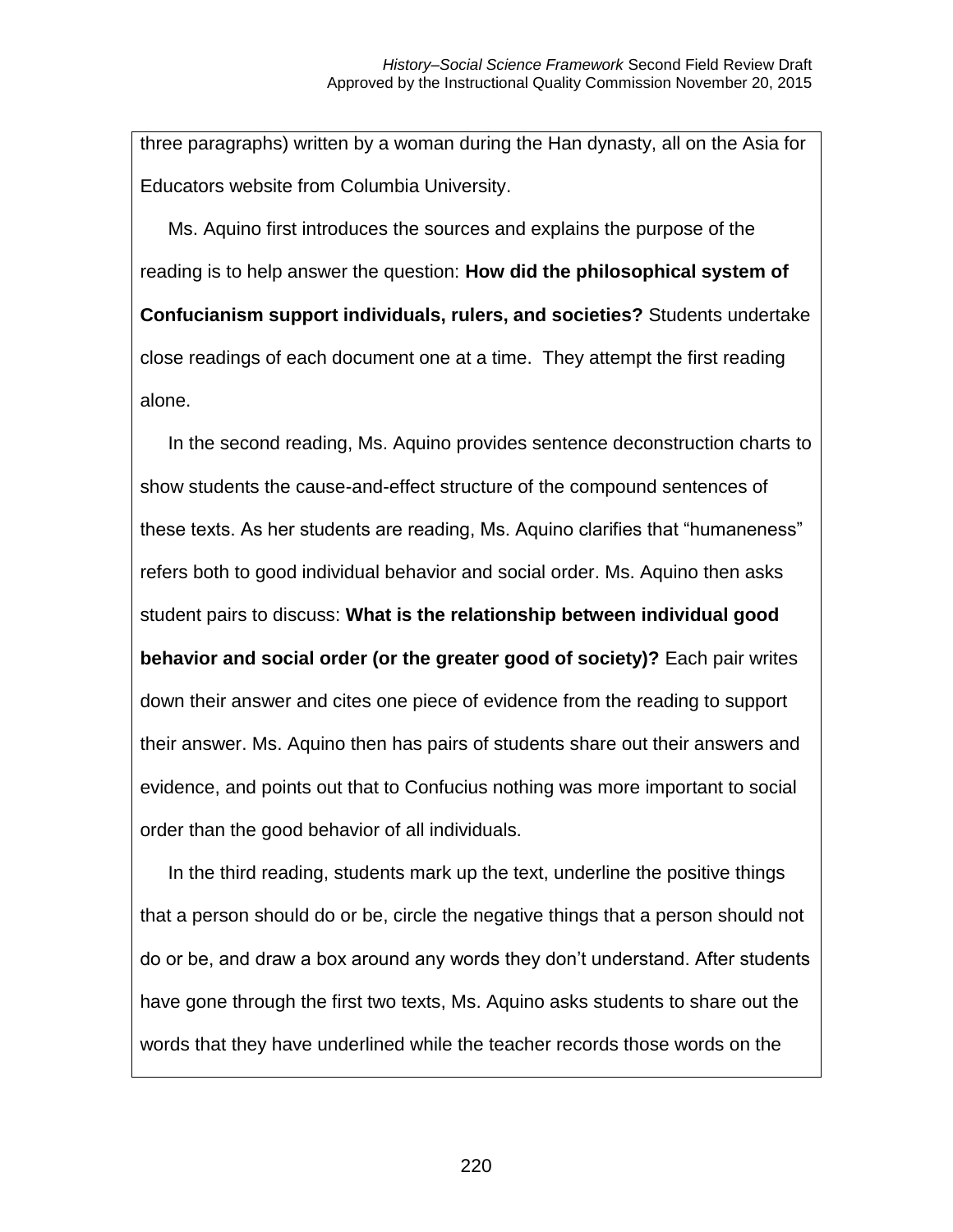three paragraphs) written by a woman during the Han dynasty, all on the Asia for Educators website from Columbia University.

Ms. Aquino first introduces the sources and explains the purpose of the reading is to help answer the question: **How did the philosophical system of Confucianism support individuals, rulers, and societies?** Students undertake close readings of each document one at a time. They attempt the first reading alone.

In the second reading, Ms. Aquino provides sentence deconstruction charts to show students the cause-and-effect structure of the compound sentences of these texts. As her students are reading, Ms. Aquino clarifies that "humaneness" refers both to good individual behavior and social order. Ms. Aquino then asks student pairs to discuss: **What is the relationship between individual good behavior and social order (or the greater good of society)?** Each pair writes down their answer and cites one piece of evidence from the reading to support their answer. Ms. Aquino then has pairs of students share out their answers and evidence, and points out that to Confucius nothing was more important to social order than the good behavior of all individuals.

In the third reading, students mark up the text, underline the positive things that a person should do or be, circle the negative things that a person should not do or be, and draw a box around any words they don't understand. After students have gone through the first two texts, Ms. Aquino asks students to share out the words that they have underlined while the teacher records those words on the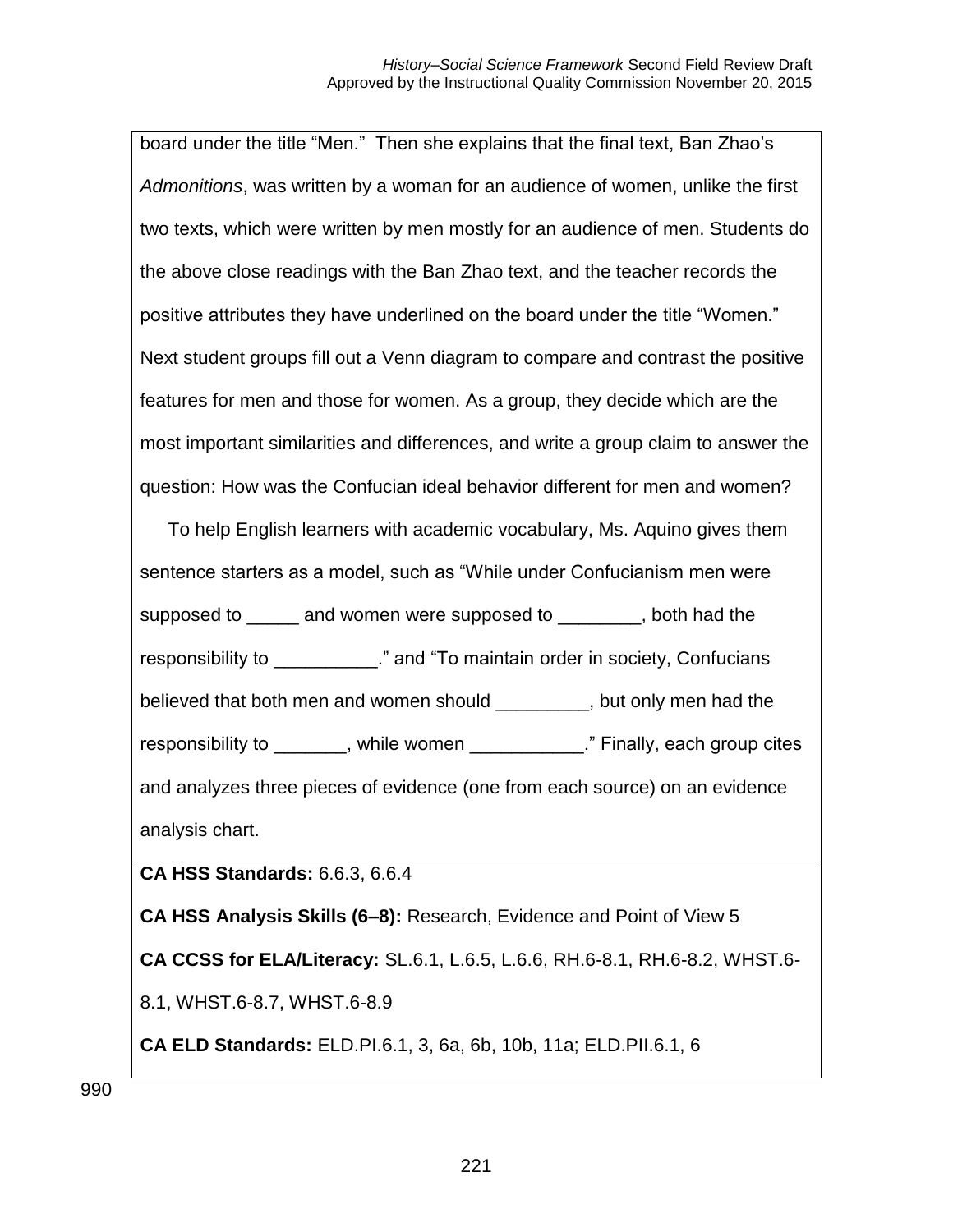board under the title "Men." Then she explains that the final text, Ban Zhao's *Admonitions*, was written by a woman for an audience of women, unlike the first two texts, which were written by men mostly for an audience of men. Students do the above close readings with the Ban Zhao text, and the teacher records the positive attributes they have underlined on the board under the title "Women." Next student groups fill out a Venn diagram to compare and contrast the positive features for men and those for women. As a group, they decide which are the most important similarities and differences, and write a group claim to answer the question: How was the Confucian ideal behavior different for men and women?

To help English learners with academic vocabulary, Ms. Aquino gives them sentence starters as a model, such as "While under Confucianism men were supposed to _____ and women were supposed to ________, both had the responsibility to __________." and "To maintain order in society, Confucians believed that both men and women should _________, but only men had the responsibility to _______, while women ___________." Finally, each group cites and analyzes three pieces of evidence (one from each source) on an evidence analysis chart.

**CA HSS Standards:** 6.6.3, 6.6.4

**CA HSS Analysis Skills (6–8):** Research, Evidence and Point of View 5

**CA CCSS for ELA/Literacy:** SL.6.1, L.6.5, L.6.6, RH.6-8.1, RH.6-8.2, WHST.6-8.1, WHST.6-8.7, WHST.6-8.9

**CA ELD Standards:** ELD.PI.6.1, 3, 6a, 6b, 10b, 11a; ELD.PII.6.1, 6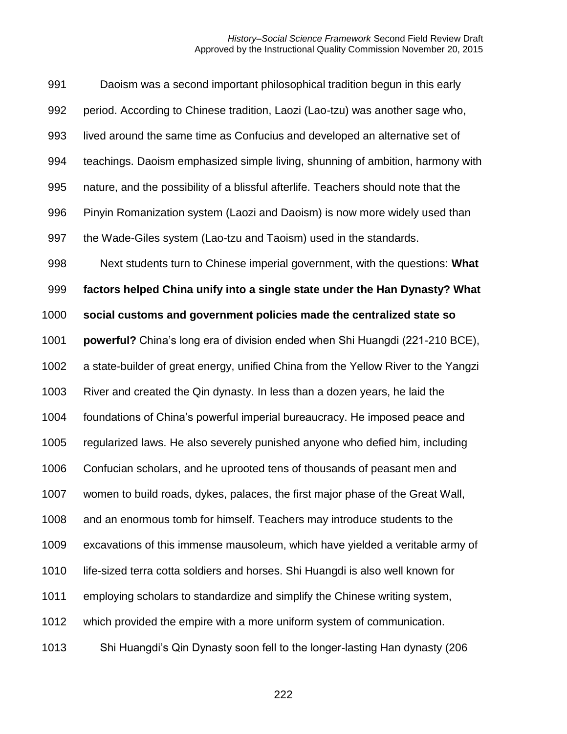Daoism was a second important philosophical tradition begun in this early period. According to Chinese tradition, Laozi (Lao-tzu) was another sage who, lived around the same time as Confucius and developed an alternative set of teachings. Daoism emphasized simple living, shunning of ambition, harmony with nature, and the possibility of a blissful afterlife. Teachers should note that the Pinyin Romanization system (Laozi and Daoism) is now more widely used than the Wade-Giles system (Lao-tzu and Taoism) used in the standards.

Next students turn to Chinese imperial government, with the questions: **What factors helped China unify into a single state under the Han Dynasty? What social customs and government policies made the centralized state so powerful?** China's long era of division ended when Shi Huangdi (221-210 BCE), a state-builder of great energy, unified China from the Yellow River to the Yangzi River and created the Qin dynasty. In less than a dozen years, he laid the foundations of China's powerful imperial bureaucracy. He imposed peace and regularized laws. He also severely punished anyone who defied him, including Confucian scholars, and he uprooted tens of thousands of peasant men and women to build roads, dykes, palaces, the first major phase of the Great Wall, and an enormous tomb for himself. Teachers may introduce students to the excavations of this immense mausoleum, which have yielded a veritable army of life-sized terra cotta soldiers and horses. Shi Huangdi is also well known for employing scholars to standardize and simplify the Chinese writing system, which provided the empire with a more uniform system of communication.

Shi Huangdi's Qin Dynasty soon fell to the longer-lasting Han dynasty (206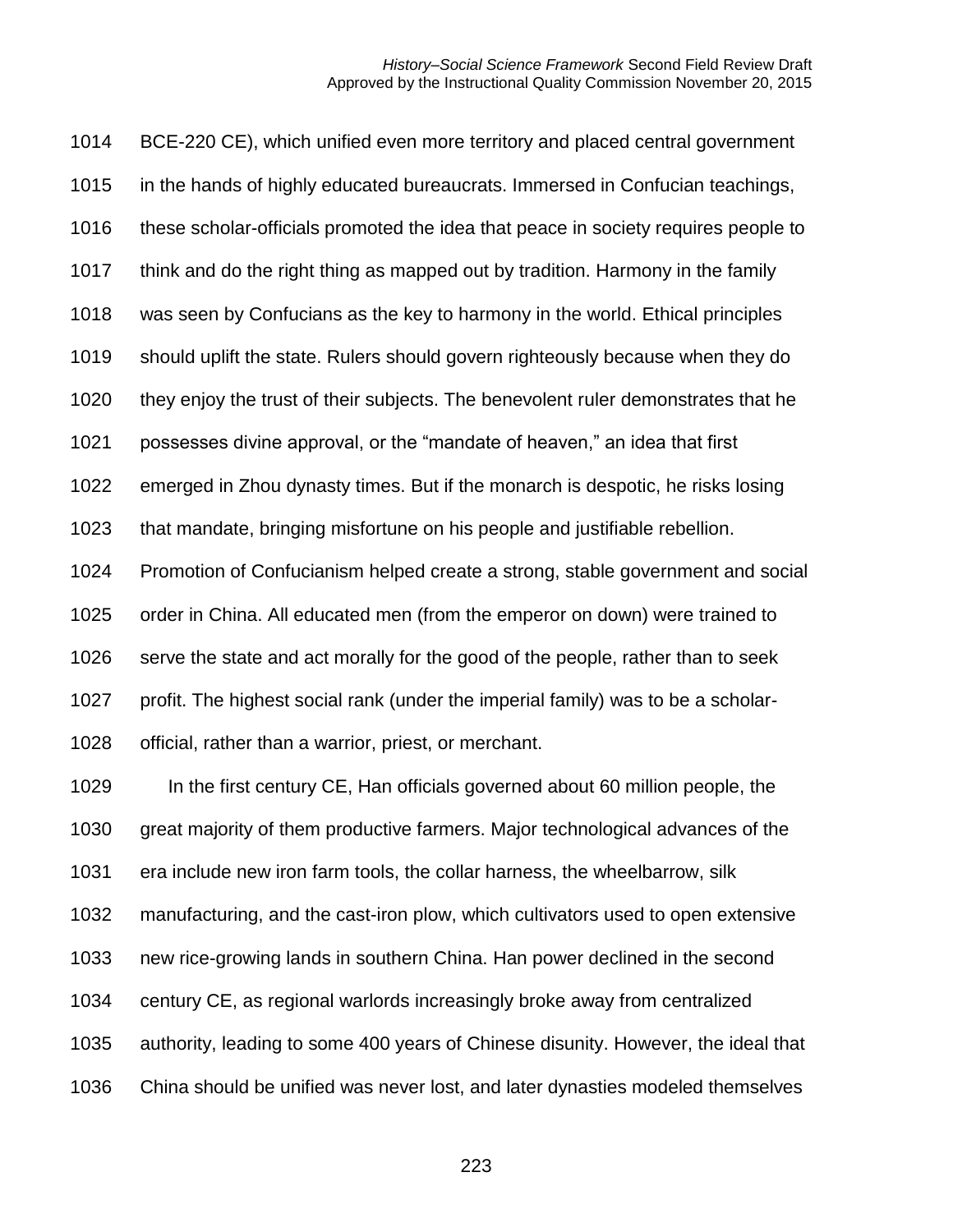BCE-220 CE), which unified even more territory and placed central government in the hands of highly educated bureaucrats. Immersed in Confucian teachings, these scholar-officials promoted the idea that peace in society requires people to think and do the right thing as mapped out by tradition. Harmony in the family was seen by Confucians as the key to harmony in the world. Ethical principles should uplift the state. Rulers should govern righteously because when they do they enjoy the trust of their subjects. The benevolent ruler demonstrates that he possesses divine approval, or the "mandate of heaven," an idea that first emerged in Zhou dynasty times. But if the monarch is despotic, he risks losing that mandate, bringing misfortune on his people and justifiable rebellion. Promotion of Confucianism helped create a strong, stable government and social order in China. All educated men (from the emperor on down) were trained to serve the state and act morally for the good of the people, rather than to seek profit. The highest social rank (under the imperial family) was to be a scholar-official, rather than a warrior, priest, or merchant.

In the first century CE, Han officials governed about 60 million people, the great majority of them productive farmers. Major technological advances of the era include new iron farm tools, the collar harness, the wheelbarrow, silk manufacturing, and the cast-iron plow, which cultivators used to open extensive new rice-growing lands in southern China. Han power declined in the second century CE, as regional warlords increasingly broke away from centralized authority, leading to some 400 years of Chinese disunity. However, the ideal that China should be unified was never lost, and later dynasties modeled themselves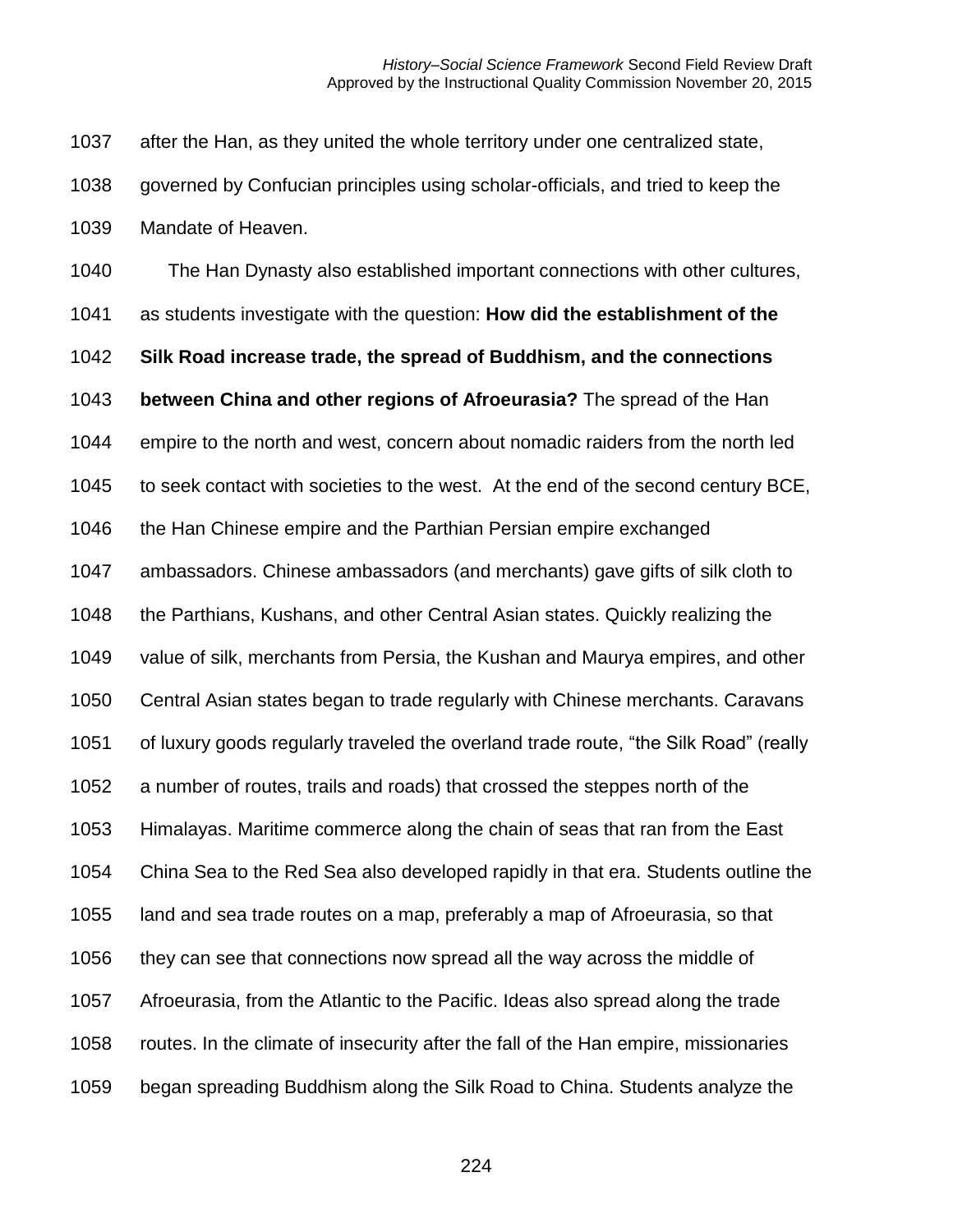after the Han, as they united the whole territory under one centralized state, governed by Confucian principles using scholar-officials, and tried to keep the Mandate of Heaven.

The Han Dynasty also established important connections with other cultures, as students investigate with the question: **How did the establishment of the Silk Road increase trade, the spread of Buddhism, and the connections between China and other regions of Afroeurasia?** The spread of the Han empire to the north and west, concern about nomadic raiders from the north led to seek contact with societies to the west. At the end of the second century BCE, the Han Chinese empire and the Parthian Persian empire exchanged ambassadors. Chinese ambassadors (and merchants) gave gifts of silk cloth to the Parthians, Kushans, and other Central Asian states. Quickly realizing the value of silk, merchants from Persia, the Kushan and Maurya empires, and other Central Asian states began to trade regularly with Chinese merchants. Caravans of luxury goods regularly traveled the overland trade route, "the Silk Road" (really a number of routes, trails and roads) that crossed the steppes north of the Himalayas. Maritime commerce along the chain of seas that ran from the East China Sea to the Red Sea also developed rapidly in that era. Students outline the land and sea trade routes on a map, preferably a map of Afroeurasia, so that they can see that connections now spread all the way across the middle of Afroeurasia, from the Atlantic to the Pacific. Ideas also spread along the trade routes. In the climate of insecurity after the fall of the Han empire, missionaries began spreading Buddhism along the Silk Road to China. Students analyze the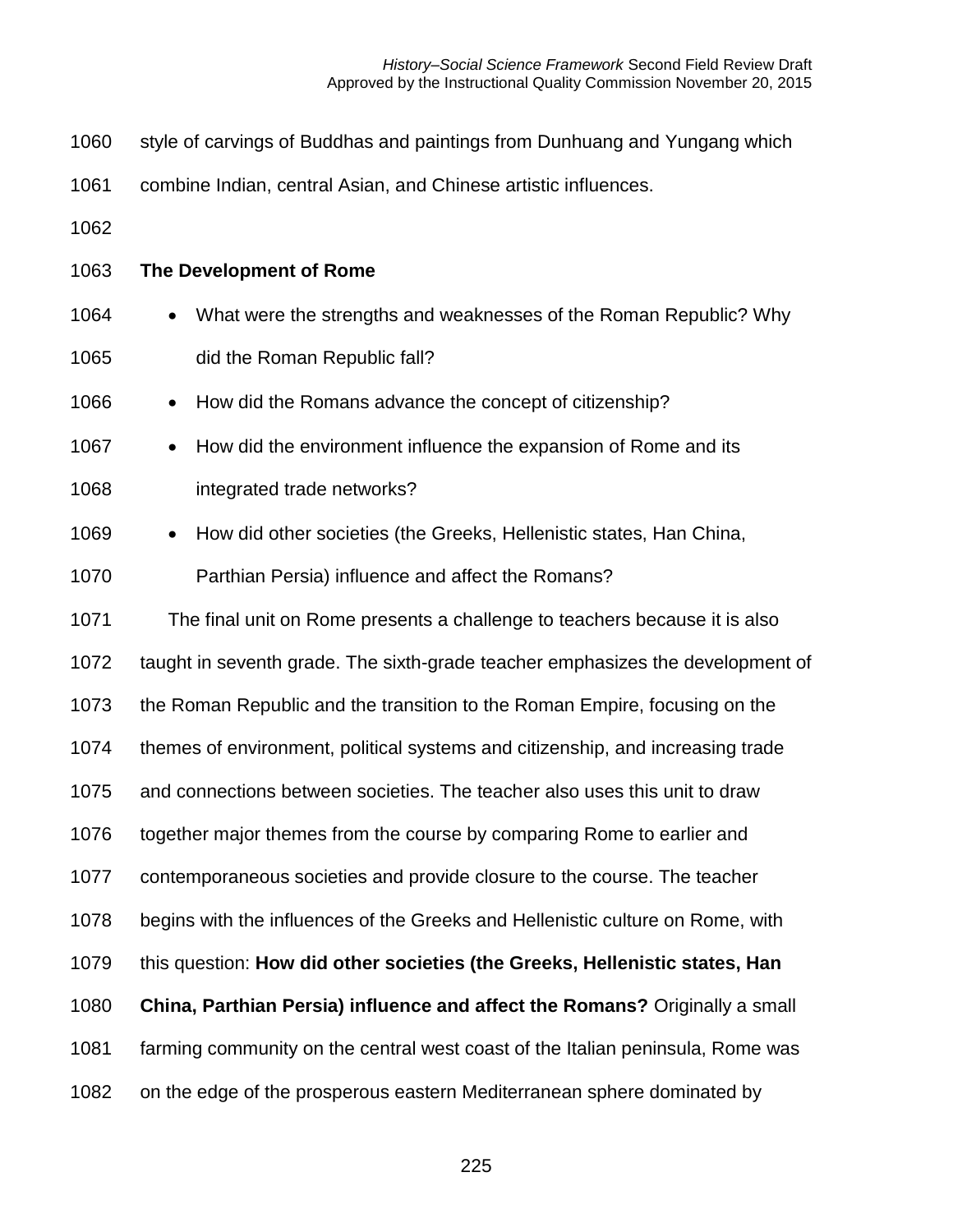style of carvings of Buddhas and paintings from Dunhuang and Yungang which combine Indian, central Asian, and Chinese artistic influences.

**The Development of Rome**

- What were the strengths and weaknesses of the Roman Republic? Why did the Roman Republic fall?
- How did the Romans advance the concept of citizenship?
- How did the environment influence the expansion of Rome and its integrated trade networks?
- How did other societies (the Greeks, Hellenistic states, Han China, Parthian Persia) influence and affect the Romans?

The final unit on Rome presents a challenge to teachers because it is also taught in seventh grade. The sixth-grade teacher emphasizes the development of the Roman Republic and the transition to the Roman Empire, focusing on the themes of environment, political systems and citizenship, and increasing trade and connections between societies. The teacher also uses this unit to draw together major themes from the course by comparing Rome to earlier and contemporaneous societies and provide closure to the course. The teacher begins with the influences of the Greeks and Hellenistic culture on Rome, with this question: **How did other societies (the Greeks, Hellenistic states, Han China, Parthian Persia) influence and affect the Romans?** Originally a small farming community on the central west coast of the Italian peninsula, Rome was on the edge of the prosperous eastern Mediterranean sphere dominated by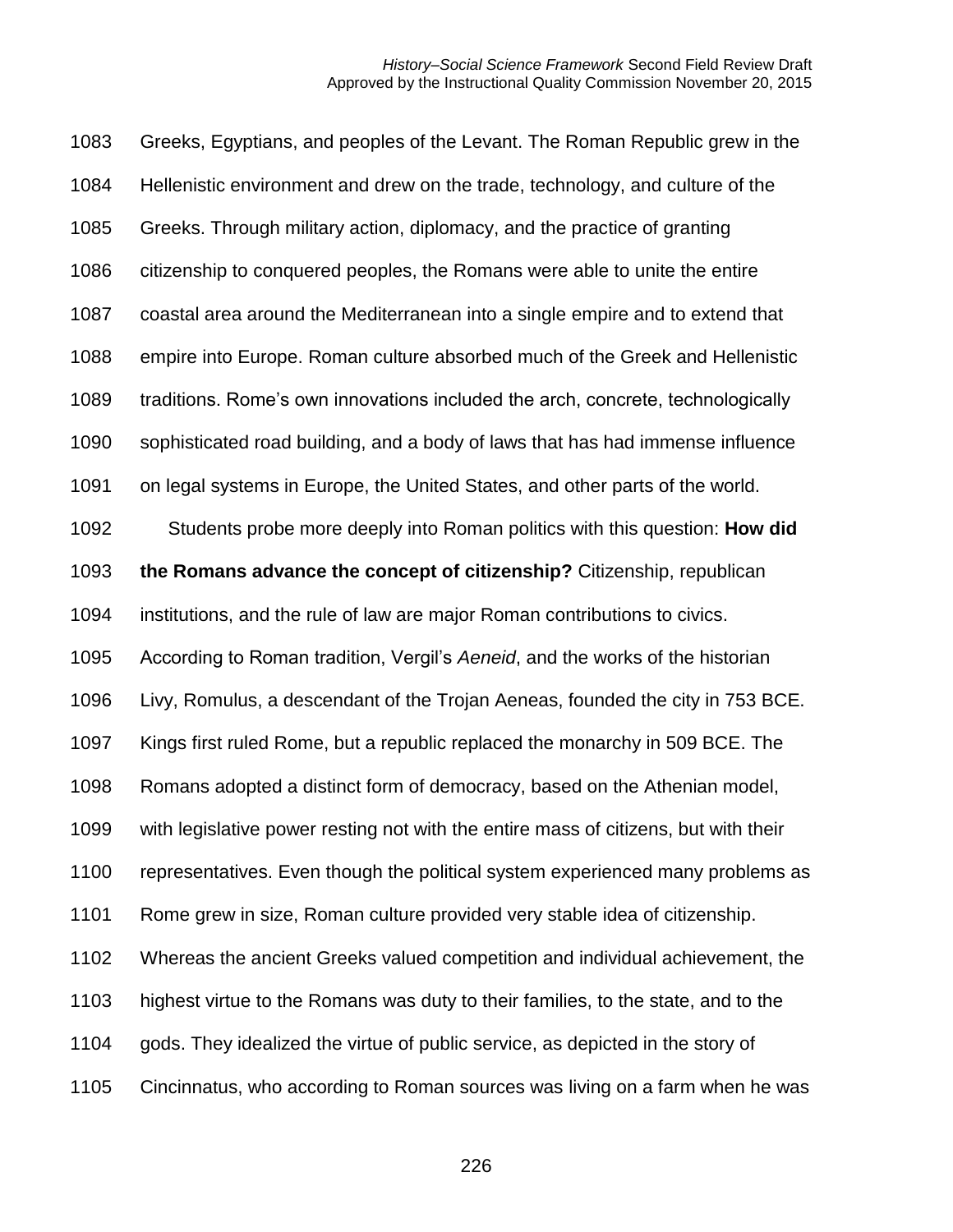Greeks, Egyptians, and peoples of the Levant. The Roman Republic grew in the Hellenistic environment and drew on the trade, technology, and culture of the Greeks. Through military action, diplomacy, and the practice of granting citizenship to conquered peoples, the Romans were able to unite the entire coastal area around the Mediterranean into a single empire and to extend that empire into Europe. Roman culture absorbed much of the Greek and Hellenistic traditions. Rome's own innovations included the arch, concrete, technologically sophisticated road building, and a body of laws that has had immense influence on legal systems in Europe, the United States, and other parts of the world.

Students probe more deeply into Roman politics with this question: **How did the Romans advance the concept of citizenship?** Citizenship, republican institutions, and the rule of law are major Roman contributions to civics. According to Roman tradition, Vergil's *Aeneid*, and the works of the historian Livy, Romulus, a descendant of the Trojan Aeneas, founded the city in 753 BCE. Kings first ruled Rome, but a republic replaced the monarchy in 509 BCE. The Romans adopted a distinct form of democracy, based on the Athenian model, with legislative power resting not with the entire mass of citizens, but with their representatives. Even though the political system experienced many problems as Rome grew in size, Roman culture provided very stable idea of citizenship. Whereas the ancient Greeks valued competition and individual achievement, the highest virtue to the Romans was duty to their families, to the state, and to the gods. They idealized the virtue of public service, as depicted in the story of Cincinnatus, who according to Roman sources was living on a farm when he was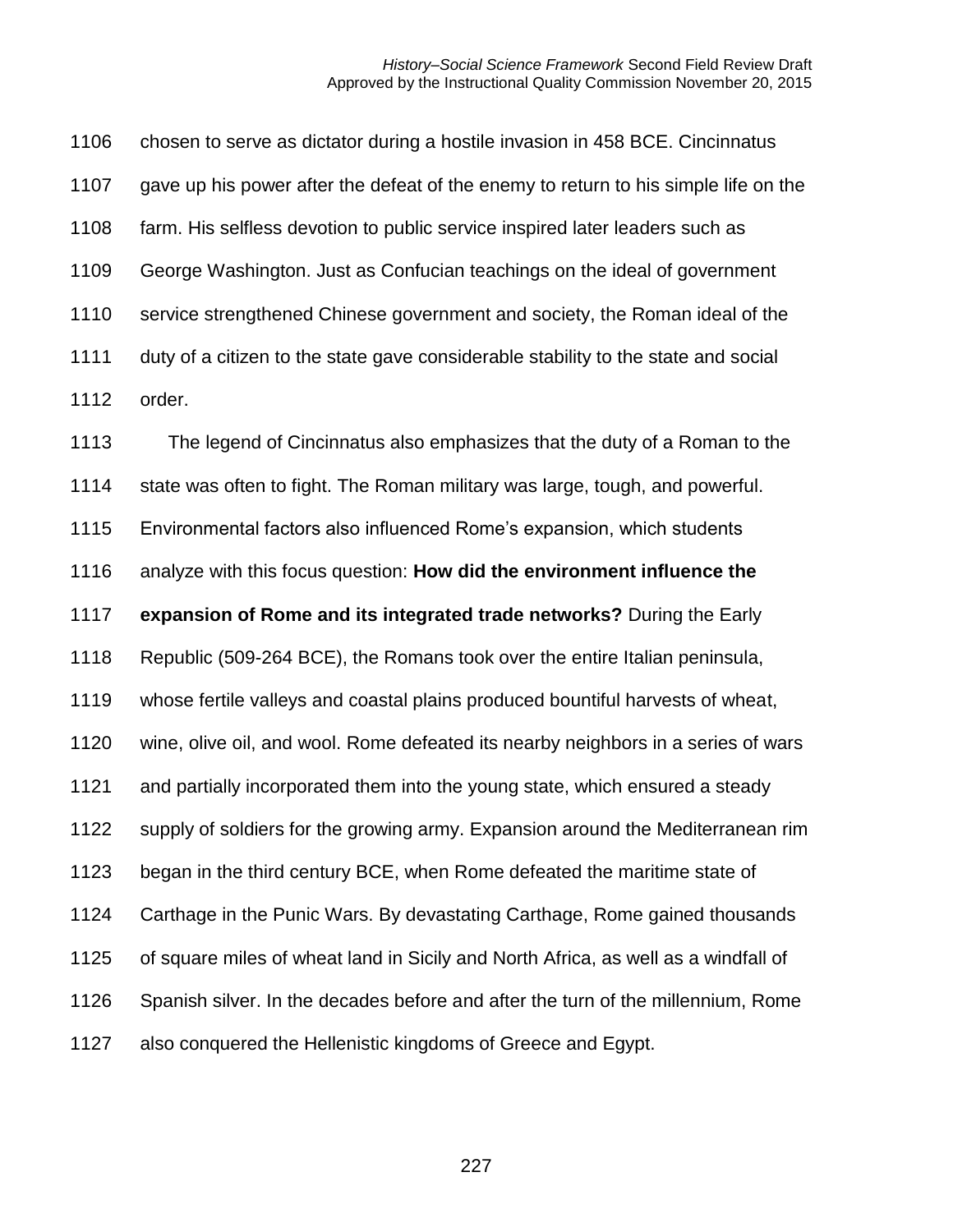chosen to serve as dictator during a hostile invasion in 458 BCE. Cincinnatus gave up his power after the defeat of the enemy to return to his simple life on the farm. His selfless devotion to public service inspired later leaders such as George Washington. Just as Confucian teachings on the ideal of government service strengthened Chinese government and society, the Roman ideal of the duty of a citizen to the state gave considerable stability to the state and social order.

The legend of Cincinnatus also emphasizes that the duty of a Roman to the state was often to fight. The Roman military was large, tough, and powerful. Environmental factors also influenced Rome's expansion, which students analyze with this focus question: **How did the environment influence the expansion of Rome and its integrated trade networks?** During the Early Republic (509-264 BCE), the Romans took over the entire Italian peninsula, whose fertile valleys and coastal plains produced bountiful harvests of wheat, wine, olive oil, and wool. Rome defeated its nearby neighbors in a series of wars and partially incorporated them into the young state, which ensured a steady supply of soldiers for the growing army. Expansion around the Mediterranean rim began in the third century BCE, when Rome defeated the maritime state of Carthage in the Punic Wars. By devastating Carthage, Rome gained thousands of square miles of wheat land in Sicily and North Africa, as well as a windfall of Spanish silver. In the decades before and after the turn of the millennium, Rome also conquered the Hellenistic kingdoms of Greece and Egypt.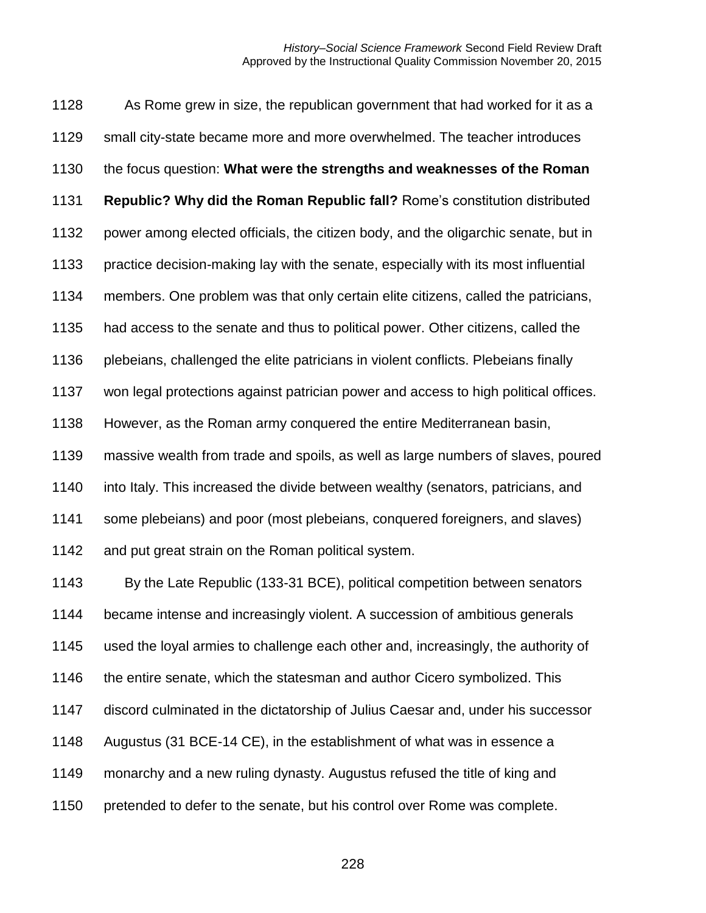As Rome grew in size, the republican government that had worked for it as a small city-state became more and more overwhelmed. The teacher introduces the focus question: **What were the strengths and weaknesses of the Roman Republic? Why did the Roman Republic fall?** Rome's constitution distributed power among elected officials, the citizen body, and the oligarchic senate, but in practice decision-making lay with the senate, especially with its most influential members. One problem was that only certain elite citizens, called the patricians, had access to the senate and thus to political power. Other citizens, called the plebeians, challenged the elite patricians in violent conflicts. Plebeians finally won legal protections against patrician power and access to high political offices. However, as the Roman army conquered the entire Mediterranean basin, massive wealth from trade and spoils, as well as large numbers of slaves, poured into Italy. This increased the divide between wealthy (senators, patricians, and some plebeians) and poor (most plebeians, conquered foreigners, and slaves) and put great strain on the Roman political system.

By the Late Republic (133-31 BCE), political competition between senators became intense and increasingly violent. A succession of ambitious generals used the loyal armies to challenge each other and, increasingly, the authority of the entire senate, which the statesman and author Cicero symbolized. This discord culminated in the dictatorship of Julius Caesar and, under his successor Augustus (31 BCE-14 CE), in the establishment of what was in essence a monarchy and a new ruling dynasty. Augustus refused the title of king and pretended to defer to the senate, but his control over Rome was complete.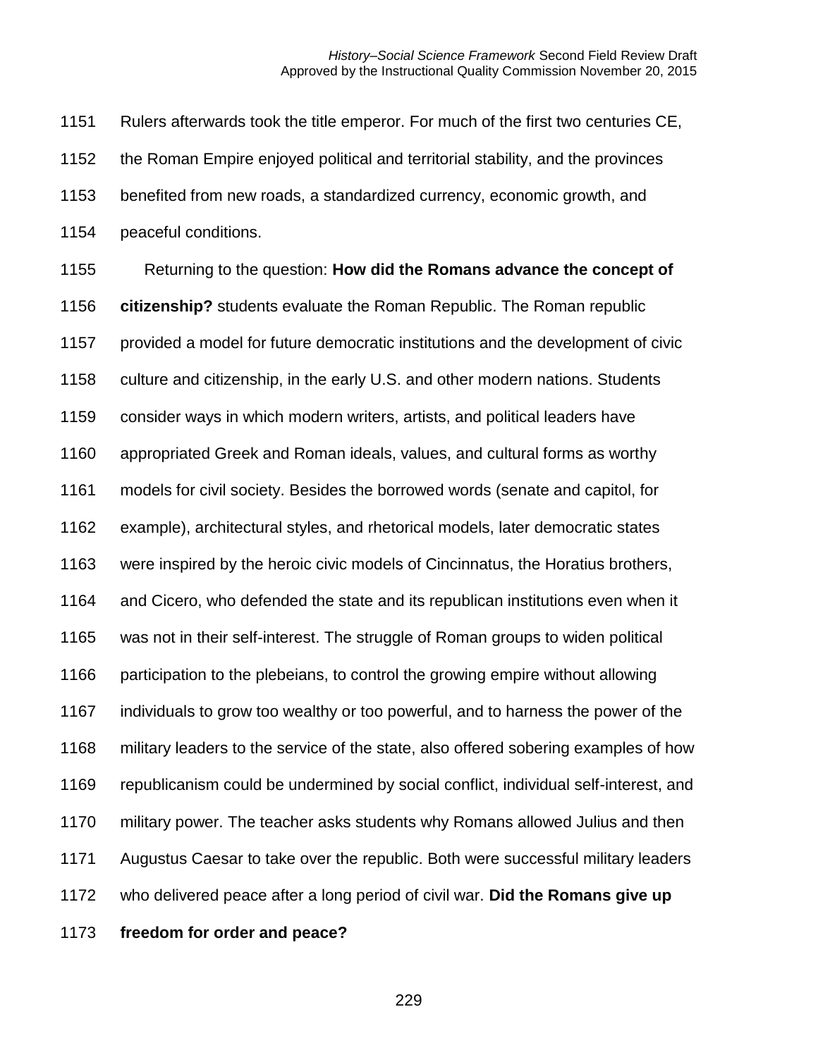Rulers afterwards took the title emperor. For much of the first two centuries CE, the Roman Empire enjoyed political and territorial stability, and the provinces benefited from new roads, a standardized currency, economic growth, and peaceful conditions.

Returning to the question: **How did the Romans advance the concept of citizenship?** students evaluate the Roman Republic. The Roman republic provided a model for future democratic institutions and the development of civic culture and citizenship, in the early U.S. and other modern nations. Students consider ways in which modern writers, artists, and political leaders have appropriated Greek and Roman ideals, values, and cultural forms as worthy models for civil society. Besides the borrowed words (senate and capitol, for example), architectural styles, and rhetorical models, later democratic states were inspired by the heroic civic models of Cincinnatus, the Horatius brothers, and Cicero, who defended the state and its republican institutions even when it was not in their self-interest. The struggle of Roman groups to widen political participation to the plebeians, to control the growing empire without allowing individuals to grow too wealthy or too powerful, and to harness the power of the military leaders to the service of the state, also offered sobering examples of how republicanism could be undermined by social conflict, individual self-interest, and military power. The teacher asks students why Romans allowed Julius and then Augustus Caesar to take over the republic. Both were successful military leaders who delivered peace after a long period of civil war. **Did the Romans give up freedom for order and peace?**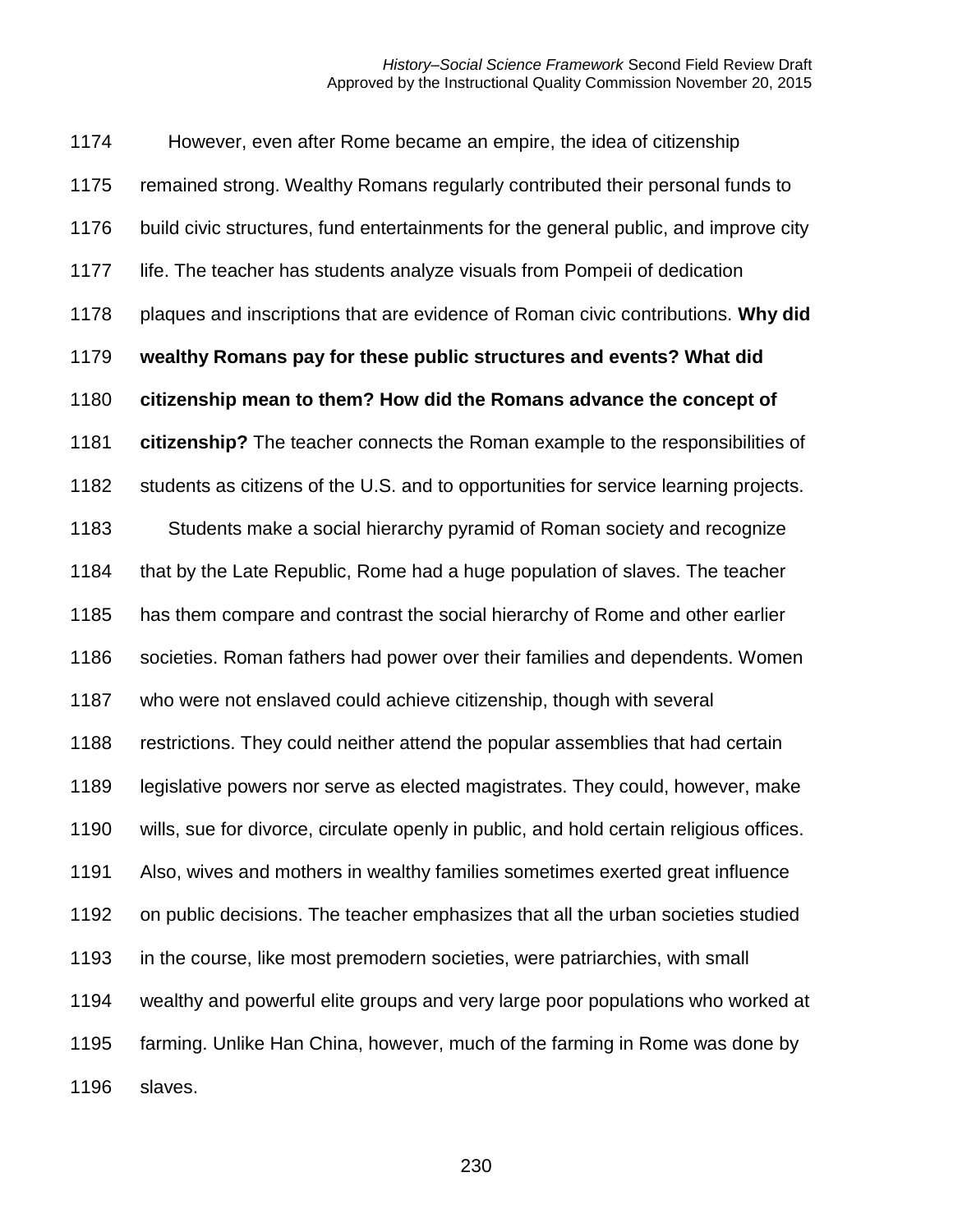However, even after Rome became an empire, the idea of citizenship remained strong. Wealthy Romans regularly contributed their personal funds to build civic structures, fund entertainments for the general public, and improve city life. The teacher has students analyze visuals from Pompeii of dedication plaques and inscriptions that are evidence of Roman civic contributions. **Why did wealthy Romans pay for these public structures and events? What did citizenship mean to them? How did the Romans advance the concept of citizenship?** The teacher connects the Roman example to the responsibilities of students as citizens of the U.S. and to opportunities for service learning projects.

Students make a social hierarchy pyramid of Roman society and recognize that by the Late Republic, Rome had a huge population of slaves. The teacher has them compare and contrast the social hierarchy of Rome and other earlier societies. Roman fathers had power over their families and dependents. Women who were not enslaved could achieve citizenship, though with several restrictions. They could neither attend the popular assemblies that had certain legislative powers nor serve as elected magistrates. They could, however, make wills, sue for divorce, circulate openly in public, and hold certain religious offices. Also, wives and mothers in wealthy families sometimes exerted great influence on public decisions. The teacher emphasizes that all the urban societies studied in the course, like most premodern societies, were patriarchies, with small wealthy and powerful elite groups and very large poor populations who worked at farming. Unlike Han China, however, much of the farming in Rome was done by slaves.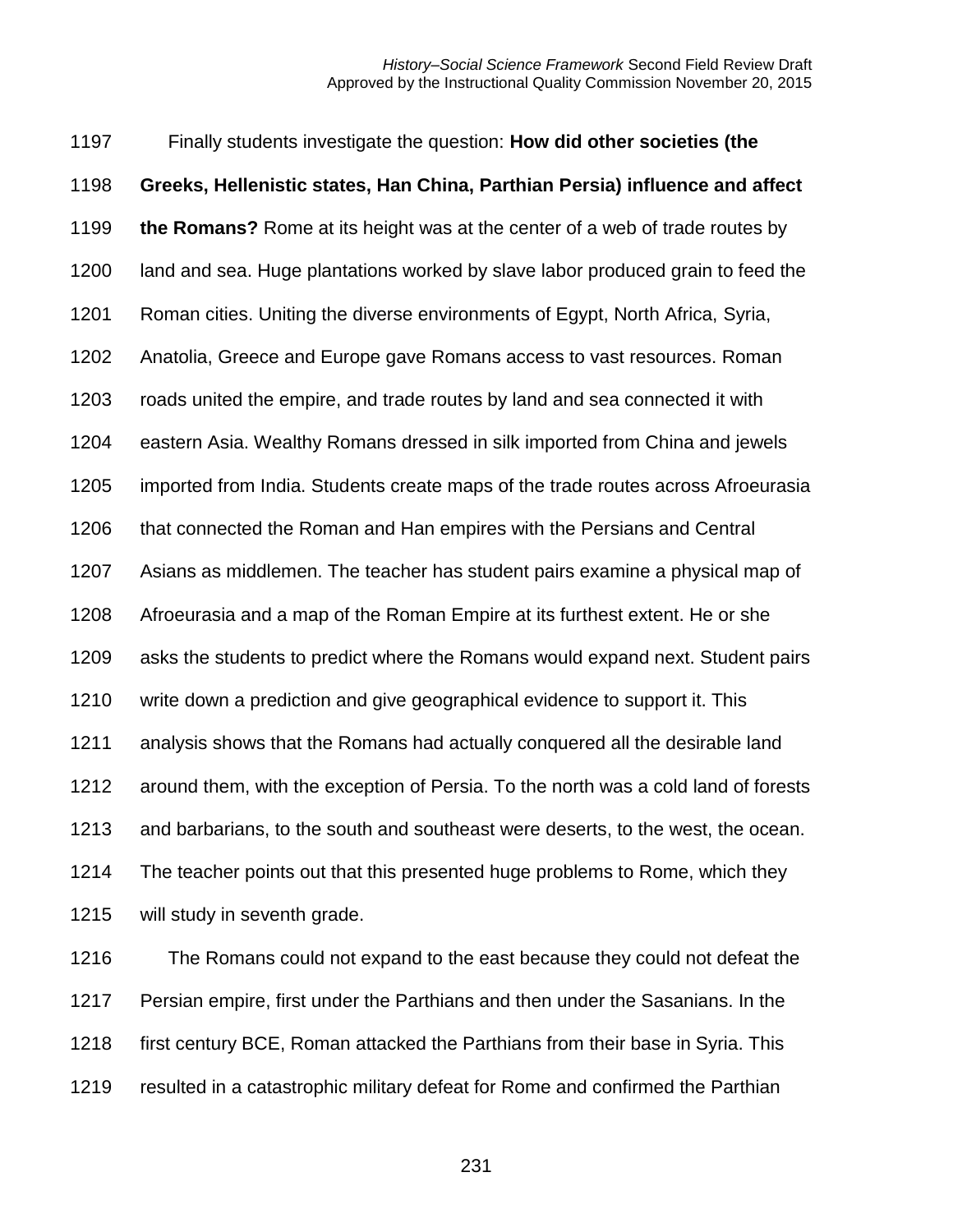Finally students investigate the question: **How did other societies (the Greeks, Hellenistic states, Han China, Parthian Persia) influence and affect the Romans?** Rome at its height was at the center of a web of trade routes by land and sea. Huge plantations worked by slave labor produced grain to feed the Roman cities. Uniting the diverse environments of Egypt, North Africa, Syria, Anatolia, Greece and Europe gave Romans access to vast resources. Roman roads united the empire, and trade routes by land and sea connected it with eastern Asia. Wealthy Romans dressed in silk imported from China and jewels imported from India. Students create maps of the trade routes across Afroeurasia that connected the Roman and Han empires with the Persians and Central Asians as middlemen. The teacher has student pairs examine a physical map of Afroeurasia and a map of the Roman Empire at its furthest extent. He or she asks the students to predict where the Romans would expand next. Student pairs write down a prediction and give geographical evidence to support it. This analysis shows that the Romans had actually conquered all the desirable land around them, with the exception of Persia. To the north was a cold land of forests and barbarians, to the south and southeast were deserts, to the west, the ocean. The teacher points out that this presented huge problems to Rome, which they will study in seventh grade.

The Romans could not expand to the east because they could not defeat the Persian empire, first under the Parthians and then under the Sasanians. In the first century BCE, Roman attacked the Parthians from their base in Syria. This resulted in a catastrophic military defeat for Rome and confirmed the Parthian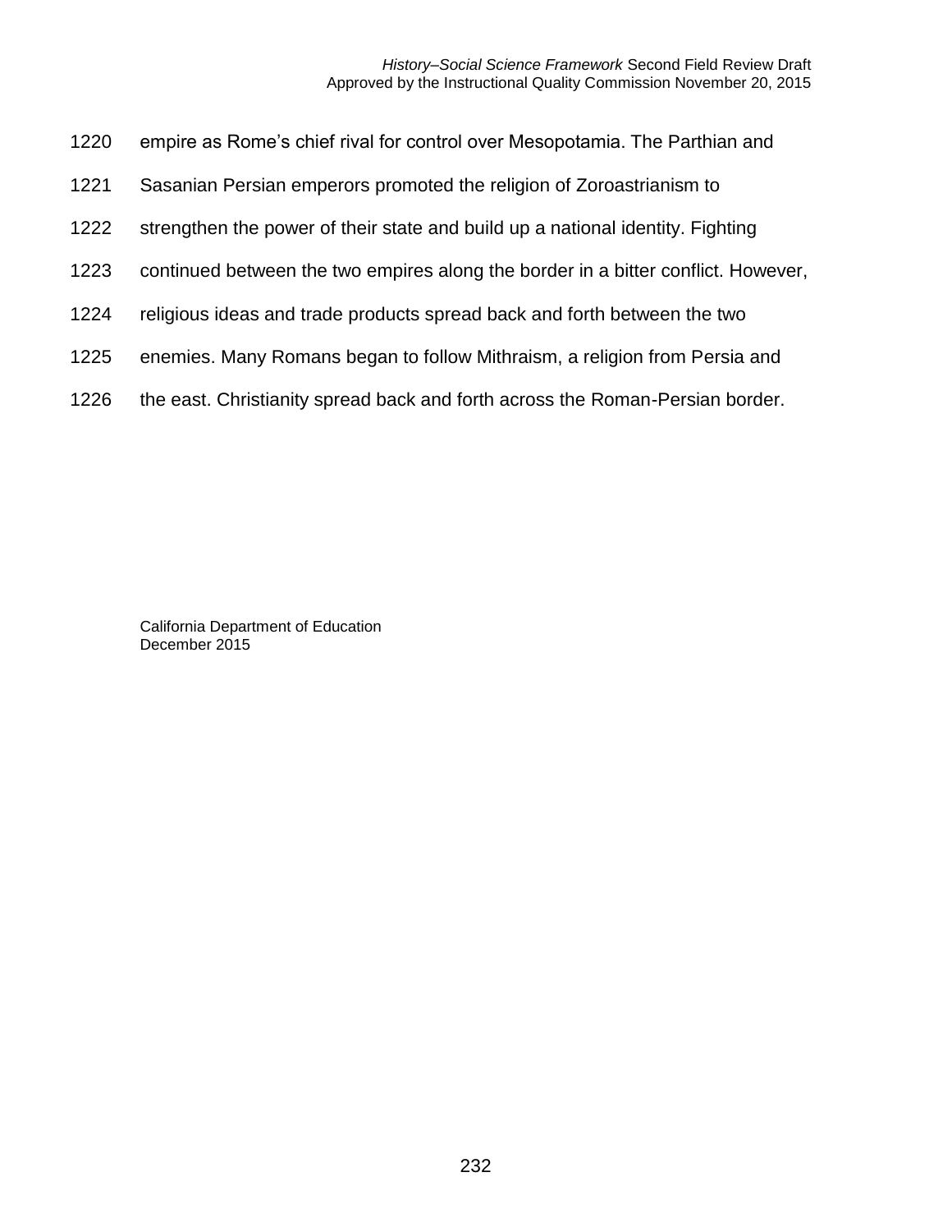empire as Rome's chief rival for control over Mesopotamia. The Parthian and Sasanian Persian emperors promoted the religion of Zoroastrianism to strengthen the power of their state and build up a national identity. Fighting continued between the two empires along the border in a bitter conflict. However, religious ideas and trade products spread back and forth between the two enemies. Many Romans began to follow Mithraism, a religion from Persia and the east. Christianity spread back and forth across the Roman-Persian border.